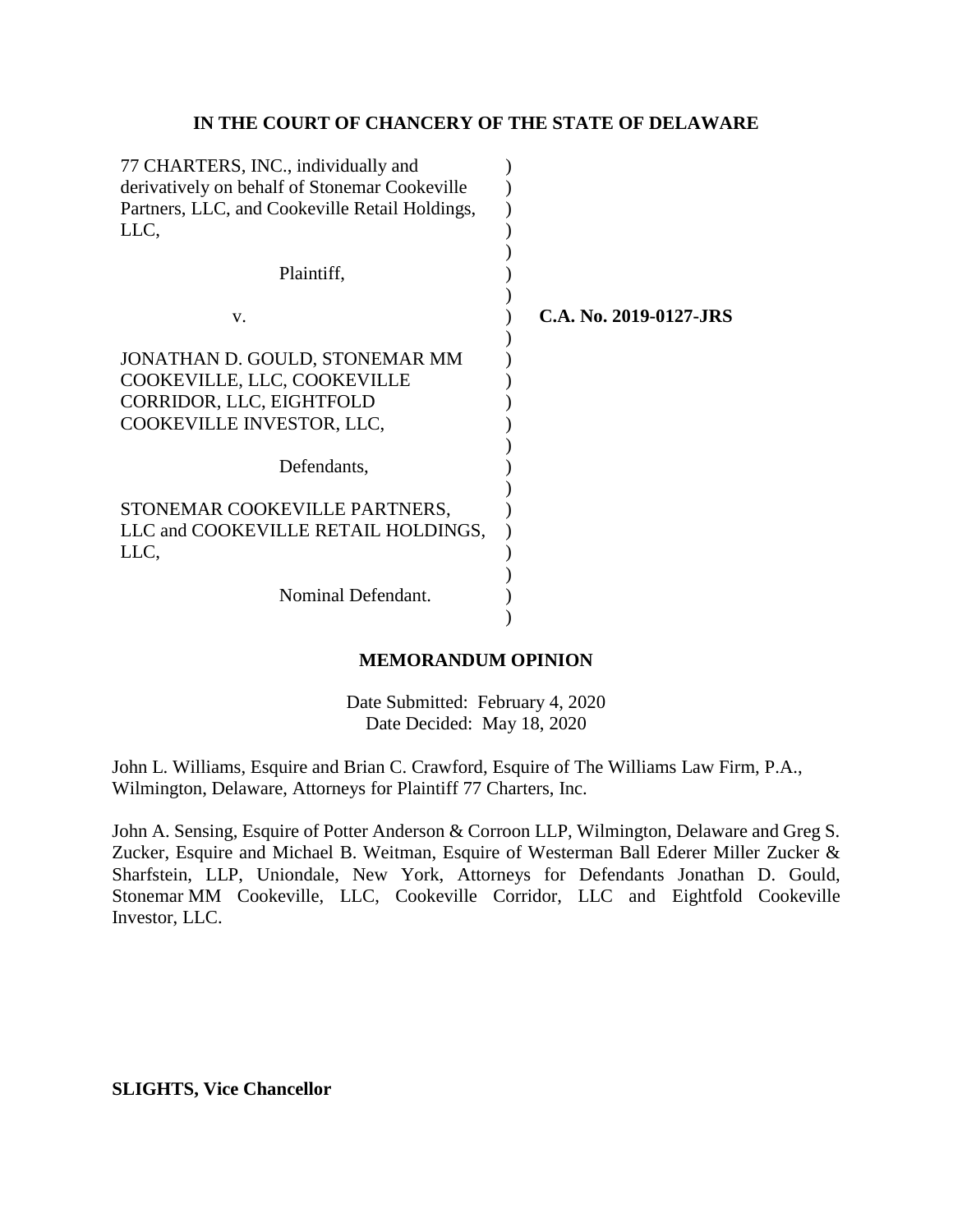**IN THE COURT OF CHANCERY OF THE STATE OF DELAWARE**

77 CHARTERS, INC., individually and derivatively on behalf of Stonemar Cookeville Partners, LLC, and Cookeville Retail Holdings, LLC,

Plaintiff,

v.

JONATHAN D. GOULD, STONEMAR MM COOKEVILLE, LLC, COOKEVILLE CORRIDOR, LLC, EIGHTFOLD COOKEVILLE INVESTOR, LLC,

Defendants,

STONEMAR COOKEVILLE PARTNERS, LLC and COOKEVILLE RETAIL HOLDINGS, LLC,

Nominal Defendant.

**C.A. No. 2019-0127-JRS**

**MEMORANDUM OPINION**

Date Submitted: February 4, 2020
Date Decided: May 18, 2020

John L. Williams, Esquire and Brian C. Crawford, Esquire of The Williams Law Firm, P.A., Wilmington, Delaware, Attorneys for Plaintiff 77 Charters, Inc.

John A. Sensing, Esquire of Potter Anderson & Corroon LLP, Wilmington, Delaware and Greg S. Zucker, Esquire and Michael B. Weitman, Esquire of Westerman Ball Ederer Miller Zucker & Sharfstein, LLP, Uniondale, New York, Attorneys for Defendants Jonathan D. Gould, Stonemar MM Cookeville, LLC, Cookeville Corridor, LLC and Eightfold Cookeville Investor, LLC.

**SLIGHTS, Vice Chancellor**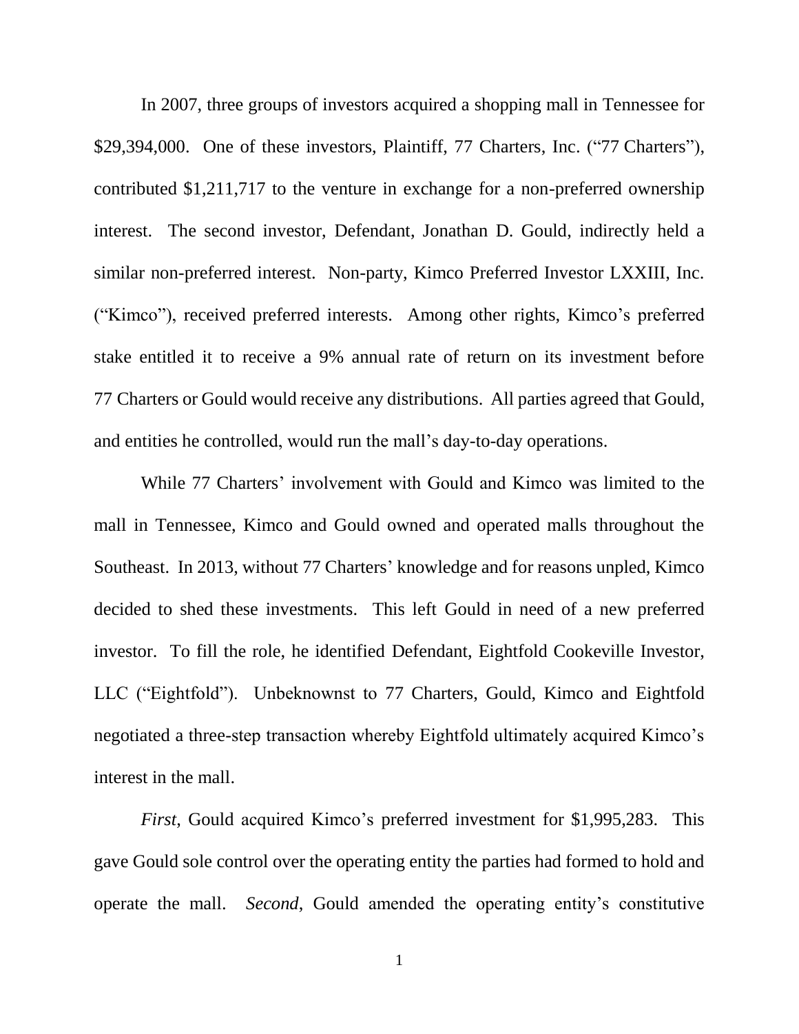In 2007, three groups of investors acquired a shopping mall in Tennessee for $29,394,000. One of these investors, Plaintiff, 77 Charters, Inc. ("77 Charters"), contributed $1,211,717 to the venture in exchange for a non-preferred ownership interest. The second investor, Defendant, Jonathan D. Gould, indirectly held a similar non-preferred interest. Non-party, Kimco Preferred Investor LXXIII, Inc. ("Kimco"), received preferred interests. Among other rights, Kimco's preferred stake entitled it to receive a 9% annual rate of return on its investment before 77 Charters or Gould would receive any distributions. All parties agreed that Gould, and entities he controlled, would run the mall's day-to-day operations.

While 77 Charters' involvement with Gould and Kimco was limited to the mall in Tennessee, Kimco and Gould owned and operated malls throughout the Southeast. In 2013, without 77 Charters' knowledge and for reasons unpled, Kimco decided to shed these investments. This left Gould in need of a new preferred investor. To fill the role, he identified Defendant, Eightfold Cookeville Investor, LLC ("Eightfold"). Unbeknownst to 77 Charters, Gould, Kimco and Eightfold negotiated a three-step transaction whereby Eightfold ultimately acquired Kimco's interest in the mall.

*First*, Gould acquired Kimco's preferred investment for $1,995,283. This gave Gould sole control over the operating entity the parties had formed to hold and operate the mall. *Second*, Gould amended the operating entity's constitutive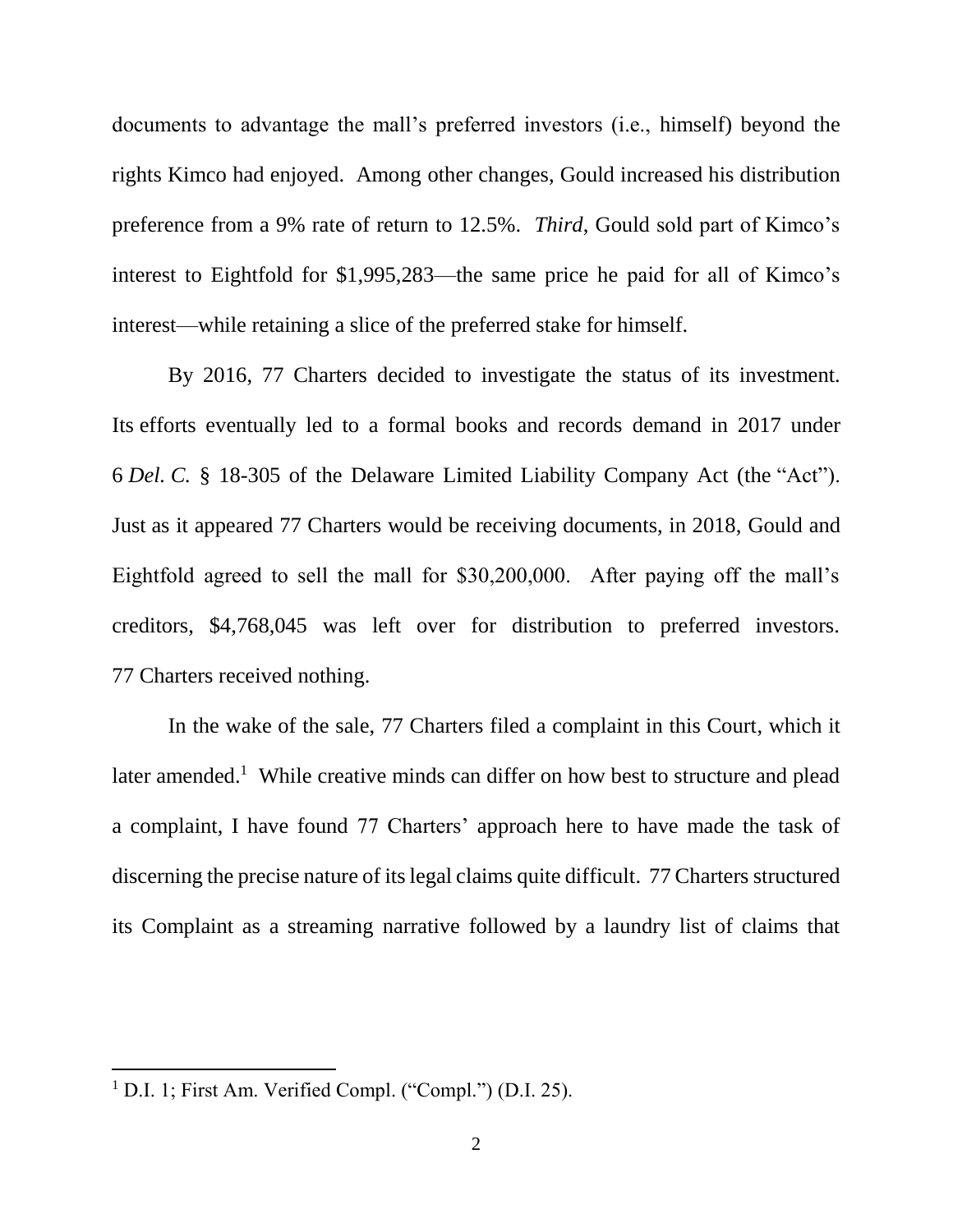documents to advantage the mall's preferred investors (i.e., himself) beyond the rights Kimco had enjoyed. Among other changes, Gould increased his distribution preference from a 9% rate of return to 12.5%. *Third*, Gould sold part of Kimco's interest to Eightfold for $1,995,283—the same price he paid for all of Kimco's interest—while retaining a slice of the preferred stake for himself.

By 2016, 77 Charters decided to investigate the status of its investment. Its efforts eventually led to a formal books and records demand in 2017 under 6 *Del. C.* § 18-305 of the Delaware Limited Liability Company Act (the "Act"). Just as it appeared 77 Charters would be receiving documents, in 2018, Gould and Eightfold agreed to sell the mall for $30,200,000. After paying off the mall's creditors, $4,768,045 was left over for distribution to preferred investors. 77 Charters received nothing.

In the wake of the sale, 77 Charters filed a complaint in this Court, which it later amended.[1] While creative minds can differ on how best to structure and plead a complaint, I have found 77 Charters' approach here to have made the task of discerning the precise nature of its legal claims quite difficult. 77 Charters structured its Complaint as a streaming narrative followed by a laundry list of claims that

[1] D.I. 1; First Am. Verified Compl. ("Compl.") (D.I. 25).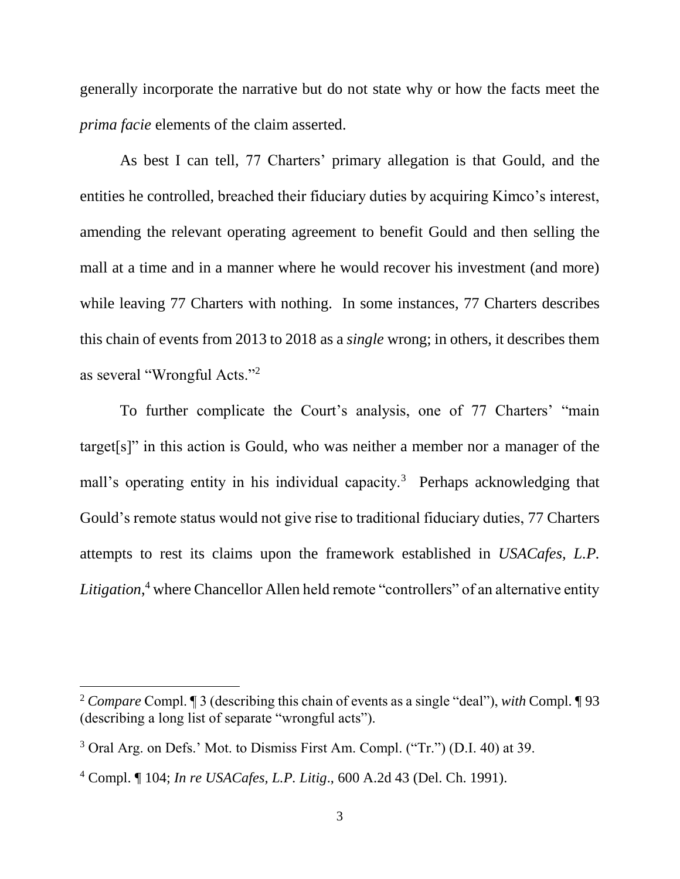generally incorporate the narrative but do not state why or how the facts meet the *prima facie* elements of the claim asserted.

As best I can tell, 77 Charters' primary allegation is that Gould, and the entities he controlled, breached their fiduciary duties by acquiring Kimco's interest, amending the relevant operating agreement to benefit Gould and then selling the mall at a time and in a manner where he would recover his investment (and more) while leaving 77 Charters with nothing. In some instances, 77 Charters describes this chain of events from 2013 to 2018 as a *single* wrong; in others, it describes them as several "Wrongful Acts."[2]

To further complicate the Court's analysis, one of 77 Charters' "main target[s]" in this action is Gould, who was neither a member nor a manager of the mall's operating entity in his individual capacity.[3] Perhaps acknowledging that Gould's remote status would not give rise to traditional fiduciary duties, 77 Charters attempts to rest its claims upon the framework established in *USACafes, L.P. Litigation*,[4] where Chancellor Allen held remote "controllers" of an alternative entity

---

[2] *Compare* Compl. ¶ 3 (describing this chain of events as a single "deal"), *with* Compl. ¶ 93 (describing a long list of separate "wrongful acts").

[3] Oral Arg. on Defs.' Mot. to Dismiss First Am. Compl. ("Tr.") (D.I. 40) at 39.

[4] Compl. ¶ 104; *In re USACafes, L.P. Litig*., 600 A.2d 43 (Del. Ch. 1991).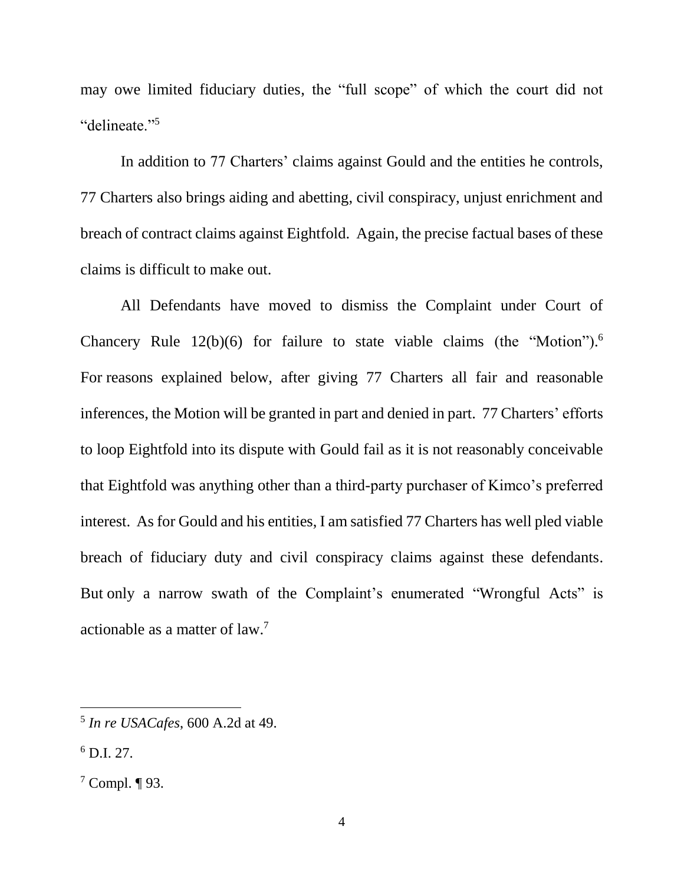may owe limited fiduciary duties, the "full scope" of which the court did not "delineate."[5]

In addition to 77 Charters' claims against Gould and the entities he controls, 77 Charters also brings aiding and abetting, civil conspiracy, unjust enrichment and breach of contract claims against Eightfold. Again, the precise factual bases of these claims is difficult to make out.

All Defendants have moved to dismiss the Complaint under Court of Chancery Rule 12(b)(6) for failure to state viable claims (the "Motion").[6] For reasons explained below, after giving 77 Charters all fair and reasonable inferences, the Motion will be granted in part and denied in part. 77 Charters' efforts to loop Eightfold into its dispute with Gould fail as it is not reasonably conceivable that Eightfold was anything other than a third-party purchaser of Kimco's preferred interest. As for Gould and his entities, I am satisfied 77 Charters has well pled viable breach of fiduciary duty and civil conspiracy claims against these defendants. But only a narrow swath of the Complaint's enumerated "Wrongful Acts" is actionable as a matter of law.[7]

---

[5] *In re USACafes*, 600 A.2d at 49.

[6] D.I. 27.

[7] Compl. ¶ 93.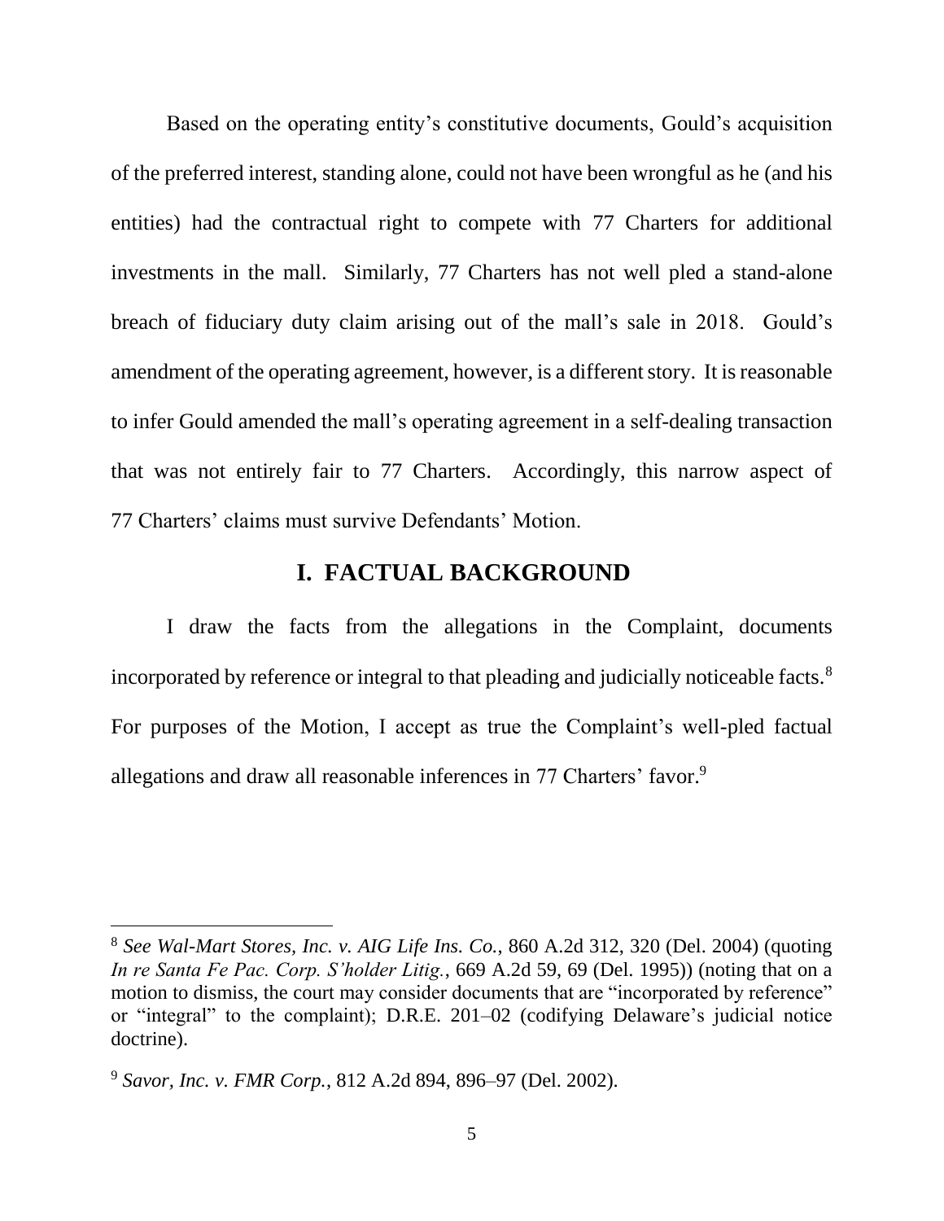Based on the operating entity's constitutive documents, Gould's acquisition of the preferred interest, standing alone, could not have been wrongful as he (and his entities) had the contractual right to compete with 77 Charters for additional investments in the mall. Similarly, 77 Charters has not well pled a stand-alone breach of fiduciary duty claim arising out of the mall's sale in 2018. Gould's amendment of the operating agreement, however, is a different story. It is reasonable to infer Gould amended the mall's operating agreement in a self-dealing transaction that was not entirely fair to 77 Charters. Accordingly, this narrow aspect of 77 Charters' claims must survive Defendants' Motion.

## I. FACTUAL BACKGROUND

I draw the facts from the allegations in the Complaint, documents incorporated by reference or integral to that pleading and judicially noticeable facts.[8] For purposes of the Motion, I accept as true the Complaint's well-pled factual allegations and draw all reasonable inferences in 77 Charters' favor.[9]

---

[8] *See Wal-Mart Stores, Inc. v. AIG Life Ins. Co.*, 860 A.2d 312, 320 (Del. 2004) (quoting *In re Santa Fe Pac. Corp. S'holder Litig.*, 669 A.2d 59, 69 (Del. 1995)) (noting that on a motion to dismiss, the court may consider documents that are "incorporated by reference" or "integral" to the complaint); D.R.E. 201–02 (codifying Delaware's judicial notice doctrine).

[9] *Savor, Inc. v. FMR Corp.*, 812 A.2d 894, 896–97 (Del. 2002).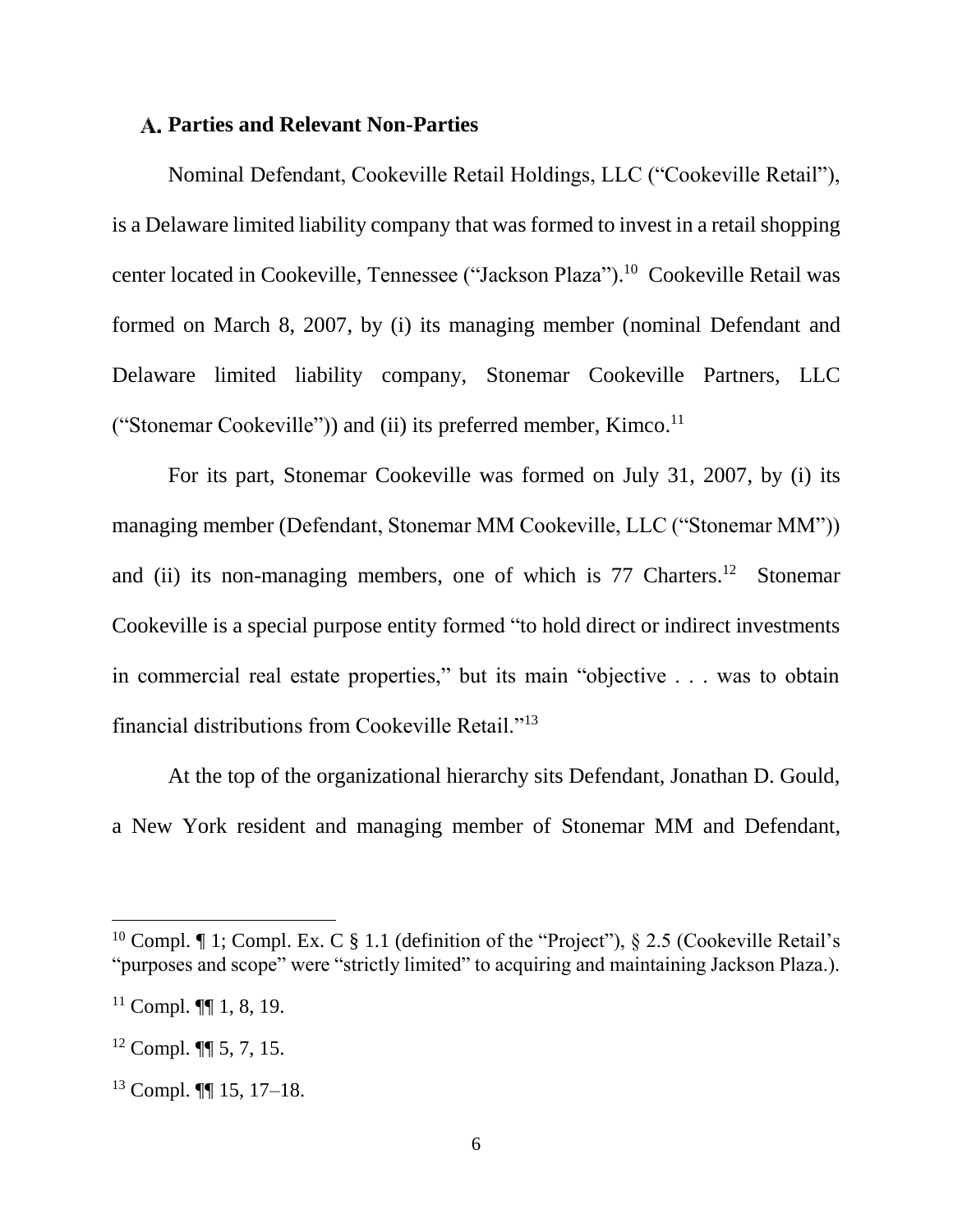### A. Parties and Relevant Non-Parties

Nominal Defendant, Cookeville Retail Holdings, LLC ("Cookeville Retail"), is a Delaware limited liability company that was formed to invest in a retail shopping center located in Cookeville, Tennessee ("Jackson Plaza").[10] Cookeville Retail was formed on March 8, 2007, by (i) its managing member (nominal Defendant and Delaware limited liability company, Stonemar Cookeville Partners, LLC ("Stonemar Cookeville")) and (ii) its preferred member, Kimco.[11]

For its part, Stonemar Cookeville was formed on July 31, 2007, by (i) its managing member (Defendant, Stonemar MM Cookeville, LLC ("Stonemar MM")) and (ii) its non-managing members, one of which is 77 Charters.[12] Stonemar Cookeville is a special purpose entity formed "to hold direct or indirect investments in commercial real estate properties," but its main "objective . . . was to obtain financial distributions from Cookeville Retail."[13]

At the top of the organizational hierarchy sits Defendant, Jonathan D. Gould, a New York resident and managing member of Stonemar MM and Defendant,

---

[10] Compl. ¶ 1; Compl. Ex. C § 1.1 (definition of the "Project"), § 2.5 (Cookeville Retail's "purposes and scope" were "strictly limited" to acquiring and maintaining Jackson Plaza.).

[11] Compl. ¶¶ 1, 8, 19.

[12] Compl. ¶¶ 5, 7, 15.

[13] Compl. ¶¶ 15, 17–18.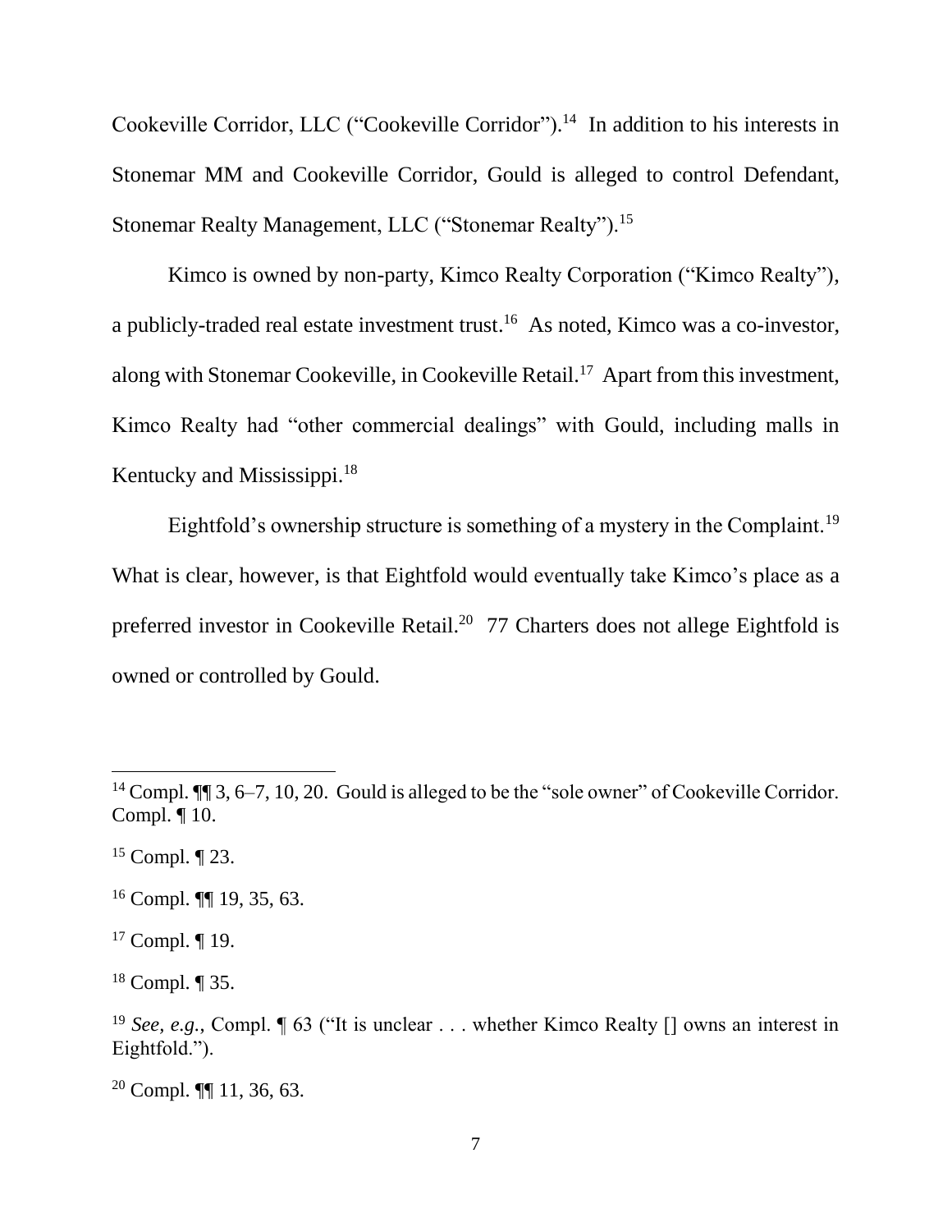Cookeville Corridor, LLC ("Cookeville Corridor").[14] In addition to his interests in Stonemar MM and Cookeville Corridor, Gould is alleged to control Defendant, Stonemar Realty Management, LLC ("Stonemar Realty").[15]

Kimco is owned by non-party, Kimco Realty Corporation ("Kimco Realty"), a publicly-traded real estate investment trust.[16] As noted, Kimco was a co-investor, along with Stonemar Cookeville, in Cookeville Retail.[17] Apart from this investment, Kimco Realty had "other commercial dealings" with Gould, including malls in Kentucky and Mississippi.[18]

Eightfold's ownership structure is something of a mystery in the Complaint.[19] What is clear, however, is that Eightfold would eventually take Kimco's place as a preferred investor in Cookeville Retail.[20] 77 Charters does not allege Eightfold is owned or controlled by Gould.

---

[14] Compl. ¶¶ 3, 6–7, 10, 20. Gould is alleged to be the "sole owner" of Cookeville Corridor. Compl. ¶ 10.

[15] Compl. ¶ 23.

[16] Compl. ¶¶ 19, 35, 63.

[17] Compl. ¶ 19.

[18] Compl. ¶ 35.

[19] *See, e.g.*, Compl. ¶ 63 ("It is unclear . . . whether Kimco Realty [] owns an interest in Eightfold.").

[20] Compl. ¶¶ 11, 36, 63.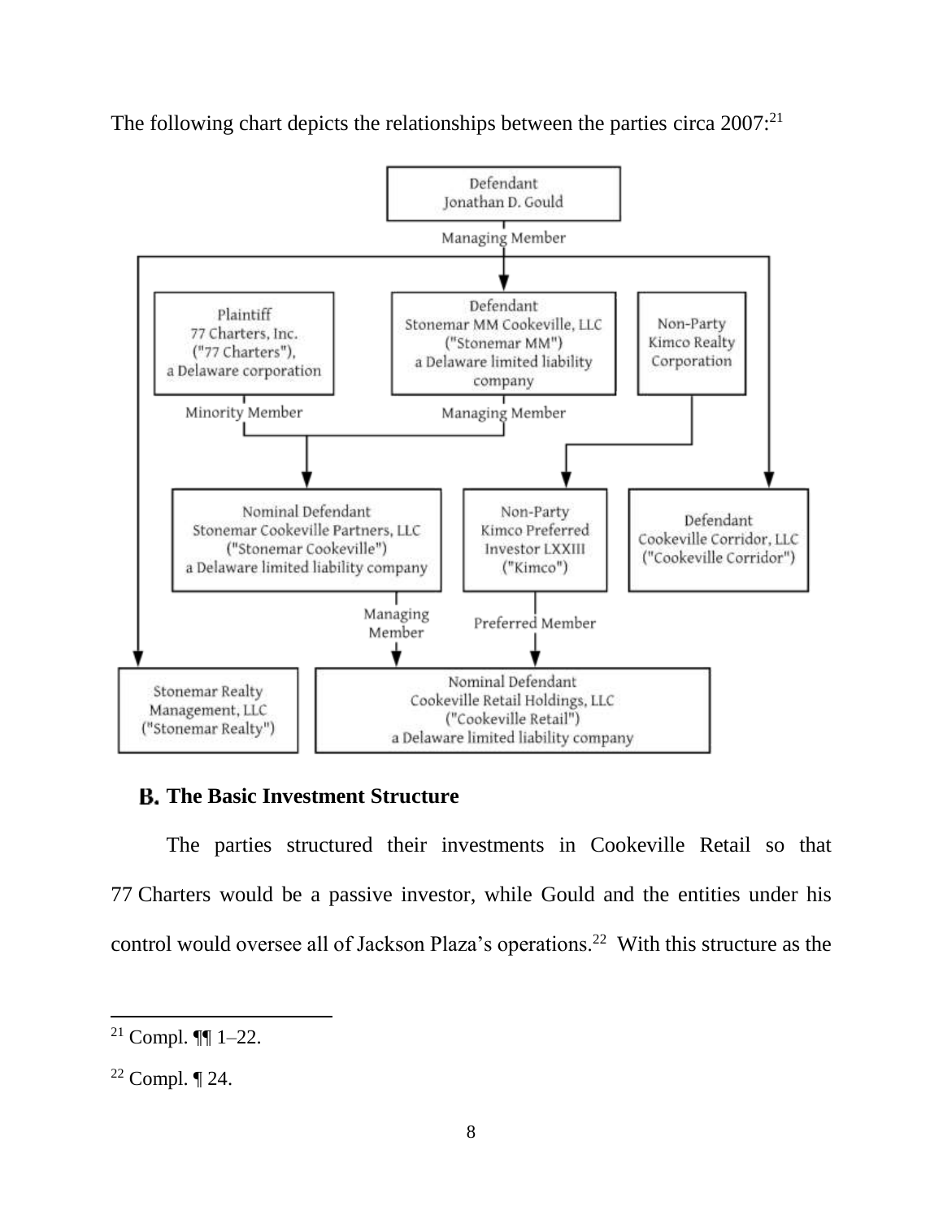The following chart depicts the relationships between the parties circa 2007:[21]

- Defendant Jonathan D. Gould
  - Managing Member of:
    - Defendant Stonemar MM Cookeville, LLC ("Stonemar MM") a Delaware limited liability company
    - Defendant Cookeville Corridor, LLC ("Cookeville Corridor")
    - Stonemar Realty Management, LLC ("Stonemar Realty")
- Plaintiff 77 Charters, Inc. ("77 Charters"), a Delaware corporation
  - Minority Member of: Nominal Defendant Stonemar Cookeville Partners, LLC ("Stonemar Cookeville") a Delaware limited liability company
- Defendant Stonemar MM Cookeville, LLC ("Stonemar MM") a Delaware limited liability company
  - Managing Member of: Nominal Defendant Stonemar Cookeville Partners, LLC ("Stonemar Cookeville") a Delaware limited liability company
- Non-Party Kimco Realty Corporation
  - Non-Party Kimco Preferred Investor LXXIII ("Kimco")
- Nominal Defendant Stonemar Cookeville Partners, LLC ("Stonemar Cookeville") a Delaware limited liability company
  - Managing Member of: Nominal Defendant Cookeville Retail Holdings, LLC ("Cookeville Retail") a Delaware limited liability company
- Non-Party Kimco Preferred Investor LXXIII ("Kimco")
  - Preferred Member of: Nominal Defendant Cookeville Retail Holdings, LLC ("Cookeville Retail") a Delaware limited liability company

## B. The Basic Investment Structure

The parties structured their investments in Cookeville Retail so that 77 Charters would be a passive investor, while Gould and the entities under his control would oversee all of Jackson Plaza's operations.[22] With this structure as the

---

[21] Compl. ¶¶ 1–22.

[22] Compl. ¶ 24.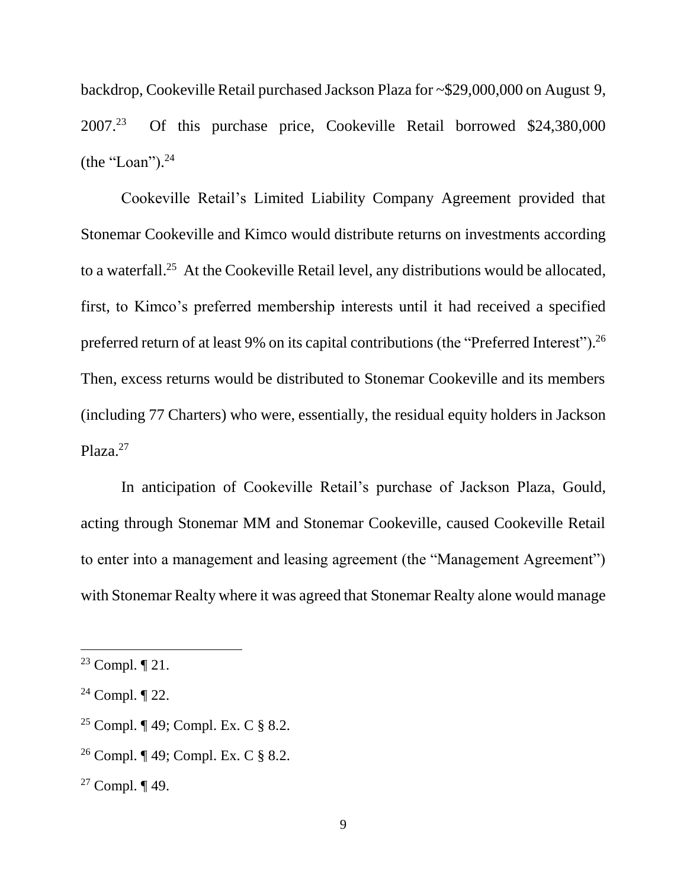backdrop, Cookeville Retail purchased Jackson Plaza for ~$29,000,000 on August 9, 2007.[23] Of this purchase price, Cookeville Retail borrowed $24,380,000 (the "Loan").[24]

Cookeville Retail's Limited Liability Company Agreement provided that Stonemar Cookeville and Kimco would distribute returns on investments according to a waterfall.[25] At the Cookeville Retail level, any distributions would be allocated, first, to Kimco's preferred membership interests until it had received a specified preferred return of at least 9% on its capital contributions (the "Preferred Interest").[26] Then, excess returns would be distributed to Stonemar Cookeville and its members (including 77 Charters) who were, essentially, the residual equity holders in Jackson Plaza.[27]

In anticipation of Cookeville Retail's purchase of Jackson Plaza, Gould, acting through Stonemar MM and Stonemar Cookeville, caused Cookeville Retail to enter into a management and leasing agreement (the "Management Agreement") with Stonemar Realty where it was agreed that Stonemar Realty alone would manage

---

[23] Compl. ¶ 21.

[24] Compl. ¶ 22.

[25] Compl. ¶ 49; Compl. Ex. C § 8.2.

[26] Compl. ¶ 49; Compl. Ex. C § 8.2.

[27] Compl. ¶ 49.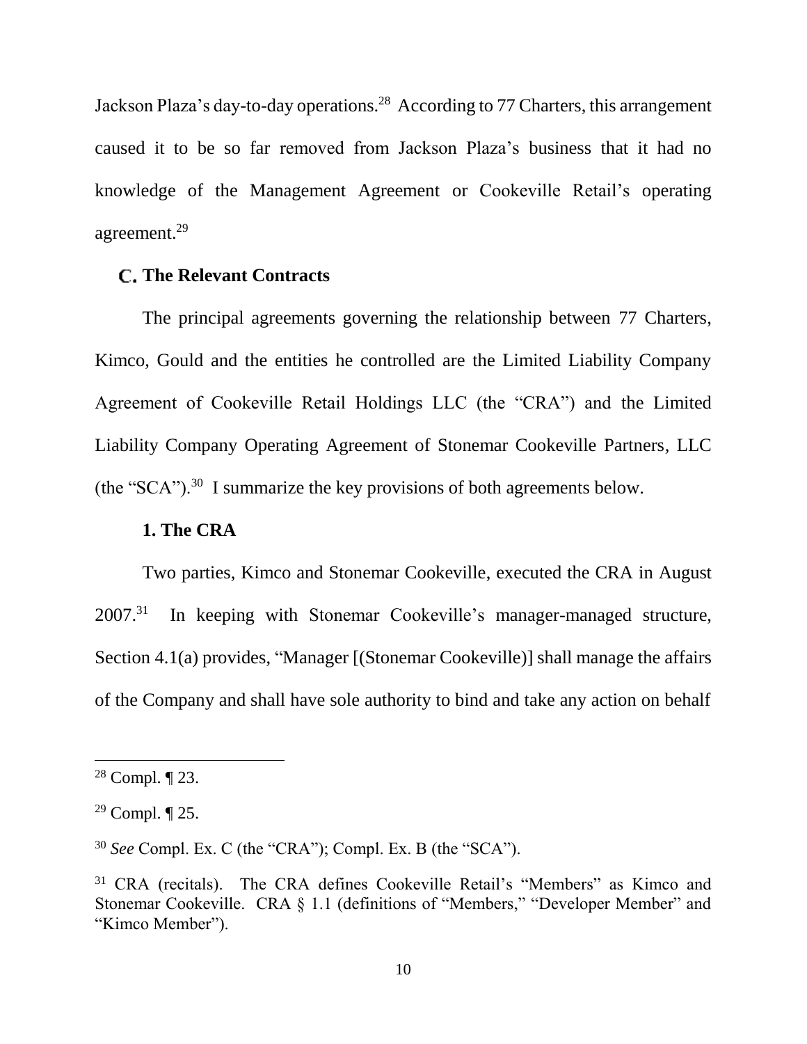Jackson Plaza's day-to-day operations.[28] According to 77 Charters, this arrangement caused it to be so far removed from Jackson Plaza's business that it had no knowledge of the Management Agreement or Cookeville Retail's operating agreement.[29]

### C. The Relevant Contracts

The principal agreements governing the relationship between 77 Charters, Kimco, Gould and the entities he controlled are the Limited Liability Company Agreement of Cookeville Retail Holdings LLC (the "CRA") and the Limited Liability Company Operating Agreement of Stonemar Cookeville Partners, LLC (the "SCA").[30] I summarize the key provisions of both agreements below.

#### 1. The CRA

Two parties, Kimco and Stonemar Cookeville, executed the CRA in August 2007.[31] In keeping with Stonemar Cookeville's manager-managed structure, Section 4.1(a) provides, "Manager [(Stonemar Cookeville)] shall manage the affairs of the Company and shall have sole authority to bind and take any action on behalf

---

[28] Compl. ¶ 23.

[29] Compl. ¶ 25.

[30] *See* Compl. Ex. C (the "CRA"); Compl. Ex. B (the "SCA").

[31] CRA (recitals). The CRA defines Cookeville Retail's "Members" as Kimco and Stonemar Cookeville. CRA § 1.1 (definitions of "Members," "Developer Member" and "Kimco Member").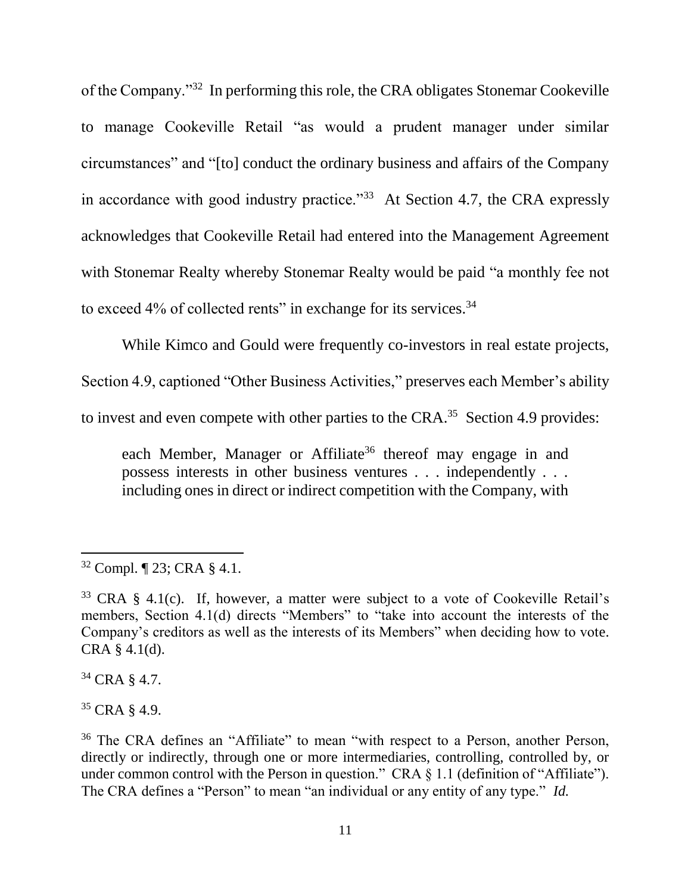of the Company."[32] In performing this role, the CRA obligates Stonemar Cookeville to manage Cookeville Retail "as would a prudent manager under similar circumstances" and "[to] conduct the ordinary business and affairs of the Company in accordance with good industry practice."[33] At Section 4.7, the CRA expressly acknowledges that Cookeville Retail had entered into the Management Agreement with Stonemar Realty whereby Stonemar Realty would be paid "a monthly fee not to exceed 4% of collected rents" in exchange for its services.[34]

While Kimco and Gould were frequently co-investors in real estate projects, Section 4.9, captioned "Other Business Activities," preserves each Member's ability to invest and even compete with other parties to the CRA.[35] Section 4.9 provides:

> each Member, Manager or Affiliate[36] thereof may engage in and possess interests in other business ventures . . . independently . . . including ones in direct or indirect competition with the Company, with

---

[32] Compl. ¶ 23; CRA § 4.1.

[33] CRA § 4.1(c). If, however, a matter were subject to a vote of Cookeville Retail's members, Section 4.1(d) directs "Members" to "take into account the interests of the Company's creditors as well as the interests of its Members" when deciding how to vote. CRA § 4.1(d).

[34] CRA § 4.7.

[35] CRA § 4.9.

[36] The CRA defines an "Affiliate" to mean "with respect to a Person, another Person, directly or indirectly, through one or more intermediaries, controlling, controlled by, or under common control with the Person in question." CRA § 1.1 (definition of "Affiliate"). The CRA defines a "Person" to mean "an individual or any entity of any type." *Id.*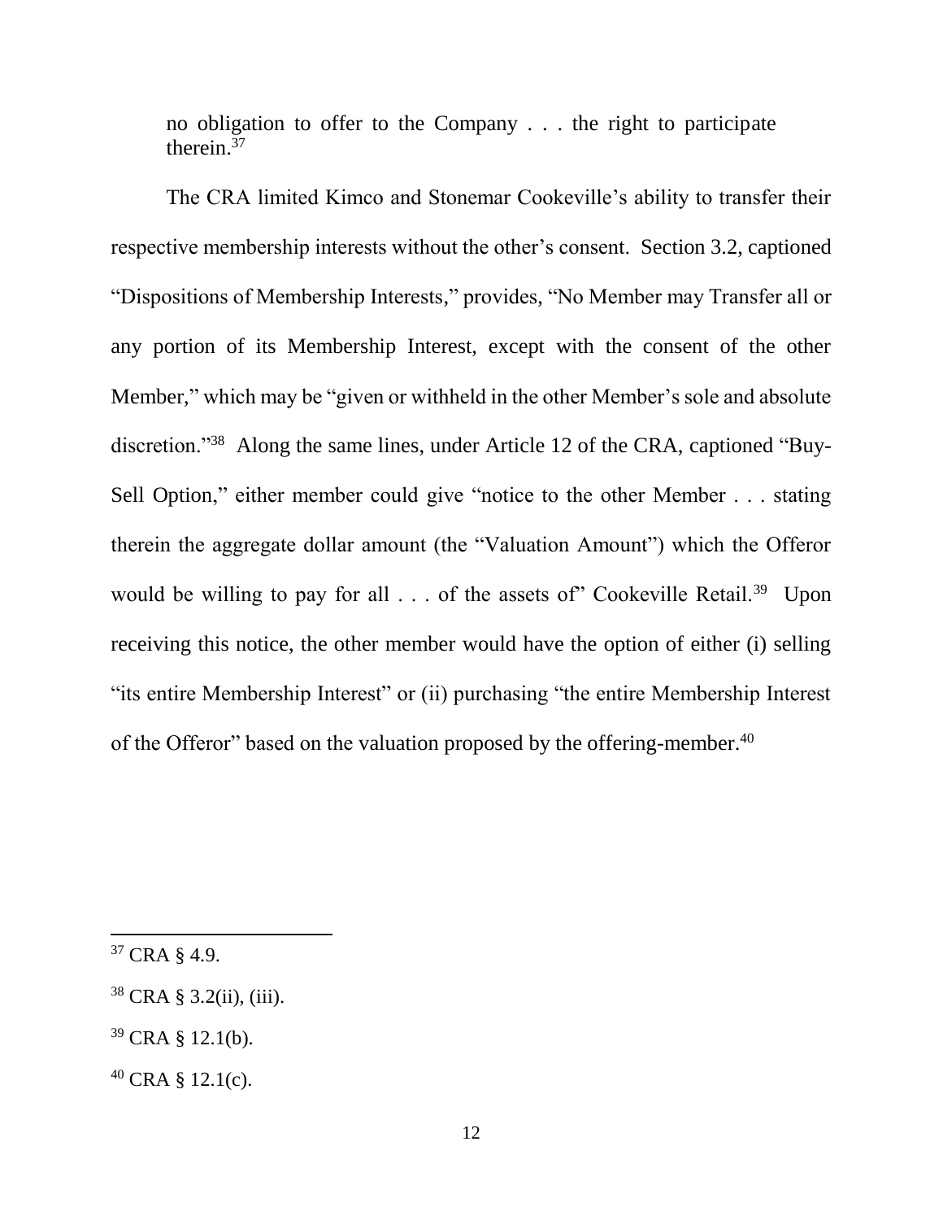> no obligation to offer to the Company . . . the right to participate therein.[37]

The CRA limited Kimco and Stonemar Cookeville's ability to transfer their respective membership interests without the other's consent. Section 3.2, captioned "Dispositions of Membership Interests," provides, "No Member may Transfer all or any portion of its Membership Interest, except with the consent of the other Member," which may be "given or withheld in the other Member's sole and absolute discretion."[38] Along the same lines, under Article 12 of the CRA, captioned "Buy-Sell Option," either member could give "notice to the other Member . . . stating therein the aggregate dollar amount (the "Valuation Amount") which the Offeror would be willing to pay for all . . . of the assets of" Cookeville Retail.[39] Upon receiving this notice, the other member would have the option of either (i) selling "its entire Membership Interest" or (ii) purchasing "the entire Membership Interest of the Offeror" based on the valuation proposed by the offering-member.[40]

---

[37] CRA § 4.9.

[38] CRA § 3.2(ii), (iii).

[39] CRA § 12.1(b).

[40] CRA § 12.1(c).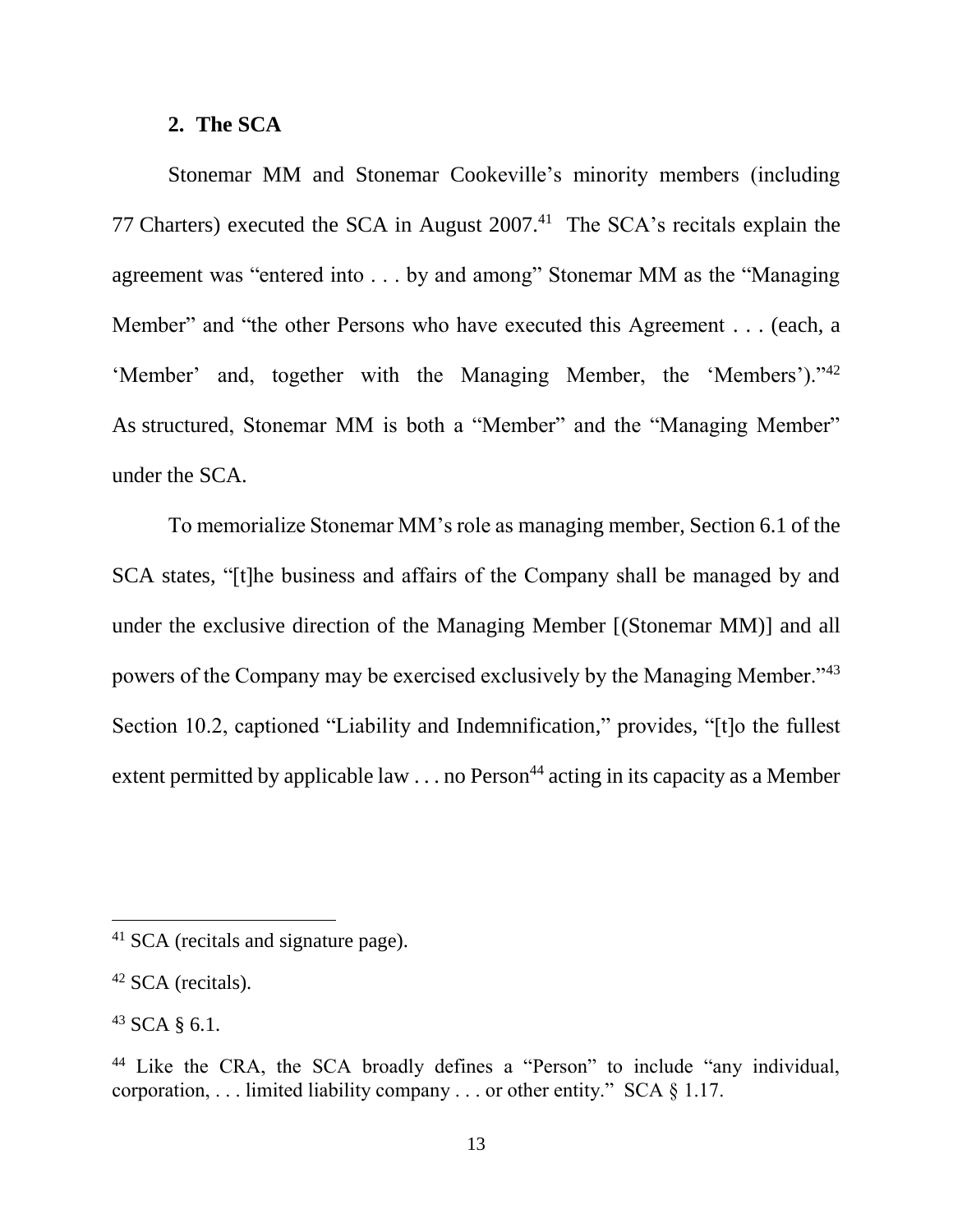### 2. The SCA

Stonemar MM and Stonemar Cookeville's minority members (including 77 Charters) executed the SCA in August 2007.[41] The SCA's recitals explain the agreement was "entered into . . . by and among" Stonemar MM as the "Managing Member" and "the other Persons who have executed this Agreement . . . (each, a 'Member' and, together with the Managing Member, the 'Members')."[42] As structured, Stonemar MM is both a "Member" and the "Managing Member" under the SCA.

To memorialize Stonemar MM's role as managing member, Section 6.1 of the SCA states, "[t]he business and affairs of the Company shall be managed by and under the exclusive direction of the Managing Member [(Stonemar MM)] and all powers of the Company may be exercised exclusively by the Managing Member."[43] Section 10.2, captioned "Liability and Indemnification," provides, "[t]o the fullest extent permitted by applicable law . . . no Person[44] acting in its capacity as a Member

---

[41] SCA (recitals and signature page).

[42] SCA (recitals).

[43] SCA § 6.1.

[44] Like the CRA, the SCA broadly defines a "Person" to include "any individual, corporation, . . . limited liability company . . . or other entity." SCA § 1.17.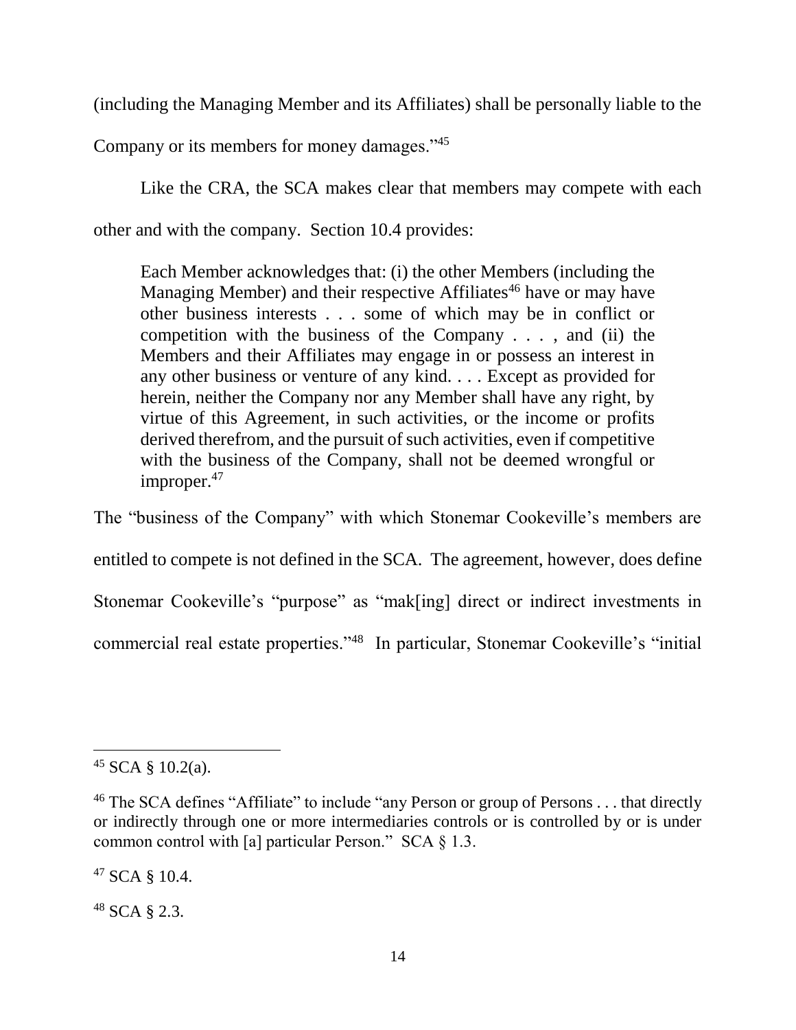(including the Managing Member and its Affiliates) shall be personally liable to the Company or its members for money damages."[45]

Like the CRA, the SCA makes clear that members may compete with each other and with the company. Section 10.4 provides:

> Each Member acknowledges that: (i) the other Members (including the Managing Member) and their respective Affiliates[46] have or may have other business interests . . . some of which may be in conflict or competition with the business of the Company . . . , and (ii) the Members and their Affiliates may engage in or possess an interest in any other business or venture of any kind. . . . Except as provided for herein, neither the Company nor any Member shall have any right, by virtue of this Agreement, in such activities, or the income or profits derived therefrom, and the pursuit of such activities, even if competitive with the business of the Company, shall not be deemed wrongful or improper.[47]

The "business of the Company" with which Stonemar Cookeville's members are entitled to compete is not defined in the SCA. The agreement, however, does define Stonemar Cookeville's "purpose" as "mak[ing] direct or indirect investments in commercial real estate properties."[48] In particular, Stonemar Cookeville's "initial

---

[45] SCA § 10.2(a).

[46] The SCA defines "Affiliate" to include "any Person or group of Persons . . . that directly or indirectly through one or more intermediaries controls or is controlled by or is under common control with [a] particular Person." SCA § 1.3.

[47] SCA § 10.4.

[48] SCA § 2.3.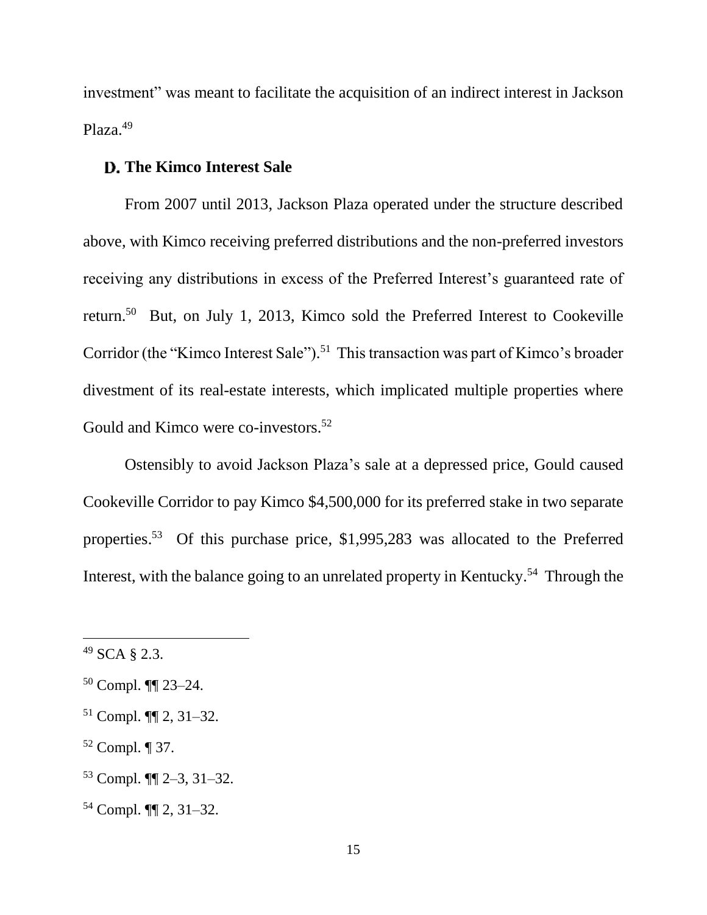investment" was meant to facilitate the acquisition of an indirect interest in Jackson Plaza.[49]

### D. The Kimco Interest Sale

From 2007 until 2013, Jackson Plaza operated under the structure described above, with Kimco receiving preferred distributions and the non-preferred investors receiving any distributions in excess of the Preferred Interest's guaranteed rate of return.[50] But, on July 1, 2013, Kimco sold the Preferred Interest to Cookeville Corridor (the "Kimco Interest Sale").[51] This transaction was part of Kimco's broader divestment of its real-estate interests, which implicated multiple properties where Gould and Kimco were co-investors.[52]

Ostensibly to avoid Jackson Plaza's sale at a depressed price, Gould caused Cookeville Corridor to pay Kimco $4,500,000 for its preferred stake in two separate properties.[53] Of this purchase price, $1,995,283 was allocated to the Preferred Interest, with the balance going to an unrelated property in Kentucky.[54] Through the

---

[49] SCA § 2.3.

[50] Compl. ¶¶ 23–24.

[51] Compl. ¶¶ 2, 31–32.

[52] Compl. ¶ 37.

[53] Compl. ¶¶ 2–3, 31–32.

[54] Compl. ¶¶ 2, 31–32.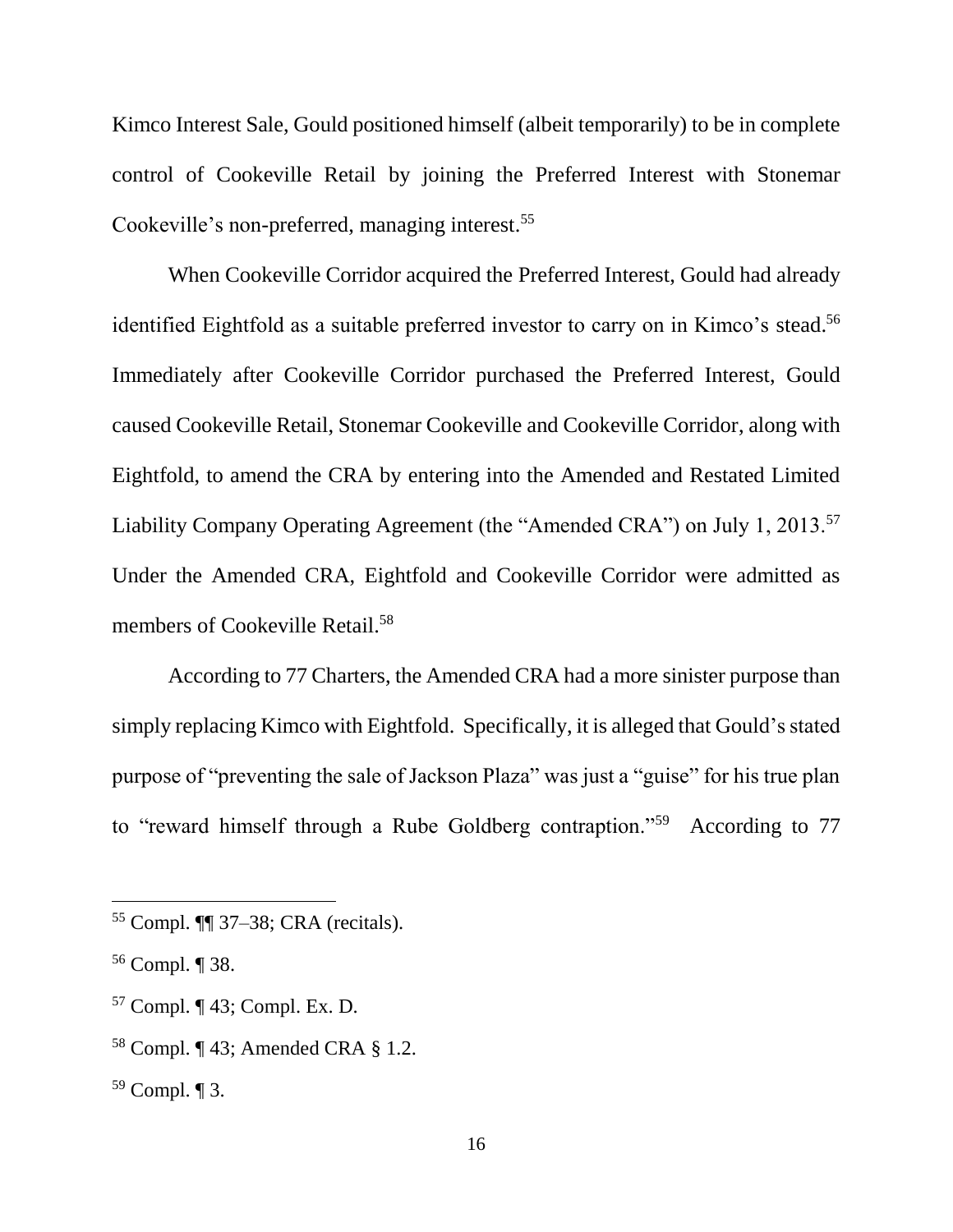Kimco Interest Sale, Gould positioned himself (albeit temporarily) to be in complete control of Cookeville Retail by joining the Preferred Interest with Stonemar Cookeville's non-preferred, managing interest.[55]

When Cookeville Corridor acquired the Preferred Interest, Gould had already identified Eightfold as a suitable preferred investor to carry on in Kimco's stead.[56] Immediately after Cookeville Corridor purchased the Preferred Interest, Gould caused Cookeville Retail, Stonemar Cookeville and Cookeville Corridor, along with Eightfold, to amend the CRA by entering into the Amended and Restated Limited Liability Company Operating Agreement (the "Amended CRA") on July 1, 2013.[57] Under the Amended CRA, Eightfold and Cookeville Corridor were admitted as members of Cookeville Retail.[58]

According to 77 Charters, the Amended CRA had a more sinister purpose than simply replacing Kimco with Eightfold. Specifically, it is alleged that Gould's stated purpose of "preventing the sale of Jackson Plaza" was just a "guise" for his true plan to "reward himself through a Rube Goldberg contraption."[59] According to 77

---

[55] Compl. ¶¶ 37–38; CRA (recitals).

[56] Compl. ¶ 38.

[57] Compl. ¶ 43; Compl. Ex. D.

[58] Compl. ¶ 43; Amended CRA § 1.2.

[59] Compl. ¶ 3.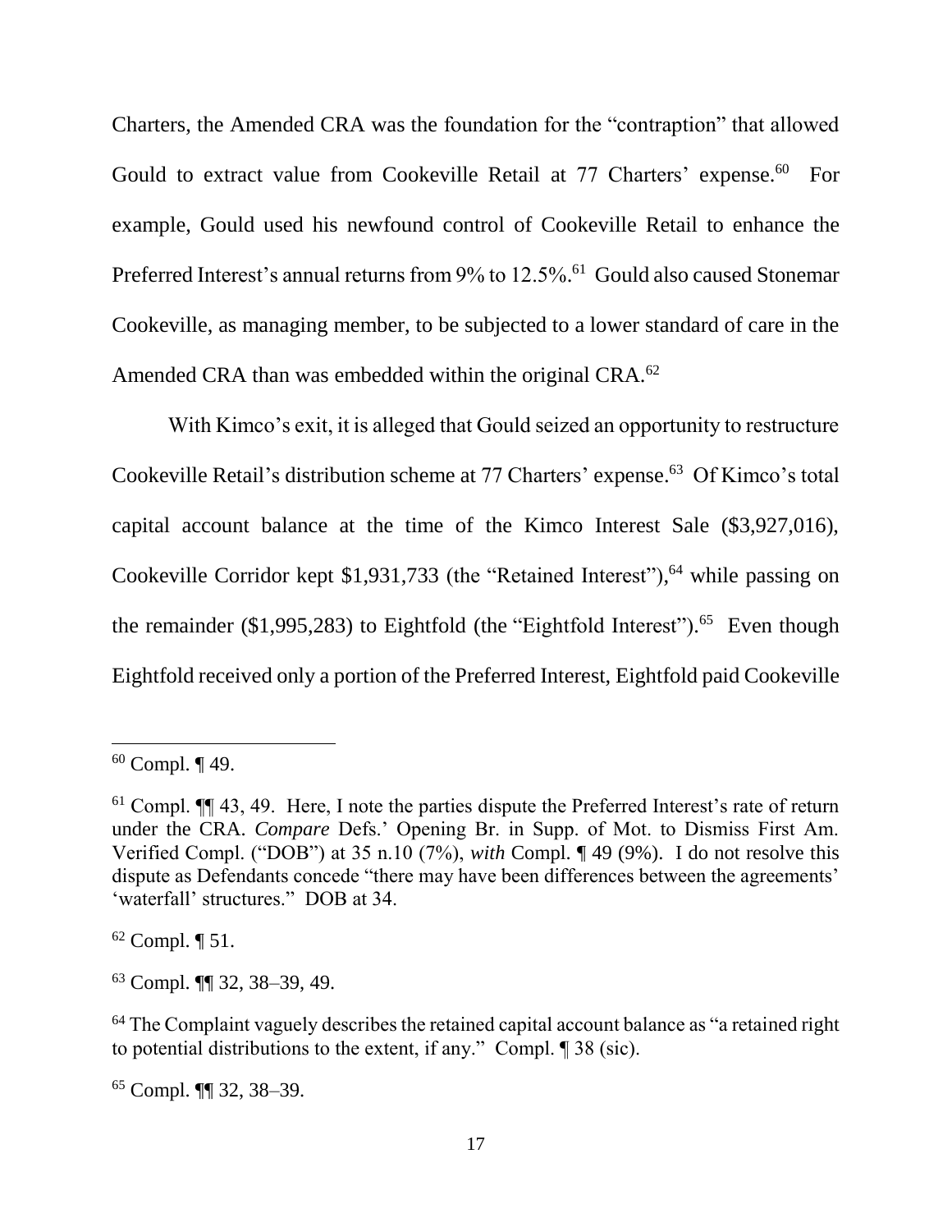Charters, the Amended CRA was the foundation for the "contraption" that allowed Gould to extract value from Cookeville Retail at 77 Charters' expense.[60] For example, Gould used his newfound control of Cookeville Retail to enhance the Preferred Interest's annual returns from 9% to 12.5%.[61] Gould also caused Stonemar Cookeville, as managing member, to be subjected to a lower standard of care in the Amended CRA than was embedded within the original CRA.[62]

With Kimco's exit, it is alleged that Gould seized an opportunity to restructure Cookeville Retail's distribution scheme at 77 Charters' expense.[63] Of Kimco's total capital account balance at the time of the Kimco Interest Sale ($3,927,016), Cookeville Corridor kept $1,931,733 (the "Retained Interest"),[64] while passing on the remainder ($1,995,283) to Eightfold (the "Eightfold Interest").[65] Even though Eightfold received only a portion of the Preferred Interest, Eightfold paid Cookeville

---

[60] Compl. ¶ 49.

[61] Compl. ¶¶ 43, 49. Here, I note the parties dispute the Preferred Interest's rate of return under the CRA. *Compare* Defs.' Opening Br. in Supp. of Mot. to Dismiss First Am. Verified Compl. ("DOB") at 35 n.10 (7%), *with* Compl. ¶ 49 (9%). I do not resolve this dispute as Defendants concede "there may have been differences between the agreements' 'waterfall' structures." DOB at 34.

[62] Compl. ¶ 51.

[63] Compl. ¶¶ 32, 38–39, 49.

[64] The Complaint vaguely describes the retained capital account balance as "a retained right to potential distributions to the extent, if any." Compl. ¶ 38 (sic).

[65] Compl. ¶¶ 32, 38–39.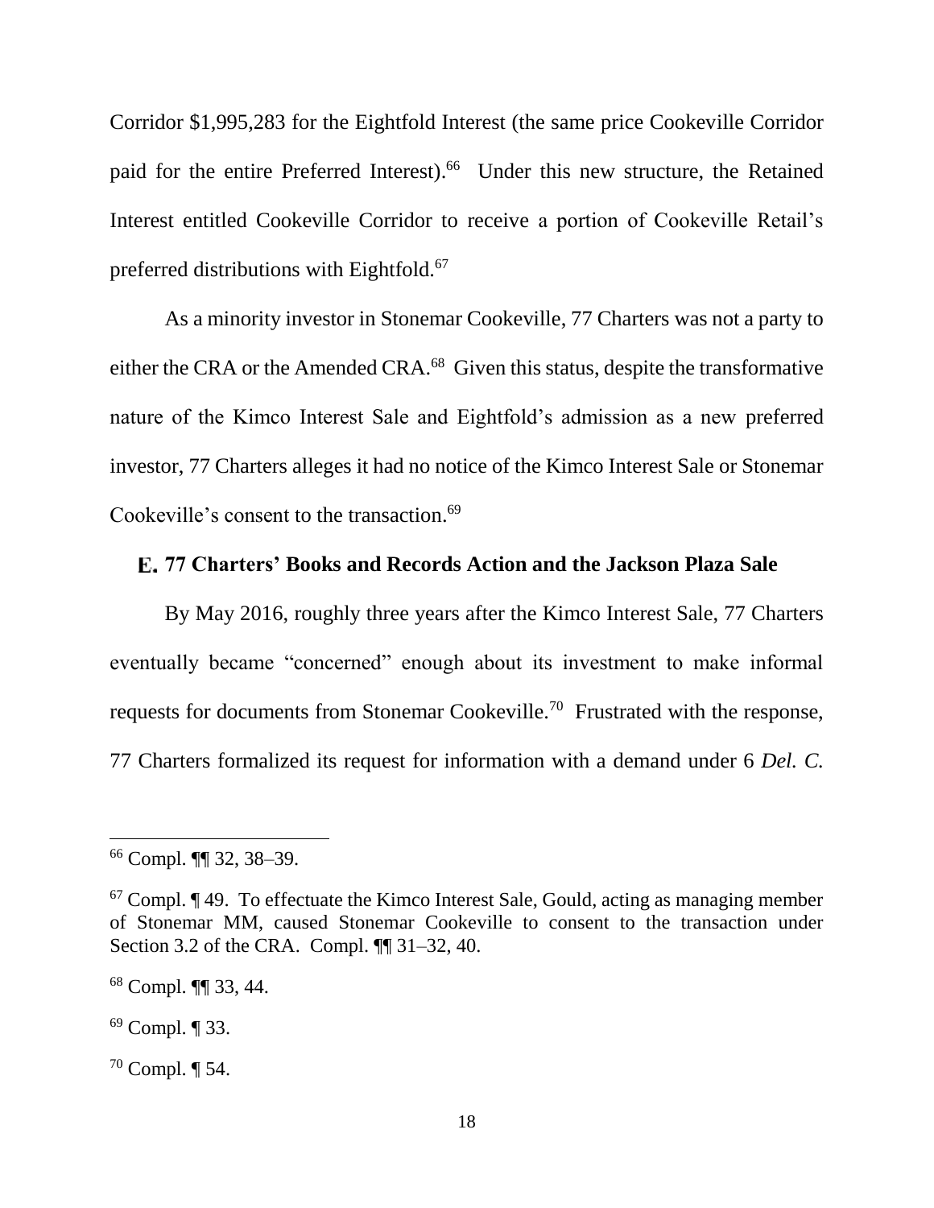Corridor $1,995,283 for the Eightfold Interest (the same price Cookeville Corridor paid for the entire Preferred Interest).[66] Under this new structure, the Retained Interest entitled Cookeville Corridor to receive a portion of Cookeville Retail's preferred distributions with Eightfold.[67]

As a minority investor in Stonemar Cookeville, 77 Charters was not a party to either the CRA or the Amended CRA.[68] Given this status, despite the transformative nature of the Kimco Interest Sale and Eightfold's admission as a new preferred investor, 77 Charters alleges it had no notice of the Kimco Interest Sale or Stonemar Cookeville's consent to the transaction.[69]

### E. 77 Charters' Books and Records Action and the Jackson Plaza Sale

By May 2016, roughly three years after the Kimco Interest Sale, 77 Charters eventually became "concerned" enough about its investment to make informal requests for documents from Stonemar Cookeville.[70] Frustrated with the response, 77 Charters formalized its request for information with a demand under 6 *Del. C.*

---

[66] Compl. ¶¶ 32, 38–39.

[67] Compl. ¶ 49. To effectuate the Kimco Interest Sale, Gould, acting as managing member of Stonemar MM, caused Stonemar Cookeville to consent to the transaction under Section 3.2 of the CRA. Compl. ¶¶ 31–32, 40.

[68] Compl. ¶¶ 33, 44.

[69] Compl. ¶ 33.

[70] Compl. ¶ 54.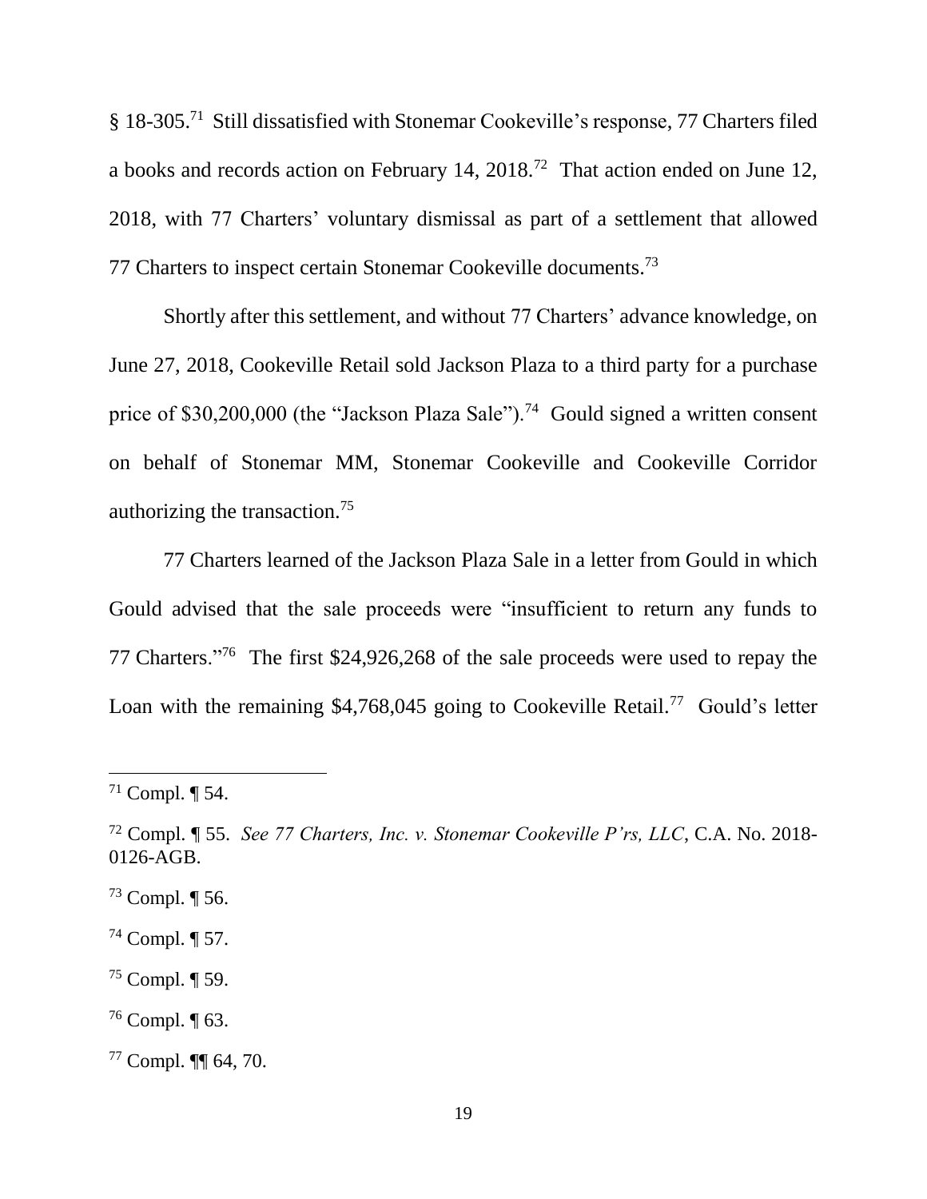§ 18-305.[71] Still dissatisfied with Stonemar Cookeville's response, 77 Charters filed a books and records action on February 14, 2018.[72] That action ended on June 12, 2018, with 77 Charters' voluntary dismissal as part of a settlement that allowed 77 Charters to inspect certain Stonemar Cookeville documents.[73]

Shortly after this settlement, and without 77 Charters' advance knowledge, on June 27, 2018, Cookeville Retail sold Jackson Plaza to a third party for a purchase price of $30,200,000 (the "Jackson Plaza Sale").[74] Gould signed a written consent on behalf of Stonemar MM, Stonemar Cookeville and Cookeville Corridor authorizing the transaction.[75]

77 Charters learned of the Jackson Plaza Sale in a letter from Gould in which Gould advised that the sale proceeds were "insufficient to return any funds to 77 Charters."[76] The first $24,926,268 of the sale proceeds were used to repay the Loan with the remaining $4,768,045 going to Cookeville Retail.[77] Gould's letter

---

[71] Compl. ¶ 54.

[72] Compl. ¶ 55. *See 77 Charters, Inc. v. Stonemar Cookeville P'rs, LLC*, C.A. No. 2018-0126-AGB.

[73] Compl. ¶ 56.

[74] Compl. ¶ 57.

[75] Compl. ¶ 59.

[76] Compl. ¶ 63.

[77] Compl. ¶¶ 64, 70.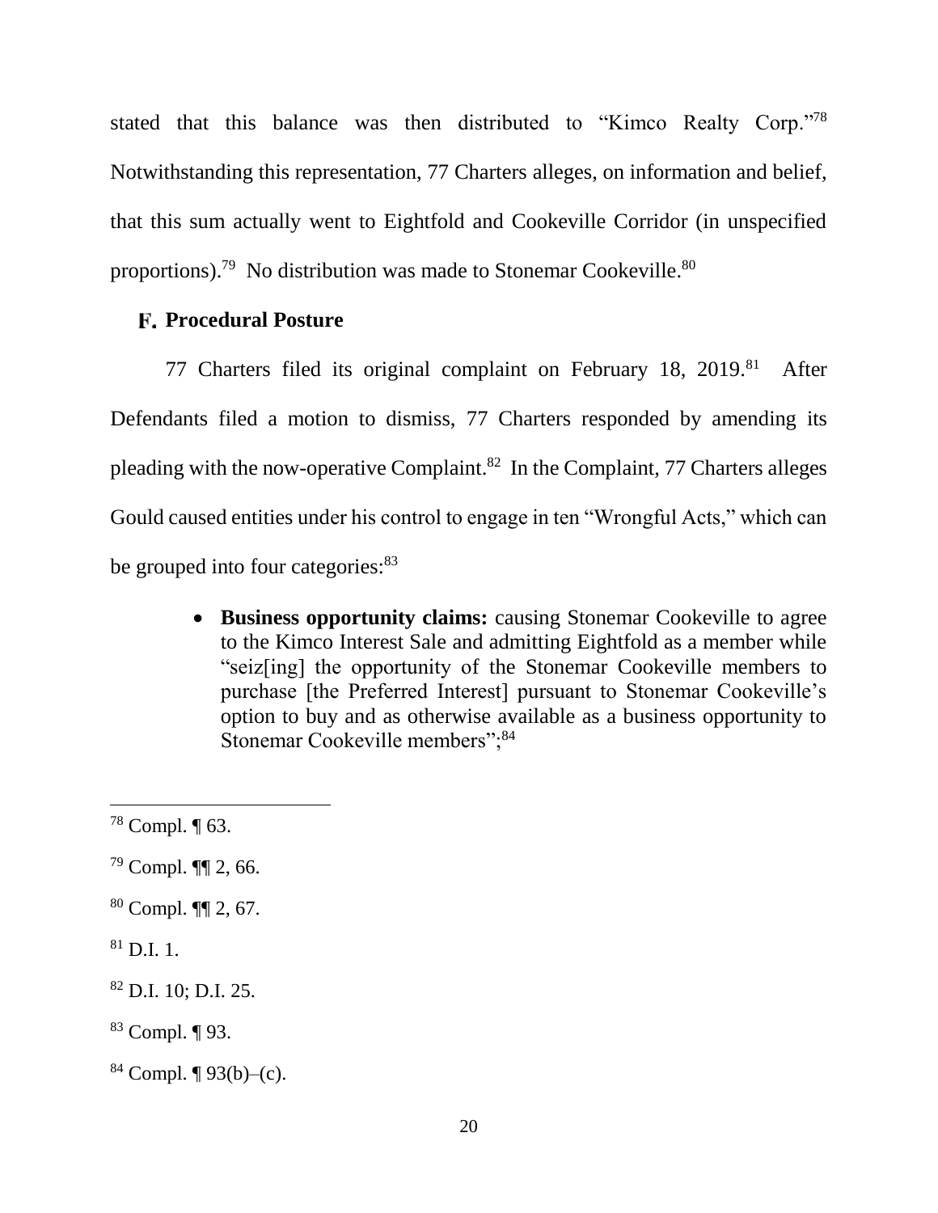stated that this balance was then distributed to "Kimco Realty Corp."[78] Notwithstanding this representation, 77 Charters alleges, on information and belief, that this sum actually went to Eightfold and Cookeville Corridor (in unspecified proportions).[79] No distribution was made to Stonemar Cookeville.[80]

### F. Procedural Posture

77 Charters filed its original complaint on February 18, 2019.[81] After Defendants filed a motion to dismiss, 77 Charters responded by amending its pleading with the now-operative Complaint.[82] In the Complaint, 77 Charters alleges Gould caused entities under his control to engage in ten "Wrongful Acts," which can be grouped into four categories:[83]

- **Business opportunity claims:** causing Stonemar Cookeville to agree to the Kimco Interest Sale and admitting Eightfold as a member while "seiz[ing] the opportunity of the Stonemar Cookeville members to purchase [the Preferred Interest] pursuant to Stonemar Cookeville's option to buy and as otherwise available as a business opportunity to Stonemar Cookeville members";[84]

---

[78] Compl. ¶ 63.

[79] Compl. ¶¶ 2, 66.

[80] Compl. ¶¶ 2, 67.

[81] D.I. 1.

[82] D.I. 10; D.I. 25.

[83] Compl. ¶ 93.

[84] Compl. ¶ 93(b)–(c).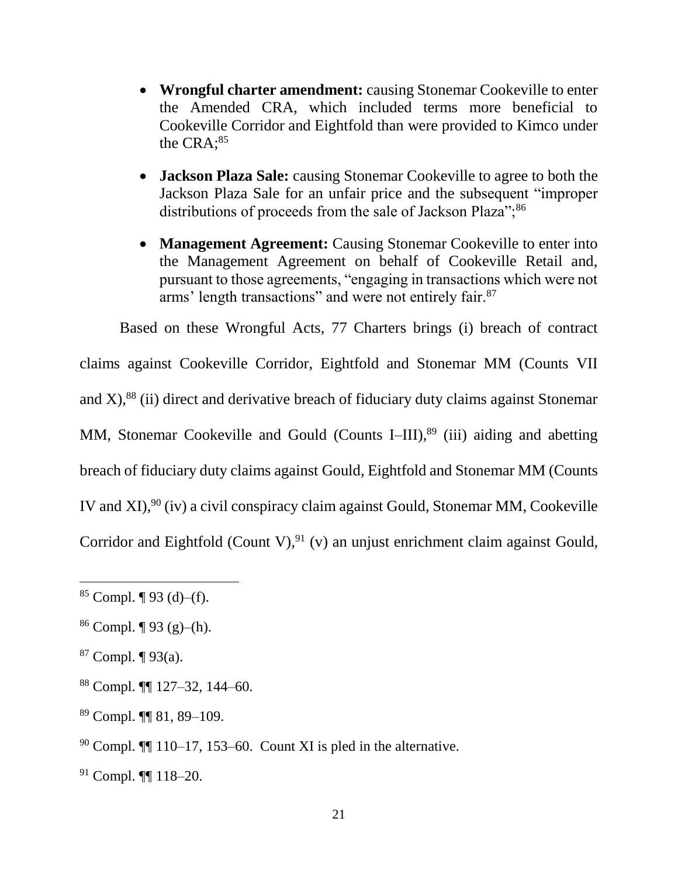- **Wrongful charter amendment:** causing Stonemar Cookeville to enter the Amended CRA, which included terms more beneficial to Cookeville Corridor and Eightfold than were provided to Kimco under the CRA;[85]

- **Jackson Plaza Sale:** causing Stonemar Cookeville to agree to both the Jackson Plaza Sale for an unfair price and the subsequent "improper distributions of proceeds from the sale of Jackson Plaza";[86]

- **Management Agreement:** Causing Stonemar Cookeville to enter into the Management Agreement on behalf of Cookeville Retail and, pursuant to those agreements, "engaging in transactions which were not arms' length transactions" and were not entirely fair.[87]

Based on these Wrongful Acts, 77 Charters brings (i) breach of contract claims against Cookeville Corridor, Eightfold and Stonemar MM (Counts VII and X),[88] (ii) direct and derivative breach of fiduciary duty claims against Stonemar MM, Stonemar Cookeville and Gould (Counts I–III),[89] (iii) aiding and abetting breach of fiduciary duty claims against Gould, Eightfold and Stonemar MM (Counts IV and XI),[90] (iv) a civil conspiracy claim against Gould, Stonemar MM, Cookeville Corridor and Eightfold (Count V),[91] (v) an unjust enrichment claim against Gould,

---

[85] Compl. ¶ 93 (d)–(f).

[86] Compl. ¶ 93 (g)–(h).

[87] Compl. ¶ 93(a).

[88] Compl. ¶¶ 127–32, 144–60.

[89] Compl. ¶¶ 81, 89–109.

[90] Compl. ¶¶ 110–17, 153–60. Count XI is pled in the alternative.

[91] Compl. ¶¶ 118–20.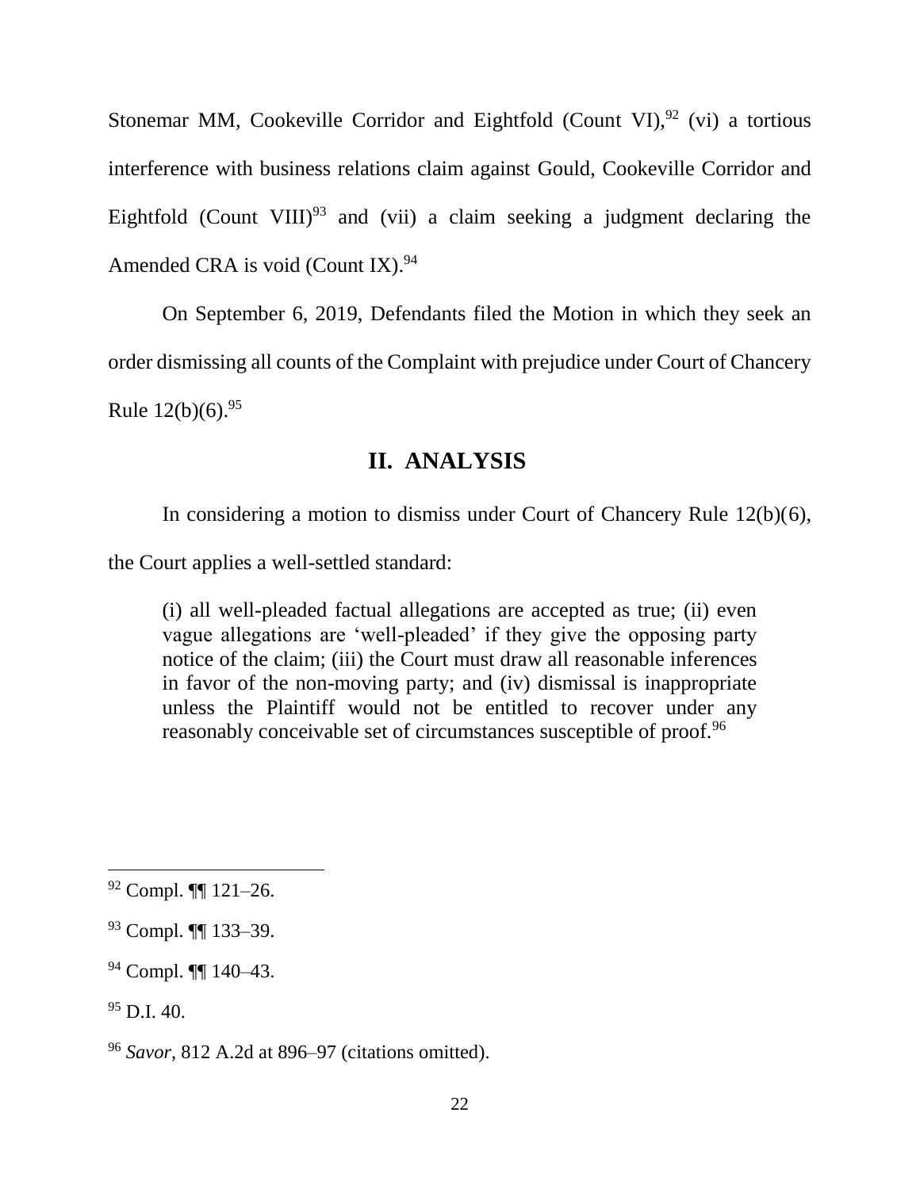Stonemar MM, Cookeville Corridor and Eightfold (Count VI),[92] (vi) a tortious interference with business relations claim against Gould, Cookeville Corridor and Eightfold (Count VIII)[93] and (vii) a claim seeking a judgment declaring the Amended CRA is void (Count IX).[94]

On September 6, 2019, Defendants filed the Motion in which they seek an order dismissing all counts of the Complaint with prejudice under Court of Chancery Rule 12(b)(6).[95]

## II. ANALYSIS

In considering a motion to dismiss under Court of Chancery Rule 12(b)(6), the Court applies a well-settled standard:

> (i) all well-pleaded factual allegations are accepted as true; (ii) even vague allegations are 'well-pleaded' if they give the opposing party notice of the claim; (iii) the Court must draw all reasonable inferences in favor of the non-moving party; and (iv) dismissal is inappropriate unless the Plaintiff would not be entitled to recover under any reasonably conceivable set of circumstances susceptible of proof.[96]

---

[92] Compl. ¶¶ 121–26.

[93] Compl. ¶¶ 133–39.

[94] Compl. ¶¶ 140–43.

[95] D.I. 40.

[96] *Savor*, 812 A.2d at 896–97 (citations omitted).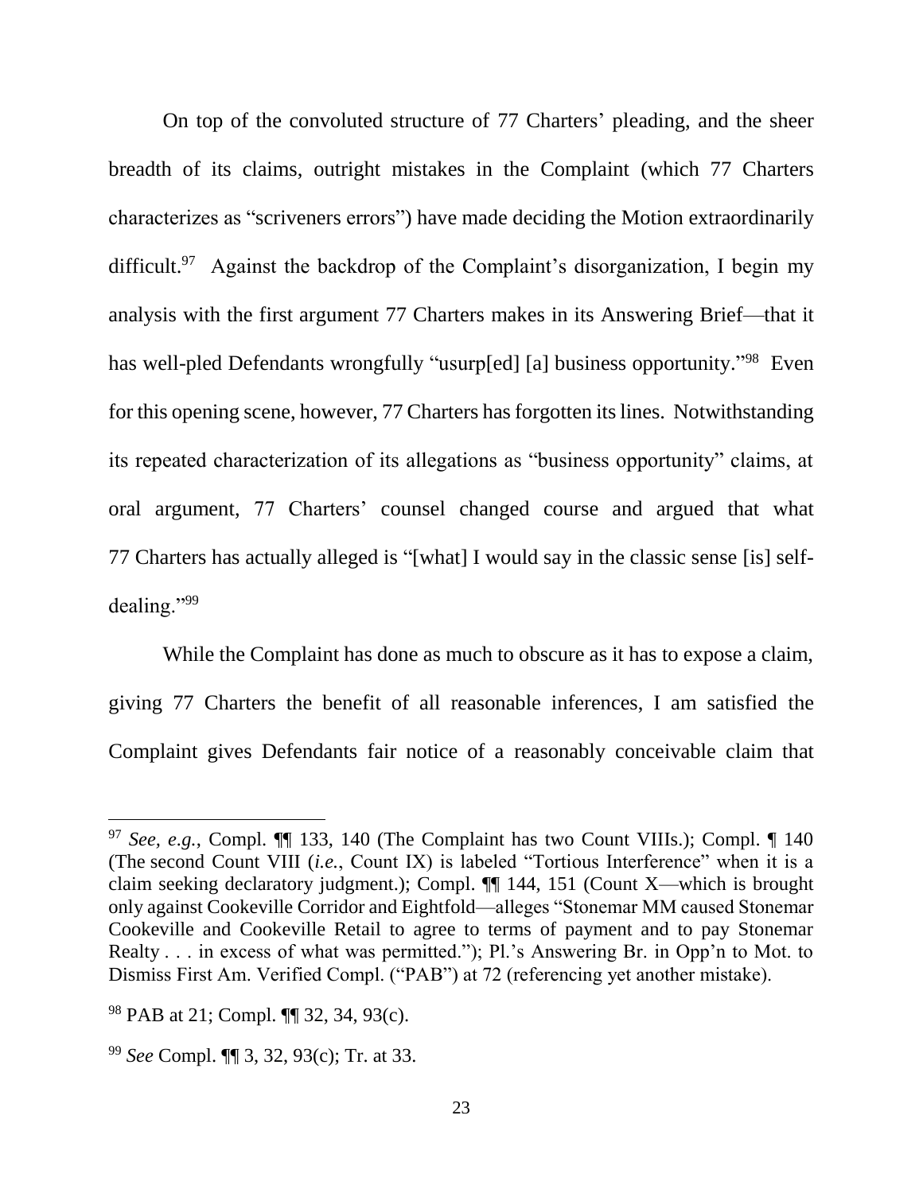On top of the convoluted structure of 77 Charters' pleading, and the sheer breadth of its claims, outright mistakes in the Complaint (which 77 Charters characterizes as "scriveners errors") have made deciding the Motion extraordinarily difficult.[97] Against the backdrop of the Complaint's disorganization, I begin my analysis with the first argument 77 Charters makes in its Answering Brief—that it has well-pled Defendants wrongfully "usurp[ed] [a] business opportunity."[98] Even for this opening scene, however, 77 Charters has forgotten its lines. Notwithstanding its repeated characterization of its allegations as "business opportunity" claims, at oral argument, 77 Charters' counsel changed course and argued that what 77 Charters has actually alleged is "[what] I would say in the classic sense [is] self-dealing."[99]

While the Complaint has done as much to obscure as it has to expose a claim, giving 77 Charters the benefit of all reasonable inferences, I am satisfied the Complaint gives Defendants fair notice of a reasonably conceivable claim that

---

[97] *See, e.g.*, Compl. ¶¶ 133, 140 (The Complaint has two Count VIIIs.); Compl. ¶ 140 (The second Count VIII (*i.e.*, Count IX) is labeled "Tortious Interference" when it is a claim seeking declaratory judgment.); Compl. ¶¶ 144, 151 (Count X—which is brought only against Cookeville Corridor and Eightfold—alleges "Stonemar MM caused Stonemar Cookeville and Cookeville Retail to agree to terms of payment and to pay Stonemar Realty . . . in excess of what was permitted."); Pl.'s Answering Br. in Opp'n to Mot. to Dismiss First Am. Verified Compl. ("PAB") at 72 (referencing yet another mistake).

[98] PAB at 21; Compl. ¶¶ 32, 34, 93(c).

[99] *See* Compl. ¶¶ 3, 32, 93(c); Tr. at 33.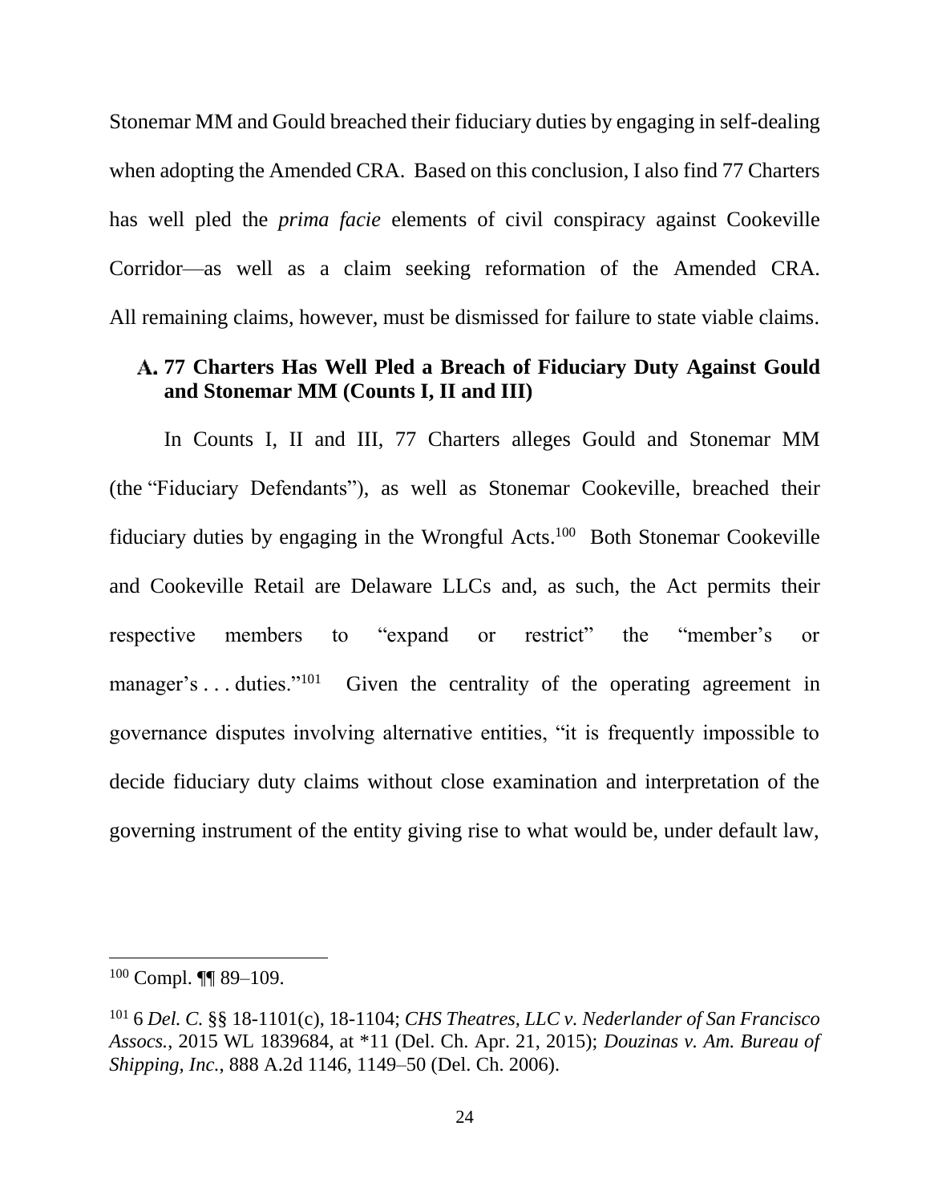Stonemar MM and Gould breached their fiduciary duties by engaging in self-dealing when adopting the Amended CRA. Based on this conclusion, I also find 77 Charters has well pled the *prima facie* elements of civil conspiracy against Cookeville Corridor—as well as a claim seeking reformation of the Amended CRA. All remaining claims, however, must be dismissed for failure to state viable claims.

### A. 77 Charters Has Well Pled a Breach of Fiduciary Duty Against Gould and Stonemar MM (Counts I, II and III)

In Counts I, II and III, 77 Charters alleges Gould and Stonemar MM (the "Fiduciary Defendants"), as well as Stonemar Cookeville, breached their fiduciary duties by engaging in the Wrongful Acts.[100] Both Stonemar Cookeville and Cookeville Retail are Delaware LLCs and, as such, the Act permits their respective members to "expand or restrict" the "member's or manager's . . . duties."[101] Given the centrality of the operating agreement in governance disputes involving alternative entities, "it is frequently impossible to decide fiduciary duty claims without close examination and interpretation of the governing instrument of the entity giving rise to what would be, under default law,

---

[100] Compl. ¶¶ 89–109.

[101] 6 *Del. C.* §§ 18-1101(c), 18-1104; *CHS Theatres, LLC v. Nederlander of San Francisco Assocs.*, 2015 WL 1839684, at *11 (Del. Ch. Apr. 21, 2015); *Douzinas v. Am. Bureau of Shipping, Inc.*, 888 A.2d 1146, 1149–50 (Del. Ch. 2006).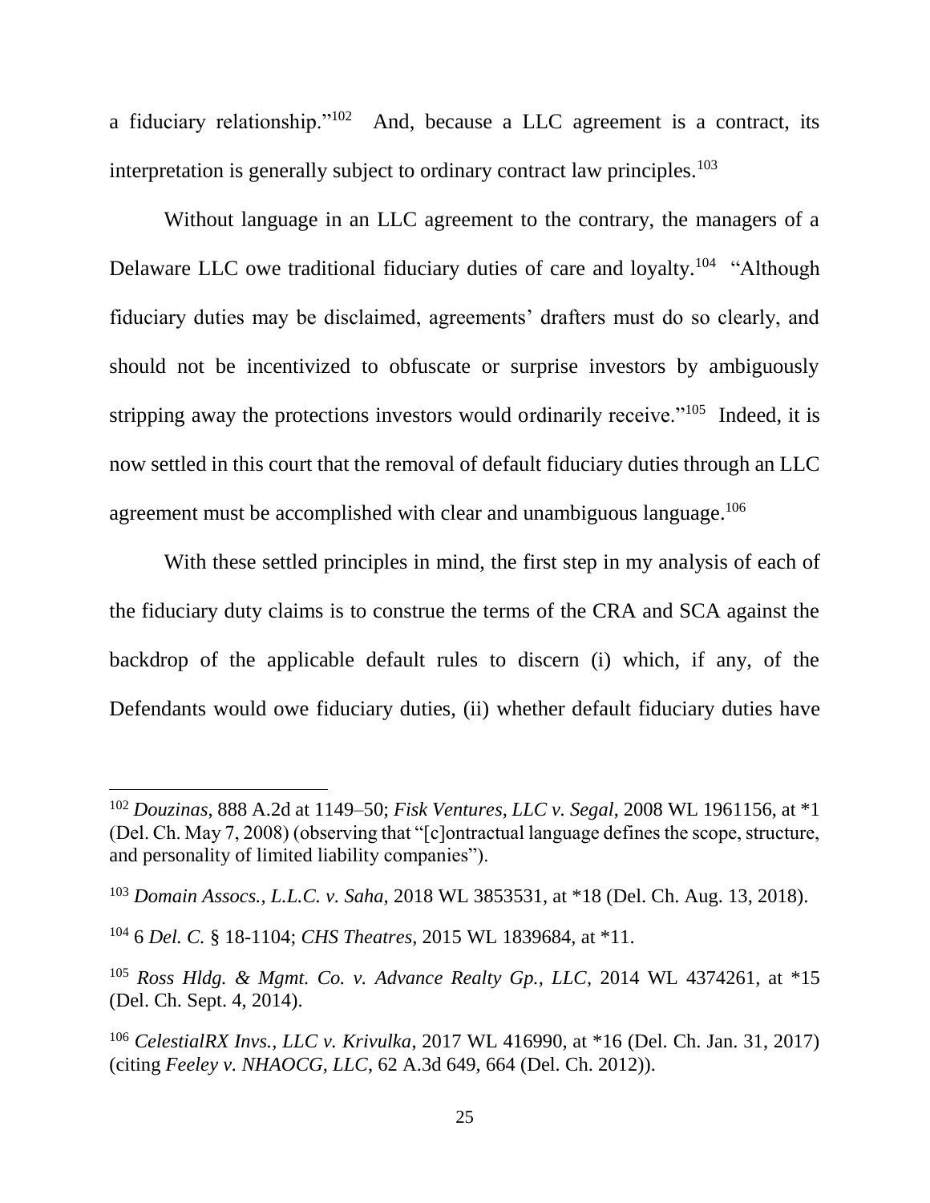a fiduciary relationship."[102] And, because a LLC agreement is a contract, its interpretation is generally subject to ordinary contract law principles.[103]

Without language in an LLC agreement to the contrary, the managers of a Delaware LLC owe traditional fiduciary duties of care and loyalty.[104] "Although fiduciary duties may be disclaimed, agreements' drafters must do so clearly, and should not be incentivized to obfuscate or surprise investors by ambiguously stripping away the protections investors would ordinarily receive."[105] Indeed, it is now settled in this court that the removal of default fiduciary duties through an LLC agreement must be accomplished with clear and unambiguous language.[106]

With these settled principles in mind, the first step in my analysis of each of the fiduciary duty claims is to construe the terms of the CRA and SCA against the backdrop of the applicable default rules to discern (i) which, if any, of the Defendants would owe fiduciary duties, (ii) whether default fiduciary duties have

---

[102] *Douzinas*, 888 A.2d at 1149–50; *Fisk Ventures, LLC v. Segal*, 2008 WL 1961156, at *1 (Del. Ch. May 7, 2008) (observing that "[c]ontractual language defines the scope, structure, and personality of limited liability companies").

[103] *Domain Assocs., L.L.C. v. Saha*, 2018 WL 3853531, at *18 (Del. Ch. Aug. 13, 2018).

[104] 6 *Del. C.* § 18-1104; *CHS Theatres*, 2015 WL 1839684, at *11.

[105] *Ross Hldg. & Mgmt. Co. v. Advance Realty Gp., LLC*, 2014 WL 4374261, at *15 (Del. Ch. Sept. 4, 2014).

[106] *CelestialRX Invs., LLC v. Krivulka*, 2017 WL 416990, at *16 (Del. Ch. Jan. 31, 2017) (citing *Feeley v. NHAOCG, LLC*, 62 A.3d 649, 664 (Del. Ch. 2012)).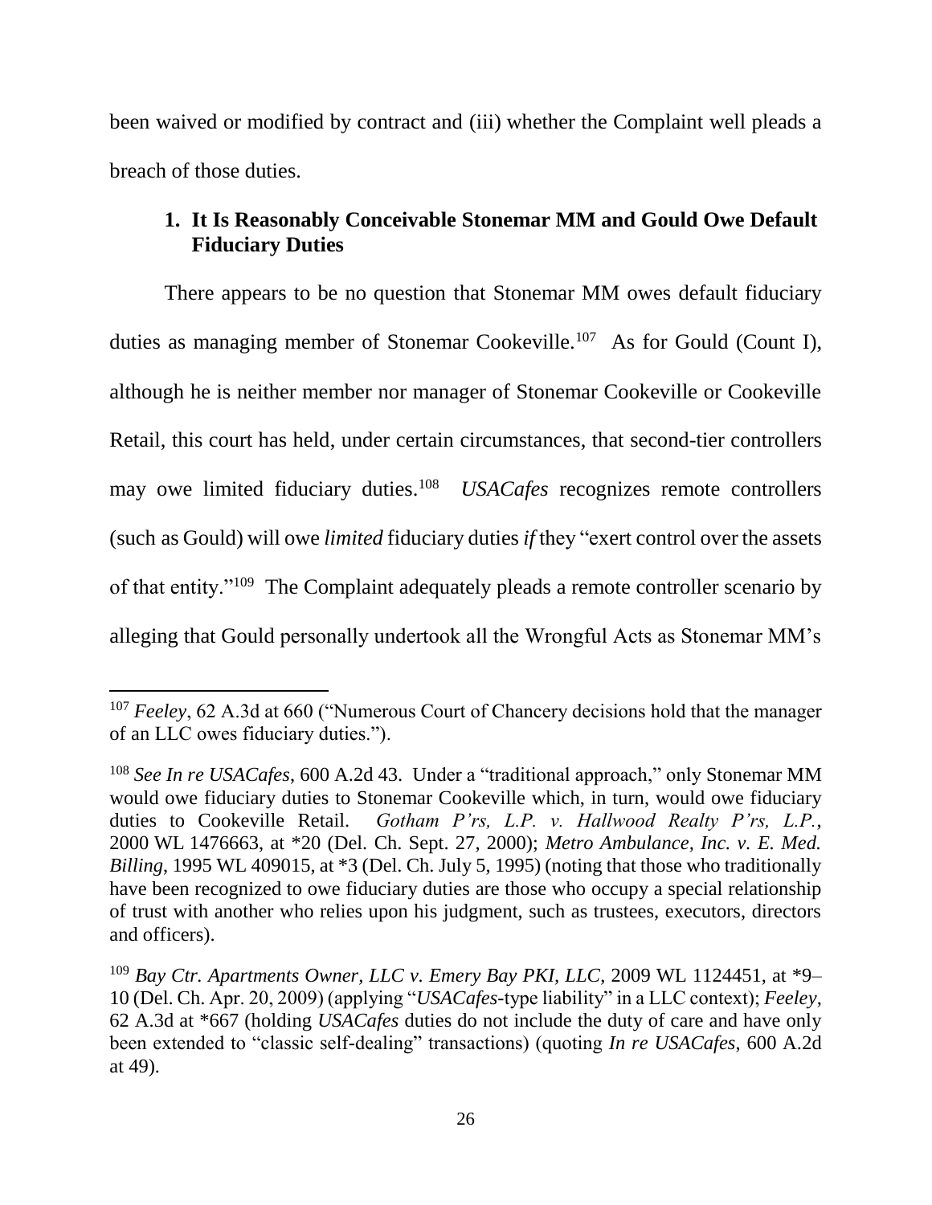been waived or modified by contract and (iii) whether the Complaint well pleads a breach of those duties.

### 1. It Is Reasonably Conceivable Stonemar MM and Gould Owe Default Fiduciary Duties

There appears to be no question that Stonemar MM owes default fiduciary duties as managing member of Stonemar Cookeville.[107] As for Gould (Count I), although he is neither member nor manager of Stonemar Cookeville or Cookeville Retail, this court has held, under certain circumstances, that second-tier controllers may owe limited fiduciary duties.[108] *USACafes* recognizes remote controllers (such as Gould) will owe *limited* fiduciary duties *if* they "exert control over the assets of that entity."[109] The Complaint adequately pleads a remote controller scenario by alleging that Gould personally undertook all the Wrongful Acts as Stonemar MM's

---

[107] *Feeley*, 62 A.3d at 660 ("Numerous Court of Chancery decisions hold that the manager of an LLC owes fiduciary duties.").

[108] *See In re USACafes*, 600 A.2d 43. Under a "traditional approach," only Stonemar MM would owe fiduciary duties to Stonemar Cookeville which, in turn, would owe fiduciary duties to Cookeville Retail. *Gotham P'rs, L.P. v. Hallwood Realty P'rs, L.P.*, 2000 WL 1476663, at *20 (Del. Ch. Sept. 27, 2000); *Metro Ambulance, Inc. v. E. Med. Billing*, 1995 WL 409015, at *3 (Del. Ch. July 5, 1995) (noting that those who traditionally have been recognized to owe fiduciary duties are those who occupy a special relationship of trust with another who relies upon his judgment, such as trustees, executors, directors and officers).

[109] *Bay Ctr. Apartments Owner, LLC v. Emery Bay PKI, LLC*, 2009 WL 1124451, at *9–10 (Del. Ch. Apr. 20, 2009) (applying "*USACafes*-type liability" in a LLC context); *Feeley*, 62 A.3d at *667 (holding *USACafes* duties do not include the duty of care and have only been extended to "classic self-dealing" transactions) (quoting *In re USACafes*, 600 A.2d at 49).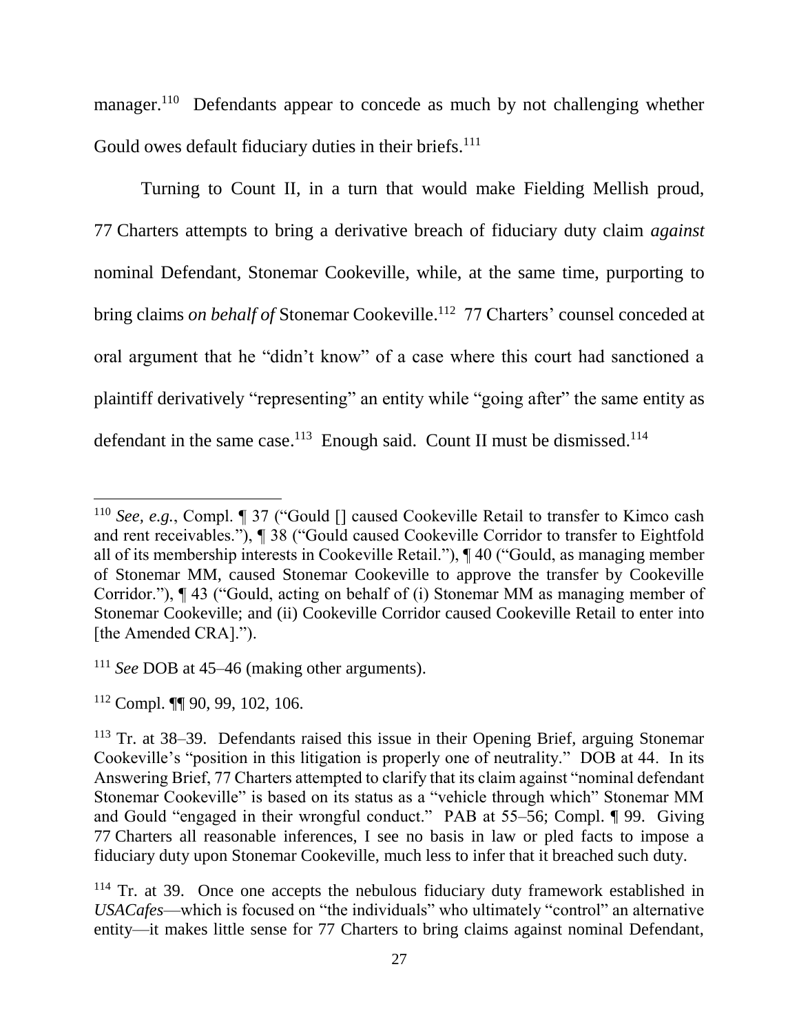manager.[110] Defendants appear to concede as much by not challenging whether Gould owes default fiduciary duties in their briefs.[111]

Turning to Count II, in a turn that would make Fielding Mellish proud, 77 Charters attempts to bring a derivative breach of fiduciary duty claim *against* nominal Defendant, Stonemar Cookeville, while, at the same time, purporting to bring claims *on behalf of* Stonemar Cookeville.[112] 77 Charters' counsel conceded at oral argument that he "didn't know" of a case where this court had sanctioned a plaintiff derivatively "representing" an entity while "going after" the same entity as defendant in the same case.[113] Enough said. Count II must be dismissed.[114]

---

[110] *See, e.g.*, Compl. ¶ 37 ("Gould [] caused Cookeville Retail to transfer to Kimco cash and rent receivables."), ¶ 38 ("Gould caused Cookeville Corridor to transfer to Eightfold all of its membership interests in Cookeville Retail."), ¶ 40 ("Gould, as managing member of Stonemar MM, caused Stonemar Cookeville to approve the transfer by Cookeville Corridor."), ¶ 43 ("Gould, acting on behalf of (i) Stonemar MM as managing member of Stonemar Cookeville; and (ii) Cookeville Corridor caused Cookeville Retail to enter into [the Amended CRA].").

[111] *See* DOB at 45–46 (making other arguments).

[112] Compl. ¶¶ 90, 99, 102, 106.

[113] Tr. at 38–39. Defendants raised this issue in their Opening Brief, arguing Stonemar Cookeville's "position in this litigation is properly one of neutrality." DOB at 44. In its Answering Brief, 77 Charters attempted to clarify that its claim against "nominal defendant Stonemar Cookeville" is based on its status as a "vehicle through which" Stonemar MM and Gould "engaged in their wrongful conduct." PAB at 55–56; Compl. ¶ 99. Giving 77 Charters all reasonable inferences, I see no basis in law or pled facts to impose a fiduciary duty upon Stonemar Cookeville, much less to infer that it breached such duty.

[114] Tr. at 39. Once one accepts the nebulous fiduciary duty framework established in *USACafes*—which is focused on "the individuals" who ultimately "control" an alternative entity—it makes little sense for 77 Charters to bring claims against nominal Defendant,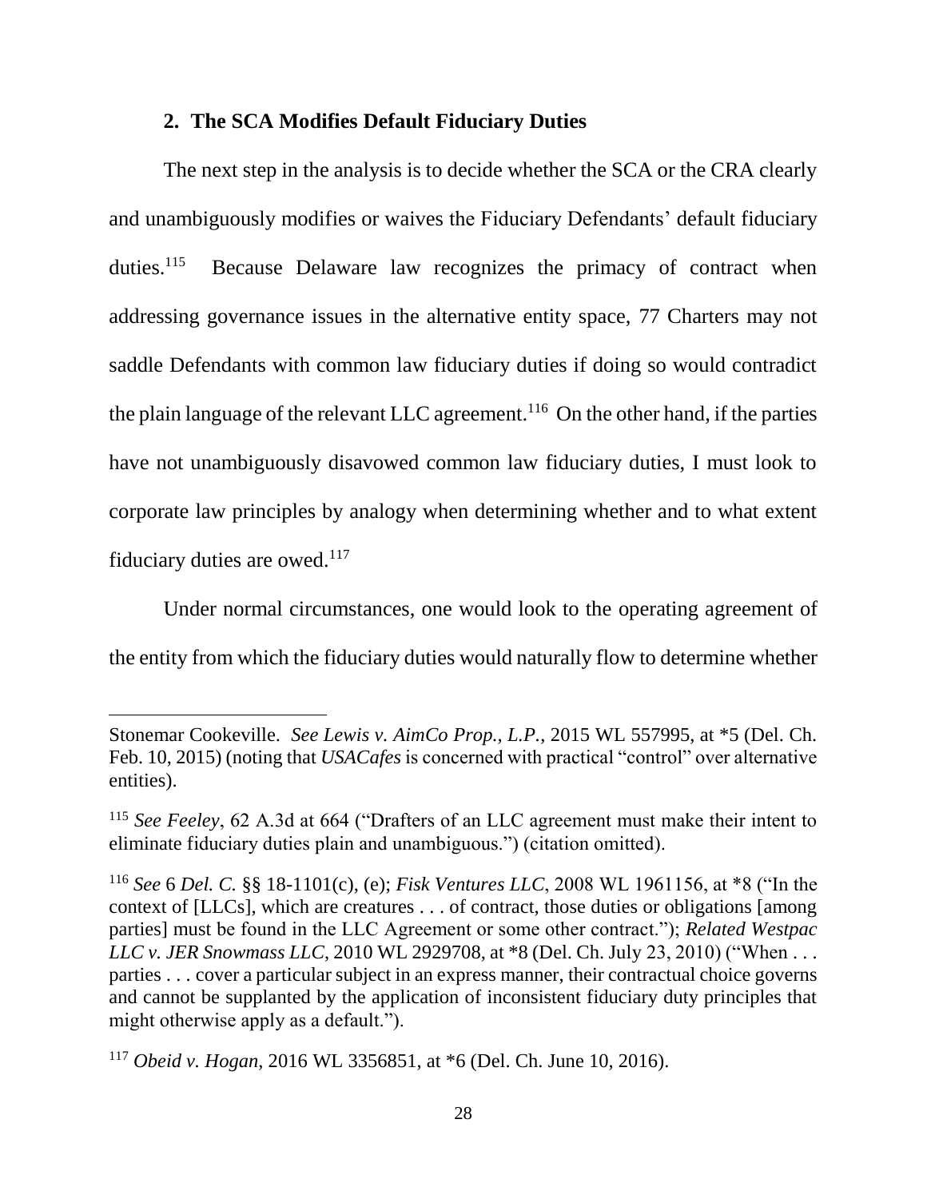### 2. The SCA Modifies Default Fiduciary Duties

The next step in the analysis is to decide whether the SCA or the CRA clearly and unambiguously modifies or waives the Fiduciary Defendants' default fiduciary duties.[115] Because Delaware law recognizes the primacy of contract when addressing governance issues in the alternative entity space, 77 Charters may not saddle Defendants with common law fiduciary duties if doing so would contradict the plain language of the relevant LLC agreement.[116] On the other hand, if the parties have not unambiguously disavowed common law fiduciary duties, I must look to corporate law principles by analogy when determining whether and to what extent fiduciary duties are owed.[117]

Under normal circumstances, one would look to the operating agreement of the entity from which the fiduciary duties would naturally flow to determine whether

---

Stonemar Cookeville. *See Lewis v. AimCo Prop., L.P.*, 2015 WL 557995, at *5 (Del. Ch. Feb. 10, 2015) (noting that *USACafes* is concerned with practical "control" over alternative entities).

[115] *See Feeley*, 62 A.3d at 664 ("Drafters of an LLC agreement must make their intent to eliminate fiduciary duties plain and unambiguous.") (citation omitted).

[116] *See* 6 *Del. C.* §§ 18-1101(c), (e); *Fisk Ventures LLC*, 2008 WL 1961156, at *8 ("In the context of [LLCs], which are creatures . . . of contract, those duties or obligations [among parties] must be found in the LLC Agreement or some other contract."); *Related Westpac LLC v. JER Snowmass LLC*, 2010 WL 2929708, at *8 (Del. Ch. July 23, 2010) ("When . . . parties . . . cover a particular subject in an express manner, their contractual choice governs and cannot be supplanted by the application of inconsistent fiduciary duty principles that might otherwise apply as a default.").

[117] *Obeid v. Hogan*, 2016 WL 3356851, at *6 (Del. Ch. June 10, 2016).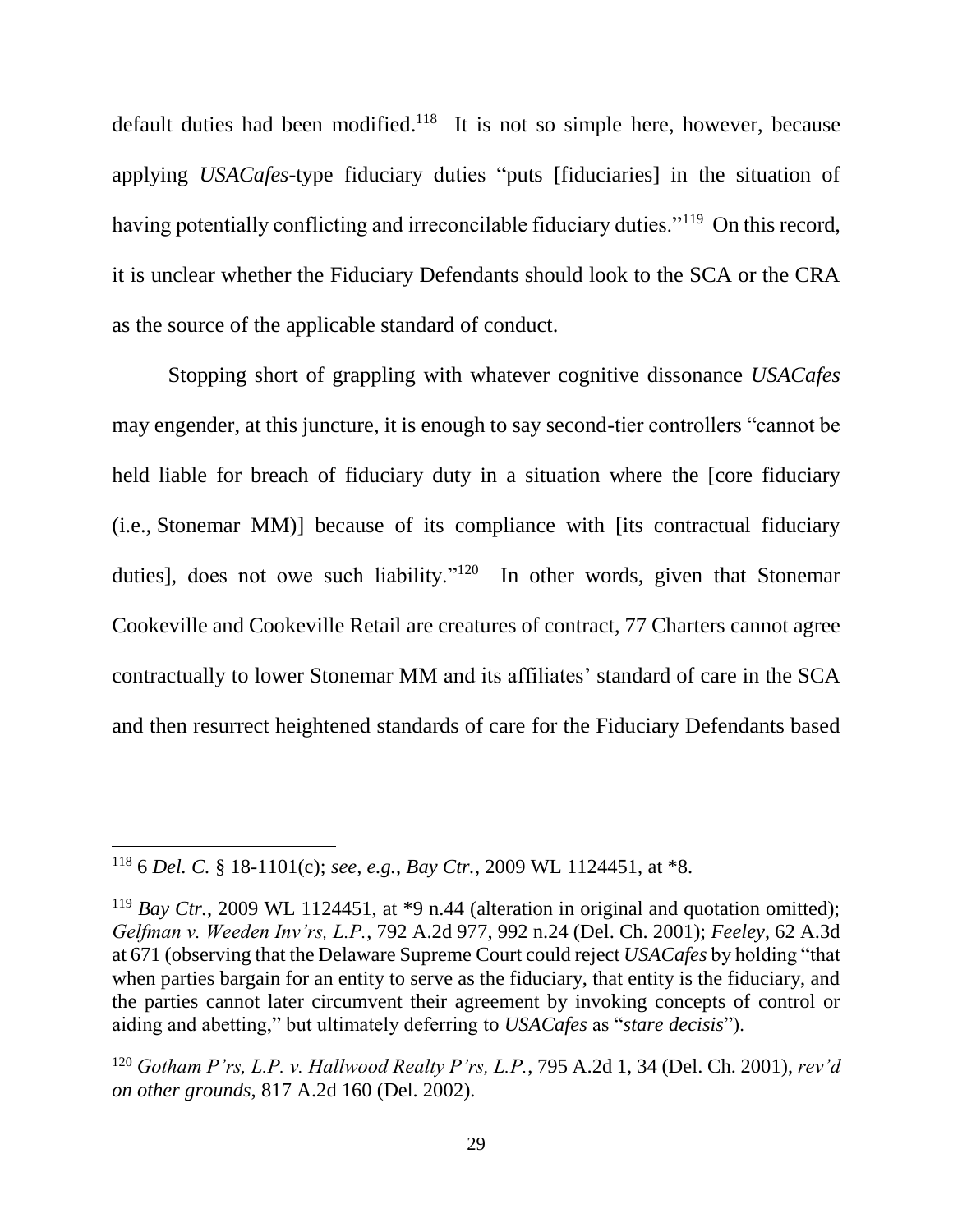default duties had been modified.[118] It is not so simple here, however, because applying *USACafes*-type fiduciary duties "puts [fiduciaries] in the situation of having potentially conflicting and irreconcilable fiduciary duties."[119] On this record, it is unclear whether the Fiduciary Defendants should look to the SCA or the CRA as the source of the applicable standard of conduct.

Stopping short of grappling with whatever cognitive dissonance *USACafes* may engender, at this juncture, it is enough to say second-tier controllers "cannot be held liable for breach of fiduciary duty in a situation where the [core fiduciary (i.e., Stonemar MM)] because of its compliance with [its contractual fiduciary duties], does not owe such liability."[120] In other words, given that Stonemar Cookeville and Cookeville Retail are creatures of contract, 77 Charters cannot agree contractually to lower Stonemar MM and its affiliates' standard of care in the SCA and then resurrect heightened standards of care for the Fiduciary Defendants based

---

[118] 6 *Del. C.* § 18-1101(c); *see, e.g.*, *Bay Ctr.*, 2009 WL 1124451, at *8.

[119] *Bay Ctr.*, 2009 WL 1124451, at *9 n.44 (alteration in original and quotation omitted); *Gelfman v. Weeden Inv'rs, L.P.*, 792 A.2d 977, 992 n.24 (Del. Ch. 2001); *Feeley*, 62 A.3d at 671 (observing that the Delaware Supreme Court could reject *USACafes* by holding "that when parties bargain for an entity to serve as the fiduciary, that entity is the fiduciary, and the parties cannot later circumvent their agreement by invoking concepts of control or aiding and abetting," but ultimately deferring to *USACafes* as "*stare decisis*").

[120] *Gotham P'rs, L.P. v. Hallwood Realty P'rs, L.P.*, 795 A.2d 1, 34 (Del. Ch. 2001), *rev'd on other grounds*, 817 A.2d 160 (Del. 2002).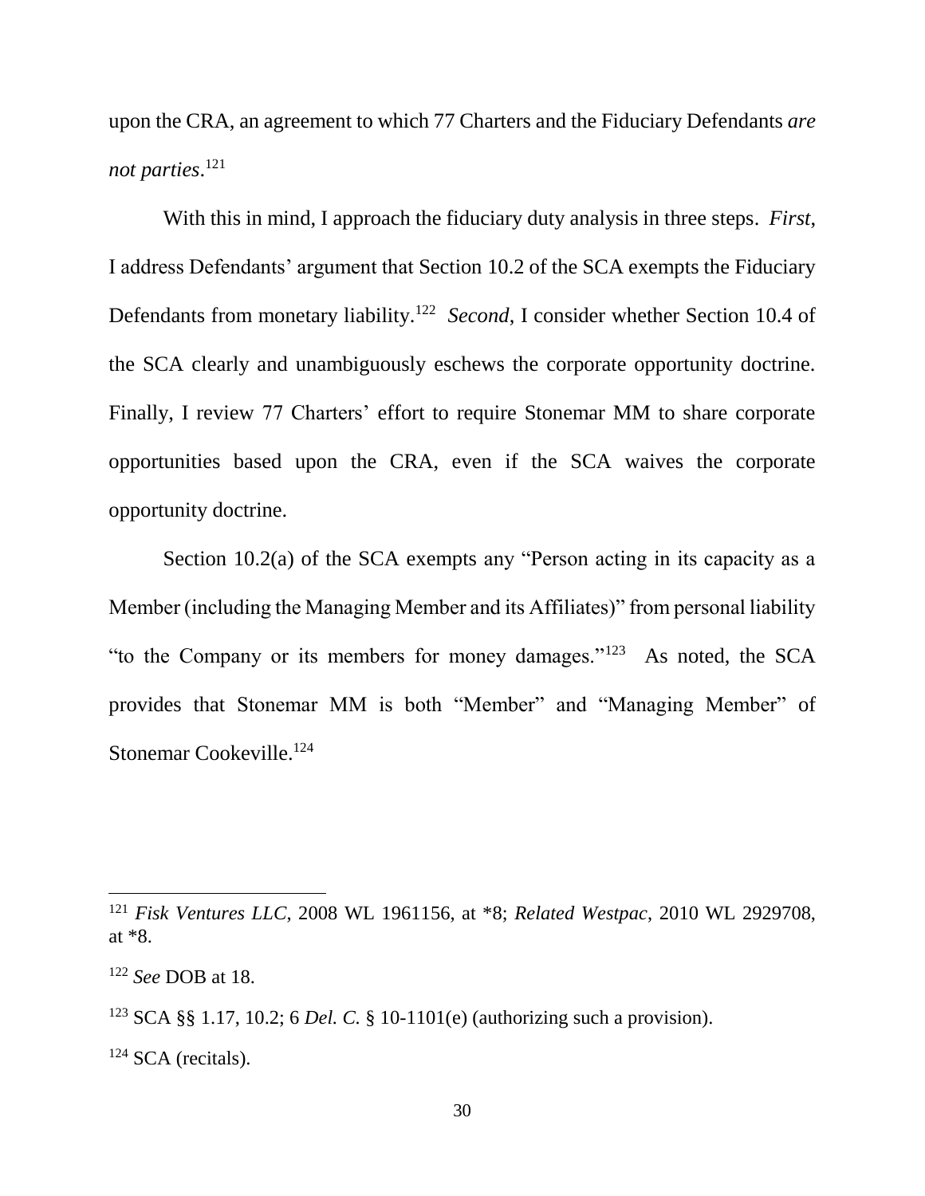upon the CRA, an agreement to which 77 Charters and the Fiduciary Defendants *are not parties*.[121]

With this in mind, I approach the fiduciary duty analysis in three steps. *First*, I address Defendants' argument that Section 10.2 of the SCA exempts the Fiduciary Defendants from monetary liability.[122] *Second*, I consider whether Section 10.4 of the SCA clearly and unambiguously eschews the corporate opportunity doctrine. Finally, I review 77 Charters' effort to require Stonemar MM to share corporate opportunities based upon the CRA, even if the SCA waives the corporate opportunity doctrine.

Section 10.2(a) of the SCA exempts any "Person acting in its capacity as a Member (including the Managing Member and its Affiliates)" from personal liability "to the Company or its members for money damages."[123] As noted, the SCA provides that Stonemar MM is both "Member" and "Managing Member" of Stonemar Cookeville.[124]

---

[121] *Fisk Ventures LLC*, 2008 WL 1961156, at *8; *Related Westpac*, 2010 WL 2929708, at *8.

[122] *See* DOB at 18.

[123] SCA §§ 1.17, 10.2; 6 *Del. C.* § 10-1101(e) (authorizing such a provision).

[124] SCA (recitals).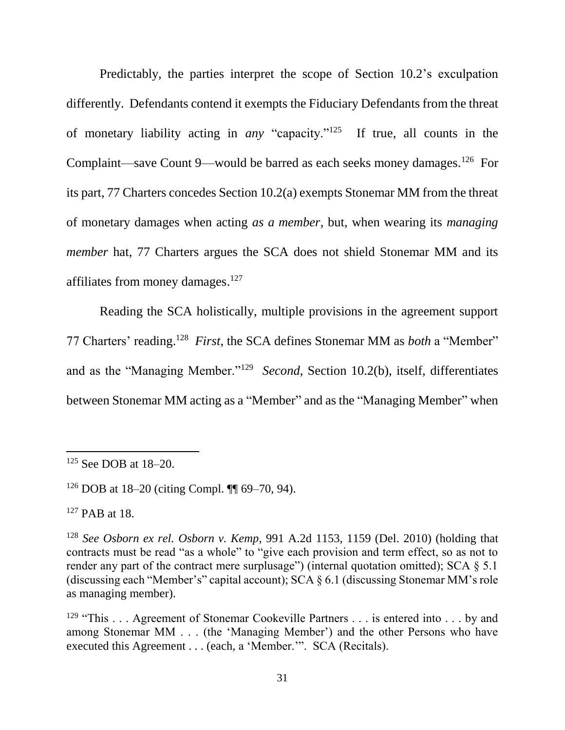Predictably, the parties interpret the scope of Section 10.2's exculpation differently. Defendants contend it exempts the Fiduciary Defendants from the threat of monetary liability acting in *any* "capacity."[125] If true, all counts in the Complaint—save Count 9—would be barred as each seeks money damages.[126] For its part, 77 Charters concedes Section 10.2(a) exempts Stonemar MM from the threat of monetary damages when acting *as a member*, but, when wearing its *managing member* hat, 77 Charters argues the SCA does not shield Stonemar MM and its affiliates from money damages.[127]

Reading the SCA holistically, multiple provisions in the agreement support 77 Charters' reading.[128] *First*, the SCA defines Stonemar MM as *both* a "Member" and as the "Managing Member."[129] *Second*, Section 10.2(b), itself, differentiates between Stonemar MM acting as a "Member" and as the "Managing Member" when

---

[125] See DOB at 18–20.

[126] DOB at 18–20 (citing Compl. ¶¶ 69–70, 94).

[127] PAB at 18.

[128] *See Osborn ex rel. Osborn v. Kemp*, 991 A.2d 1153, 1159 (Del. 2010) (holding that contracts must be read "as a whole" to "give each provision and term effect, so as not to render any part of the contract mere surplusage") (internal quotation omitted); SCA § 5.1 (discussing each "Member's" capital account); SCA § 6.1 (discussing Stonemar MM's role as managing member).

[129] "This . . . Agreement of Stonemar Cookeville Partners . . . is entered into . . . by and among Stonemar MM . . . (the 'Managing Member') and the other Persons who have executed this Agreement . . . (each, a 'Member.'". SCA (Recitals).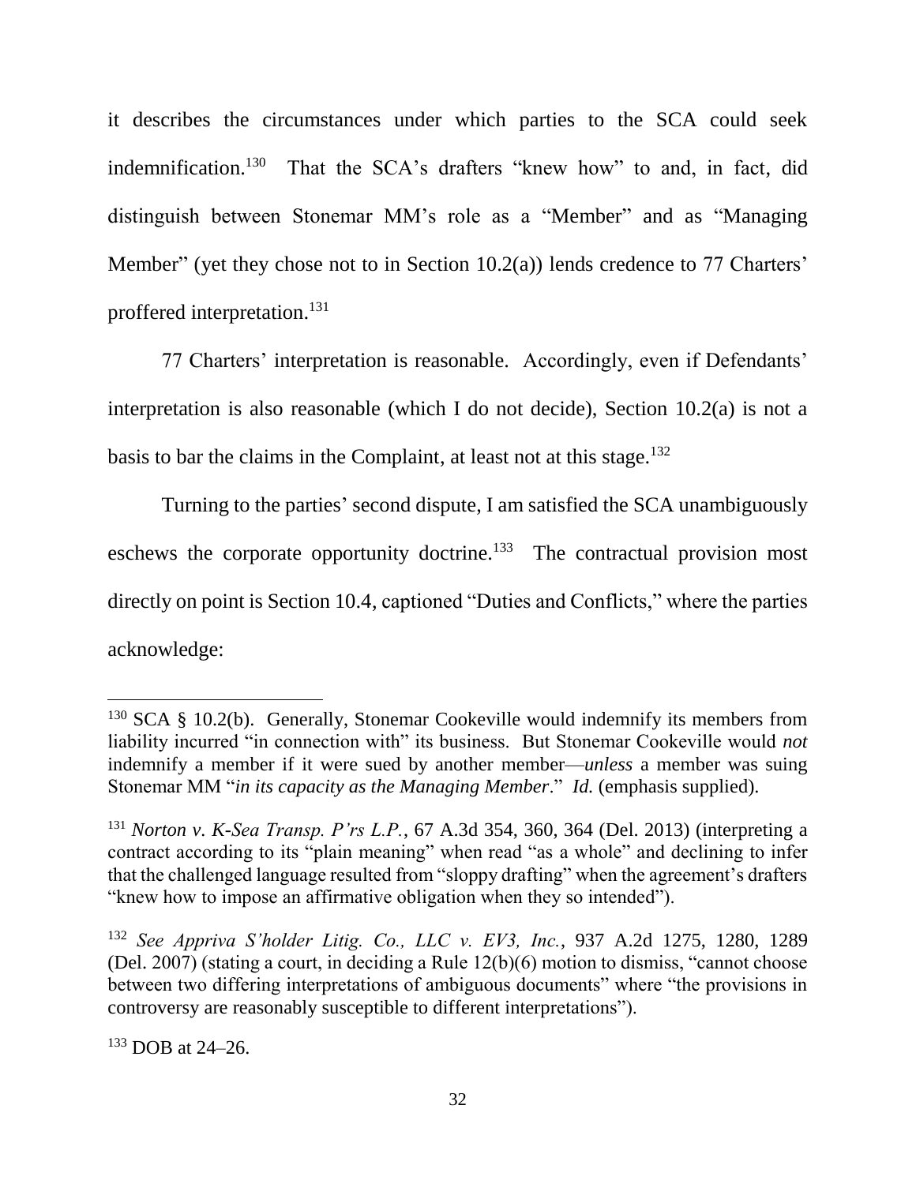it describes the circumstances under which parties to the SCA could seek indemnification.[130] That the SCA's drafters "knew how" to and, in fact, did distinguish between Stonemar MM's role as a "Member" and as "Managing Member" (yet they chose not to in Section 10.2(a)) lends credence to 77 Charters' proffered interpretation.[131]

77 Charters' interpretation is reasonable. Accordingly, even if Defendants' interpretation is also reasonable (which I do not decide), Section 10.2(a) is not a basis to bar the claims in the Complaint, at least not at this stage.[132]

Turning to the parties' second dispute, I am satisfied the SCA unambiguously eschews the corporate opportunity doctrine.[133] The contractual provision most directly on point is Section 10.4, captioned "Duties and Conflicts," where the parties acknowledge:

---

[130] SCA § 10.2(b). Generally, Stonemar Cookeville would indemnify its members from liability incurred "in connection with" its business. But Stonemar Cookeville would *not* indemnify a member if it were sued by another member—*unless* a member was suing Stonemar MM "*in its capacity as the Managing Member*." *Id.* (emphasis supplied).

[131] *Norton v. K-Sea Transp. P'rs L.P.*, 67 A.3d 354, 360, 364 (Del. 2013) (interpreting a contract according to its "plain meaning" when read "as a whole" and declining to infer that the challenged language resulted from "sloppy drafting" when the agreement's drafters "knew how to impose an affirmative obligation when they so intended").

[132] *See Appriva S'holder Litig. Co., LLC v. EV3, Inc.*, 937 A.2d 1275, 1280, 1289 (Del. 2007) (stating a court, in deciding a Rule 12(b)(6) motion to dismiss, "cannot choose between two differing interpretations of ambiguous documents" where "the provisions in controversy are reasonably susceptible to different interpretations").

[133] DOB at 24–26.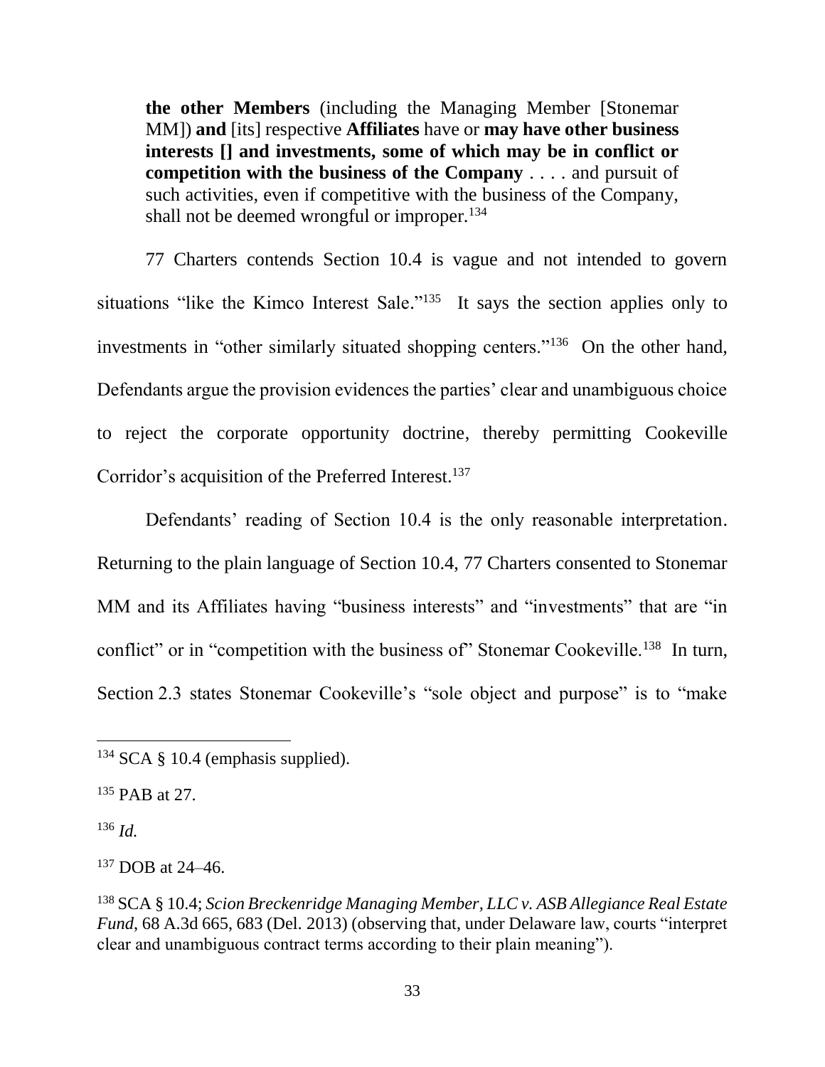> **the other Members** (including the Managing Member [Stonemar MM]) **and** [its] respective **Affiliates** have or **may have other business interests [] and investments, some of which may be in conflict or competition with the business of the Company** . . . . and pursuit of such activities, even if competitive with the business of the Company, shall not be deemed wrongful or improper.[134]

77 Charters contends Section 10.4 is vague and not intended to govern situations "like the Kimco Interest Sale."[135] It says the section applies only to investments in "other similarly situated shopping centers."[136] On the other hand, Defendants argue the provision evidences the parties' clear and unambiguous choice to reject the corporate opportunity doctrine, thereby permitting Cookeville Corridor's acquisition of the Preferred Interest.[137]

Defendants' reading of Section 10.4 is the only reasonable interpretation. Returning to the plain language of Section 10.4, 77 Charters consented to Stonemar MM and its Affiliates having "business interests" and "investments" that are "in conflict" or in "competition with the business of" Stonemar Cookeville.[138] In turn, Section 2.3 states Stonemar Cookeville's "sole object and purpose" is to "make

---

[134] SCA § 10.4 (emphasis supplied).

[135] PAB at 27.

[136] *Id.*

[137] DOB at 24–46.

[138] SCA § 10.4; *Scion Breckenridge Managing Member, LLC v. ASB Allegiance Real Estate Fund*, 68 A.3d 665, 683 (Del. 2013) (observing that, under Delaware law, courts "interpret clear and unambiguous contract terms according to their plain meaning").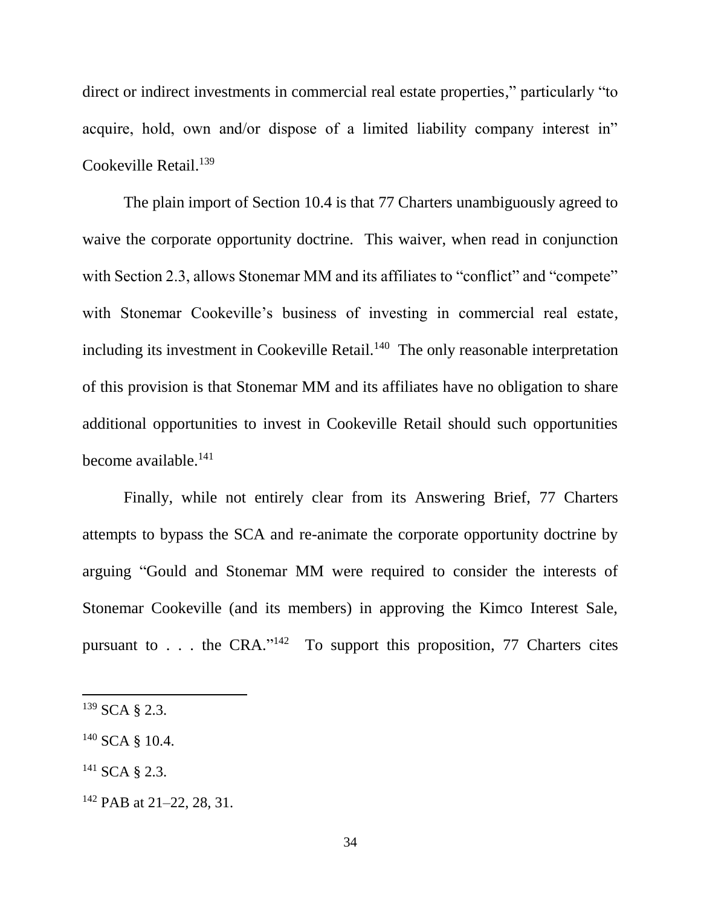direct or indirect investments in commercial real estate properties," particularly "to acquire, hold, own and/or dispose of a limited liability company interest in" Cookeville Retail.[139]

The plain import of Section 10.4 is that 77 Charters unambiguously agreed to waive the corporate opportunity doctrine. This waiver, when read in conjunction with Section 2.3, allows Stonemar MM and its affiliates to "conflict" and "compete" with Stonemar Cookeville's business of investing in commercial real estate, including its investment in Cookeville Retail.[140] The only reasonable interpretation of this provision is that Stonemar MM and its affiliates have no obligation to share additional opportunities to invest in Cookeville Retail should such opportunities become available.[141]

Finally, while not entirely clear from its Answering Brief, 77 Charters attempts to bypass the SCA and re-animate the corporate opportunity doctrine by arguing "Gould and Stonemar MM were required to consider the interests of Stonemar Cookeville (and its members) in approving the Kimco Interest Sale, pursuant to . . . the CRA."[142] To support this proposition, 77 Charters cites

---

[139] SCA § 2.3.

[140] SCA § 10.4.

[141] SCA § 2.3.

[142] PAB at 21–22, 28, 31.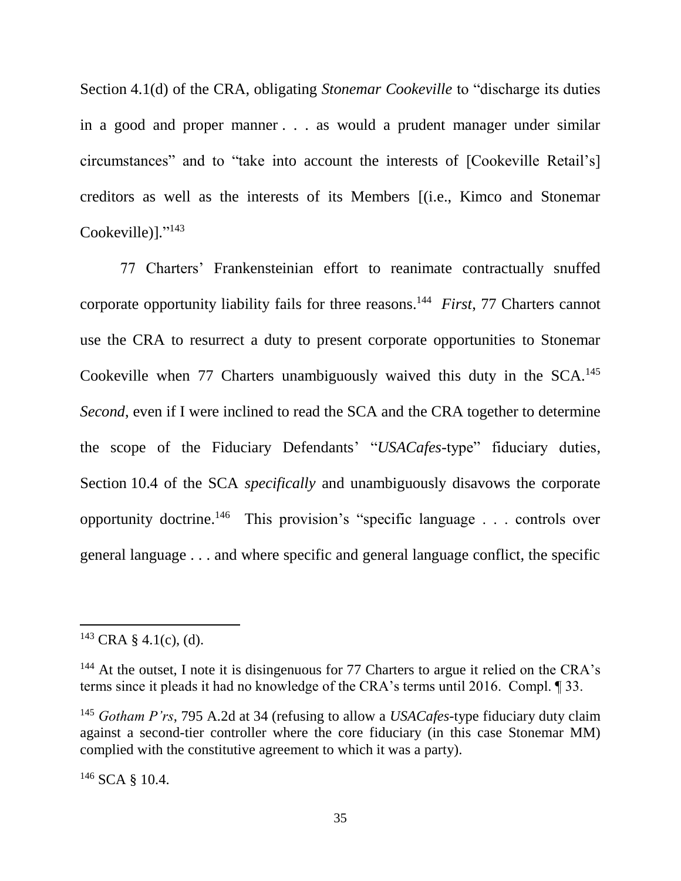Section 4.1(d) of the CRA, obligating *Stonemar Cookeville* to "discharge its duties in a good and proper manner . . . as would a prudent manager under similar circumstances" and to "take into account the interests of [Cookeville Retail's] creditors as well as the interests of its Members [(i.e., Kimco and Stonemar Cookeville)]."[143]

77 Charters' Frankensteinian effort to reanimate contractually snuffed corporate opportunity liability fails for three reasons.[144] *First*, 77 Charters cannot use the CRA to resurrect a duty to present corporate opportunities to Stonemar Cookeville when 77 Charters unambiguously waived this duty in the SCA.[145] *Second*, even if I were inclined to read the SCA and the CRA together to determine the scope of the Fiduciary Defendants' "*USACafes*-type" fiduciary duties, Section 10.4 of the SCA *specifically* and unambiguously disavows the corporate opportunity doctrine.[146] This provision's "specific language . . . controls over general language . . . and where specific and general language conflict, the specific

---

[143] CRA § 4.1(c), (d).

[144] At the outset, I note it is disingenuous for 77 Charters to argue it relied on the CRA's terms since it pleads it had no knowledge of the CRA's terms until 2016. Compl. ¶ 33.

[145] *Gotham P'rs*, 795 A.2d at 34 (refusing to allow a *USACafes*-type fiduciary duty claim against a second-tier controller where the core fiduciary (in this case Stonemar MM) complied with the constitutive agreement to which it was a party).

[146] SCA § 10.4.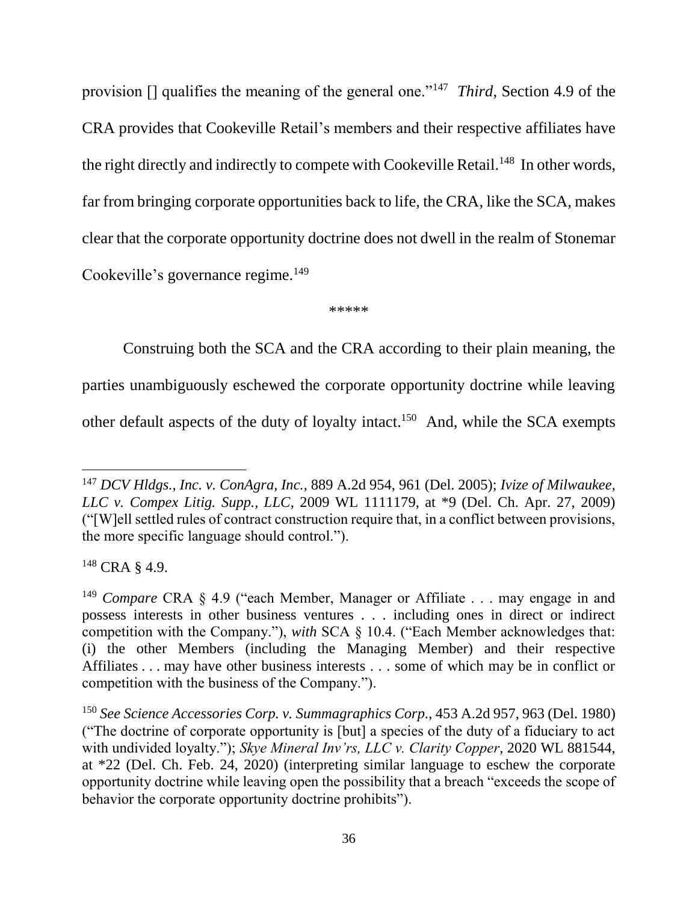provision [] qualifies the meaning of the general one."[147] *Third*, Section 4.9 of the CRA provides that Cookeville Retail's members and their respective affiliates have the right directly and indirectly to compete with Cookeville Retail.[148] In other words, far from bringing corporate opportunities back to life, the CRA, like the SCA, makes clear that the corporate opportunity doctrine does not dwell in the realm of Stonemar Cookeville's governance regime.[149]

\*\*\*\*\*

Construing both the SCA and the CRA according to their plain meaning, the parties unambiguously eschewed the corporate opportunity doctrine while leaving other default aspects of the duty of loyalty intact.[150] And, while the SCA exempts

---

[147] *DCV Hldgs., Inc. v. ConAgra, Inc.*, 889 A.2d 954, 961 (Del. 2005); *Ivize of Milwaukee, LLC v. Compex Litig. Supp., LLC*, 2009 WL 1111179, at *9 (Del. Ch. Apr. 27, 2009) ("[W]ell settled rules of contract construction require that, in a conflict between provisions, the more specific language should control.").

[148] CRA § 4.9.

[149] *Compare* CRA § 4.9 ("each Member, Manager or Affiliate . . . may engage in and possess interests in other business ventures . . . including ones in direct or indirect competition with the Company."), *with* SCA § 10.4. ("Each Member acknowledges that: (i) the other Members (including the Managing Member) and their respective Affiliates . . . may have other business interests . . . some of which may be in conflict or competition with the business of the Company.").

[150] *See Science Accessories Corp. v. Summagraphics Corp.*, 453 A.2d 957, 963 (Del. 1980) ("The doctrine of corporate opportunity is [but] a species of the duty of a fiduciary to act with undivided loyalty."); *Skye Mineral Inv'rs, LLC v. Clarity Copper*, 2020 WL 881544, at *22 (Del. Ch. Feb. 24, 2020) (interpreting similar language to eschew the corporate opportunity doctrine while leaving open the possibility that a breach "exceeds the scope of behavior the corporate opportunity doctrine prohibits").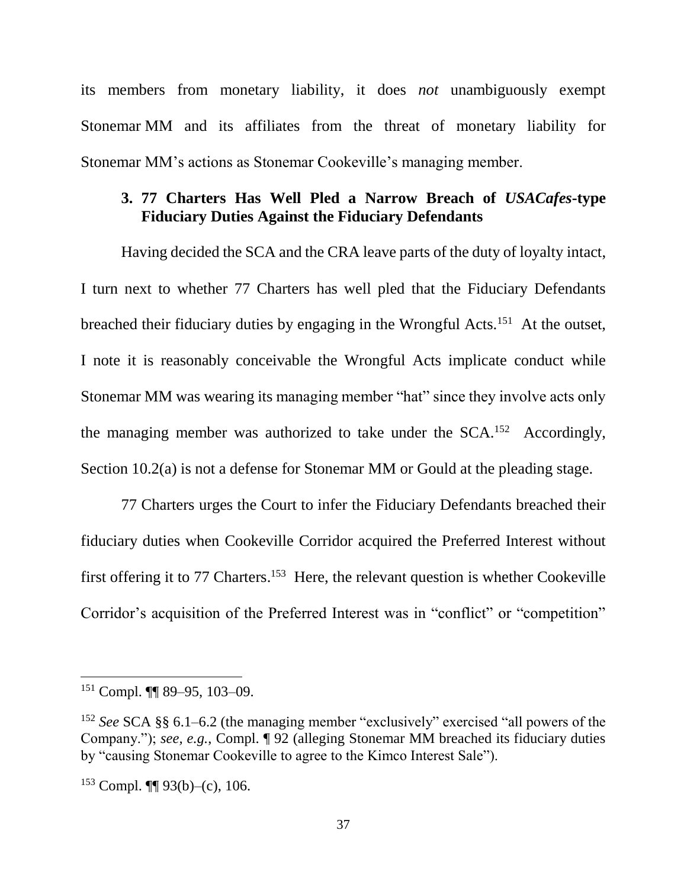its members from monetary liability, it does *not* unambiguously exempt Stonemar MM and its affiliates from the threat of monetary liability for Stonemar MM's actions as Stonemar Cookeville's managing member.

### 3. 77 Charters Has Well Pled a Narrow Breach of *USACafes*-type Fiduciary Duties Against the Fiduciary Defendants

Having decided the SCA and the CRA leave parts of the duty of loyalty intact, I turn next to whether 77 Charters has well pled that the Fiduciary Defendants breached their fiduciary duties by engaging in the Wrongful Acts.[151] At the outset, I note it is reasonably conceivable the Wrongful Acts implicate conduct while Stonemar MM was wearing its managing member "hat" since they involve acts only the managing member was authorized to take under the SCA.[152] Accordingly, Section 10.2(a) is not a defense for Stonemar MM or Gould at the pleading stage.

77 Charters urges the Court to infer the Fiduciary Defendants breached their fiduciary duties when Cookeville Corridor acquired the Preferred Interest without first offering it to 77 Charters.[153] Here, the relevant question is whether Cookeville Corridor's acquisition of the Preferred Interest was in "conflict" or "competition"

---

[151] Compl. ¶¶ 89–95, 103–09.

[152] *See* SCA §§ 6.1–6.2 (the managing member "exclusively" exercised "all powers of the Company."); *see, e.g.*, Compl. ¶ 92 (alleging Stonemar MM breached its fiduciary duties by "causing Stonemar Cookeville to agree to the Kimco Interest Sale").

[153] Compl. ¶¶ 93(b)–(c), 106.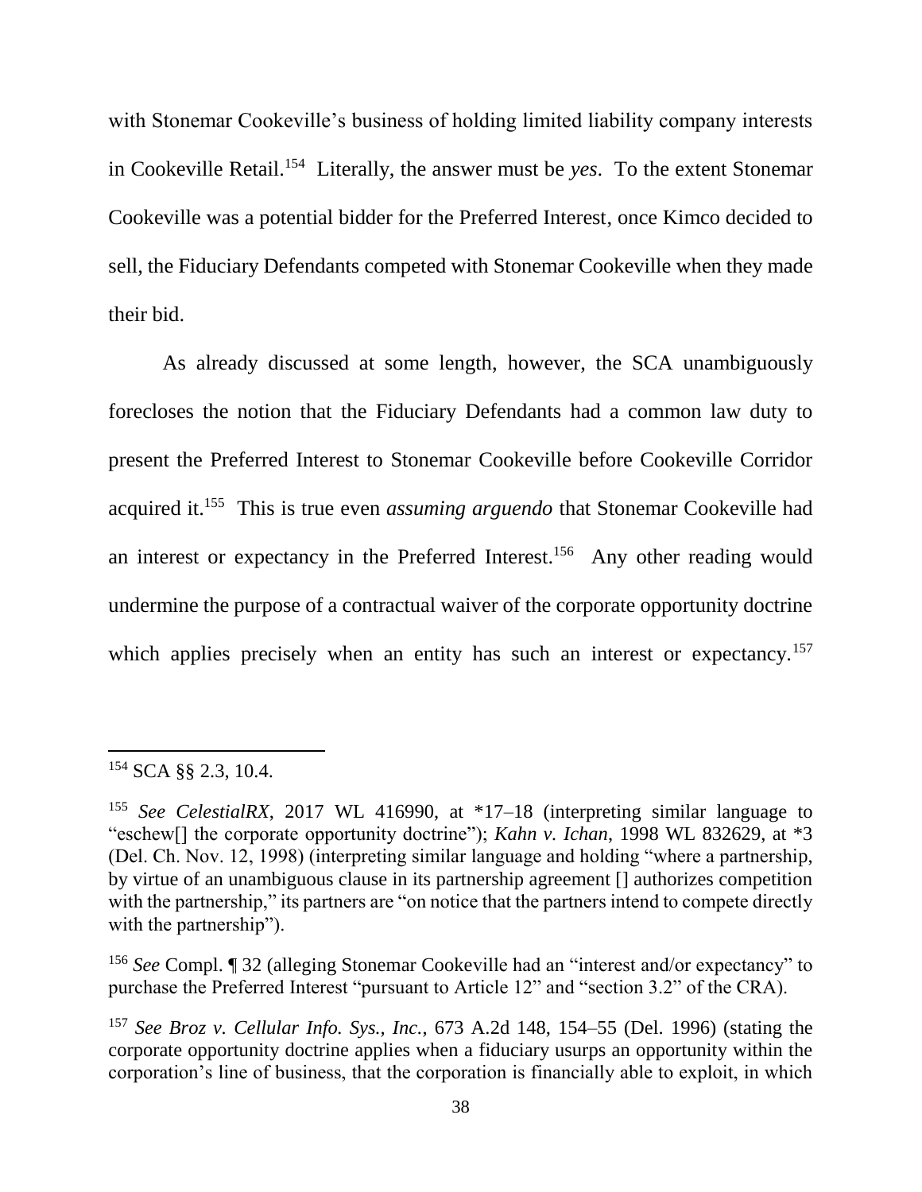with Stonemar Cookeville's business of holding limited liability company interests in Cookeville Retail.[154] Literally, the answer must be *yes*. To the extent Stonemar Cookeville was a potential bidder for the Preferred Interest, once Kimco decided to sell, the Fiduciary Defendants competed with Stonemar Cookeville when they made their bid.

As already discussed at some length, however, the SCA unambiguously forecloses the notion that the Fiduciary Defendants had a common law duty to present the Preferred Interest to Stonemar Cookeville before Cookeville Corridor acquired it.[155] This is true even *assuming arguendo* that Stonemar Cookeville had an interest or expectancy in the Preferred Interest.[156] Any other reading would undermine the purpose of a contractual waiver of the corporate opportunity doctrine which applies precisely when an entity has such an interest or expectancy.[157]

---

[154] SCA §§ 2.3, 10.4.

[155] *See CelestialRX*, 2017 WL 416990, at *17–18 (interpreting similar language to "eschew[] the corporate opportunity doctrine"); *Kahn v. Ichan*, 1998 WL 832629, at *3 (Del. Ch. Nov. 12, 1998) (interpreting similar language and holding "where a partnership, by virtue of an unambiguous clause in its partnership agreement [] authorizes competition with the partnership," its partners are "on notice that the partners intend to compete directly with the partnership").

[156] *See* Compl. ¶ 32 (alleging Stonemar Cookeville had an "interest and/or expectancy" to purchase the Preferred Interest "pursuant to Article 12" and "section 3.2" of the CRA).

[157] *See Broz v. Cellular Info. Sys., Inc.*, 673 A.2d 148, 154–55 (Del. 1996) (stating the corporate opportunity doctrine applies when a fiduciary usurps an opportunity within the corporation's line of business, that the corporation is financially able to exploit, in which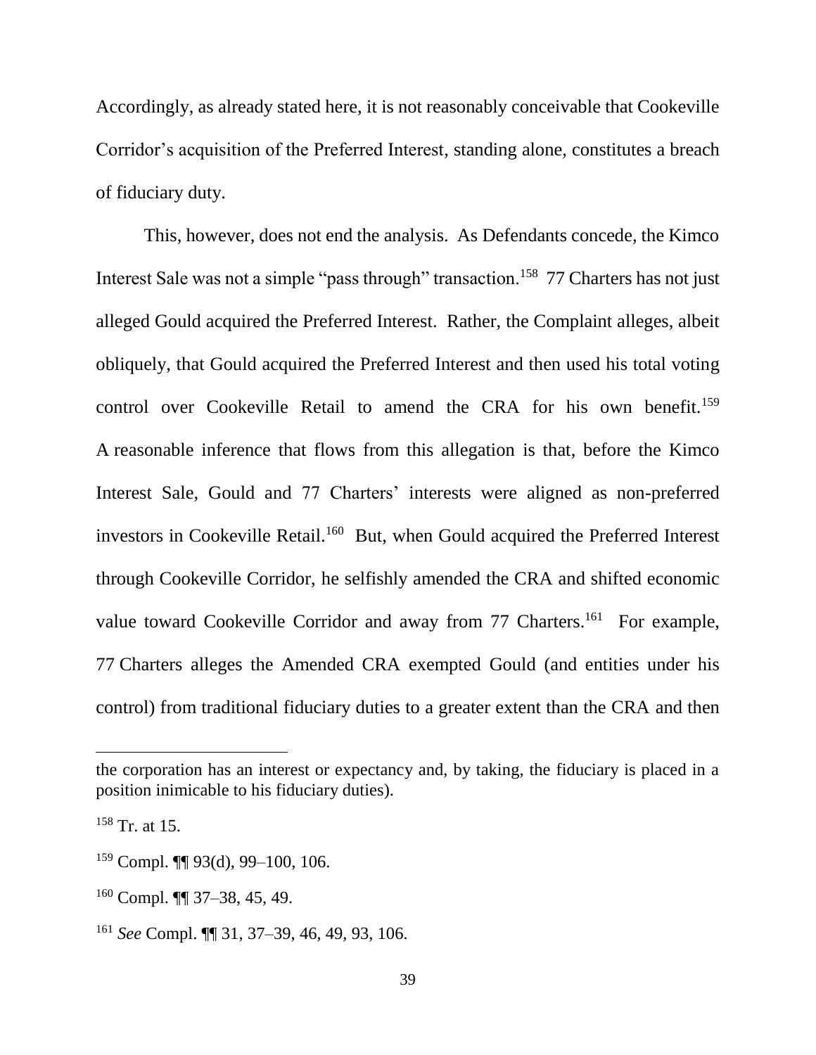Accordingly, as already stated here, it is not reasonably conceivable that Cookeville Corridor's acquisition of the Preferred Interest, standing alone, constitutes a breach of fiduciary duty.

This, however, does not end the analysis. As Defendants concede, the Kimco Interest Sale was not a simple "pass through" transaction.[158] 77 Charters has not just alleged Gould acquired the Preferred Interest. Rather, the Complaint alleges, albeit obliquely, that Gould acquired the Preferred Interest and then used his total voting control over Cookeville Retail to amend the CRA for his own benefit.[159] A reasonable inference that flows from this allegation is that, before the Kimco Interest Sale, Gould and 77 Charters' interests were aligned as non-preferred investors in Cookeville Retail.[160] But, when Gould acquired the Preferred Interest through Cookeville Corridor, he selfishly amended the CRA and shifted economic value toward Cookeville Corridor and away from 77 Charters.[161] For example, 77 Charters alleges the Amended CRA exempted Gould (and entities under his control) from traditional fiduciary duties to a greater extent than the CRA and then

---

the corporation has an interest or expectancy and, by taking, the fiduciary is placed in a position inimicable to his fiduciary duties).

[158] Tr. at 15.

[159] Compl. ¶¶ 93(d), 99–100, 106.

[160] Compl. ¶¶ 37–38, 45, 49.

[161] *See* Compl. ¶¶ 31, 37–39, 46, 49, 93, 106.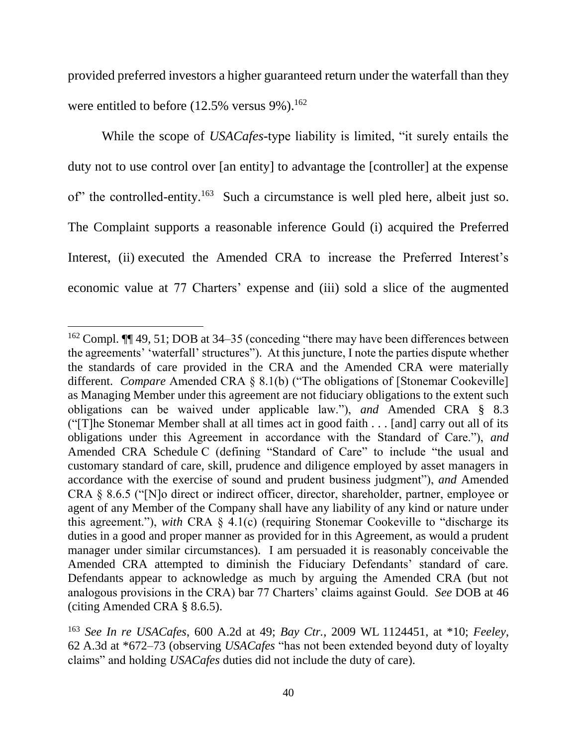provided preferred investors a higher guaranteed return under the waterfall than they were entitled to before (12.5% versus 9%).[162]

While the scope of *USACafes*-type liability is limited, "it surely entails the duty not to use control over [an entity] to advantage the [controller] at the expense of" the controlled-entity.[163] Such a circumstance is well pled here, albeit just so. The Complaint supports a reasonable inference Gould (i) acquired the Preferred Interest, (ii) executed the Amended CRA to increase the Preferred Interest's economic value at 77 Charters' expense and (iii) sold a slice of the augmented

---

[162] Compl. ¶¶ 49, 51; DOB at 34–35 (conceding "there may have been differences between the agreements' 'waterfall' structures"). At this juncture, I note the parties dispute whether the standards of care provided in the CRA and the Amended CRA were materially different. *Compare* Amended CRA § 8.1(b) ("The obligations of [Stonemar Cookeville] as Managing Member under this agreement are not fiduciary obligations to the extent such obligations can be waived under applicable law."), *and* Amended CRA § 8.3 ("[T]he Stonemar Member shall at all times act in good faith . . . [and] carry out all of its obligations under this Agreement in accordance with the Standard of Care."), *and* Amended CRA Schedule C (defining "Standard of Care" to include "the usual and customary standard of care, skill, prudence and diligence employed by asset managers in accordance with the exercise of sound and prudent business judgment"), *and* Amended CRA § 8.6.5 ("[N]o direct or indirect officer, director, shareholder, partner, employee or agent of any Member of the Company shall have any liability of any kind or nature under this agreement."), *with* CRA § 4.1(c) (requiring Stonemar Cookeville to "discharge its duties in a good and proper manner as provided for in this Agreement, as would a prudent manager under similar circumstances). I am persuaded it is reasonably conceivable the Amended CRA attempted to diminish the Fiduciary Defendants' standard of care. Defendants appear to acknowledge as much by arguing the Amended CRA (but not analogous provisions in the CRA) bar 77 Charters' claims against Gould. *See* DOB at 46 (citing Amended CRA § 8.6.5).

[163] *See In re USACafes*, 600 A.2d at 49; *Bay Ctr.*, 2009 WL 1124451, at *10; *Feeley*, 62 A.3d at *672–73 (observing *USACafes* "has not been extended beyond duty of loyalty claims" and holding *USACafes* duties did not include the duty of care).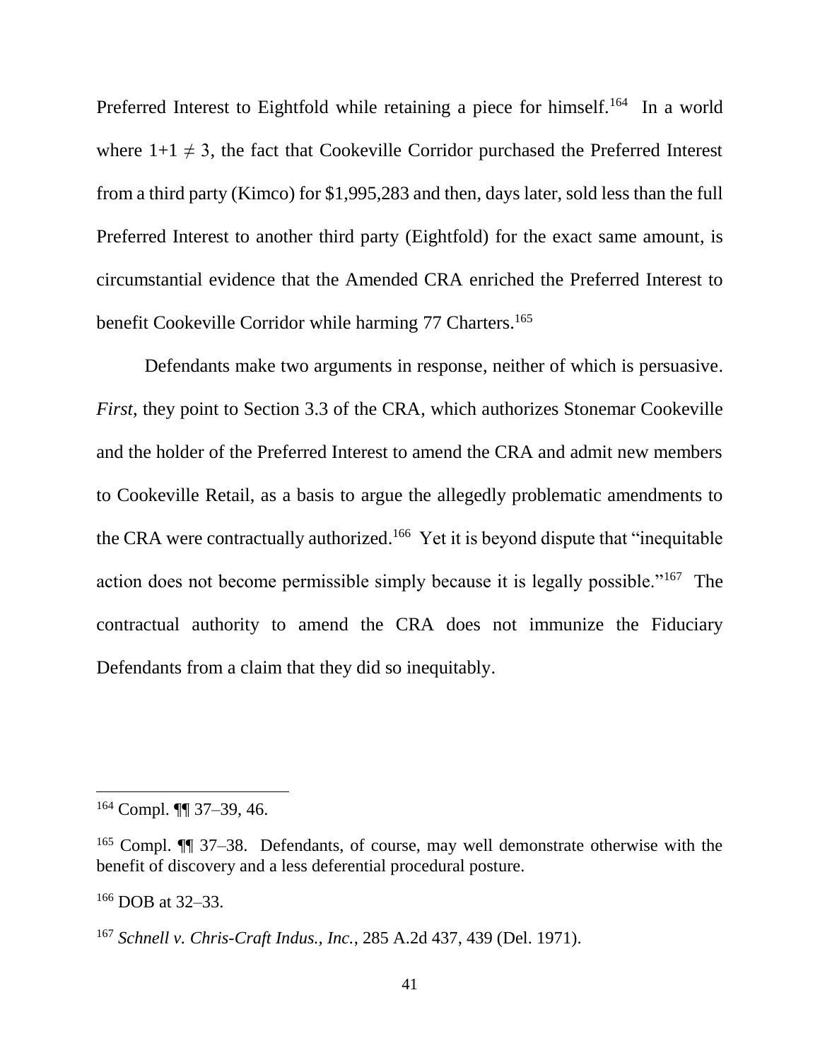Preferred Interest to Eightfold while retaining a piece for himself.[164] In a world where $1+1 \neq 3$, the fact that Cookeville Corridor purchased the Preferred Interest from a third party (Kimco) for $1,995,283 and then, days later, sold less than the full Preferred Interest to another third party (Eightfold) for the exact same amount, is circumstantial evidence that the Amended CRA enriched the Preferred Interest to benefit Cookeville Corridor while harming 77 Charters.[165]

Defendants make two arguments in response, neither of which is persuasive. *First*, they point to Section 3.3 of the CRA, which authorizes Stonemar Cookeville and the holder of the Preferred Interest to amend the CRA and admit new members to Cookeville Retail, as a basis to argue the allegedly problematic amendments to the CRA were contractually authorized.[166] Yet it is beyond dispute that "inequitable action does not become permissible simply because it is legally possible."[167] The contractual authority to amend the CRA does not immunize the Fiduciary Defendants from a claim that they did so inequitably.

---

[164] Compl. ¶¶ 37–39, 46.

[165] Compl. ¶¶ 37–38. Defendants, of course, may well demonstrate otherwise with the benefit of discovery and a less deferential procedural posture.

[166] DOB at 32–33.

[167] *Schnell v. Chris-Craft Indus., Inc.*, 285 A.2d 437, 439 (Del. 1971).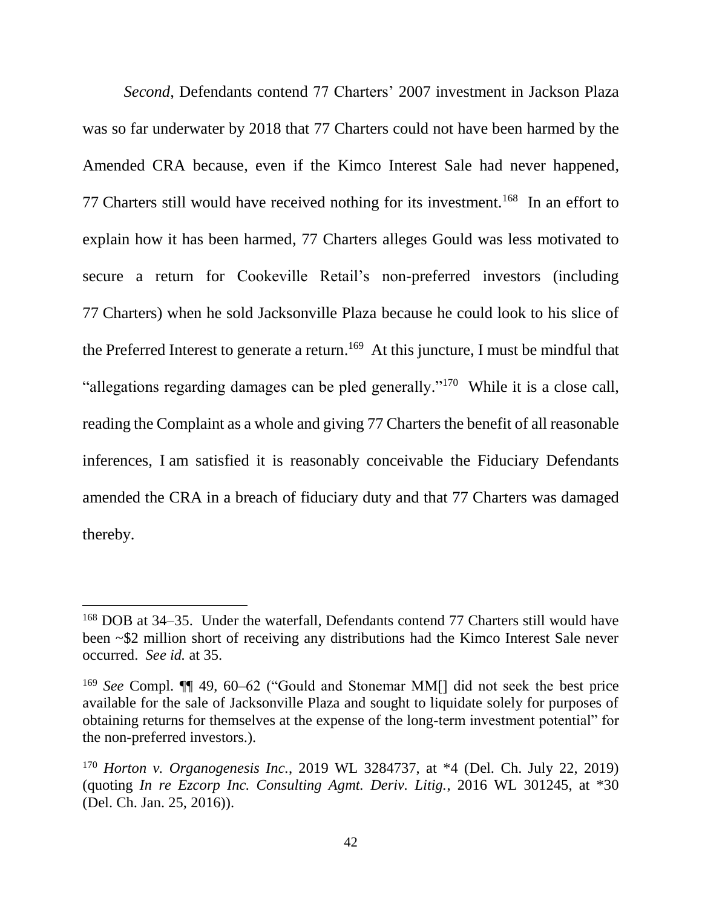*Second*, Defendants contend 77 Charters' 2007 investment in Jackson Plaza was so far underwater by 2018 that 77 Charters could not have been harmed by the Amended CRA because, even if the Kimco Interest Sale had never happened, 77 Charters still would have received nothing for its investment.[168] In an effort to explain how it has been harmed, 77 Charters alleges Gould was less motivated to secure a return for Cookeville Retail's non-preferred investors (including 77 Charters) when he sold Jacksonville Plaza because he could look to his slice of the Preferred Interest to generate a return.[169] At this juncture, I must be mindful that "allegations regarding damages can be pled generally."[170] While it is a close call, reading the Complaint as a whole and giving 77 Charters the benefit of all reasonable inferences, I am satisfied it is reasonably conceivable the Fiduciary Defendants amended the CRA in a breach of fiduciary duty and that 77 Charters was damaged thereby.

---

[168] DOB at 34–35. Under the waterfall, Defendants contend 77 Charters still would have been ~$2 million short of receiving any distributions had the Kimco Interest Sale never occurred. *See id.* at 35.

[169] *See* Compl. ¶¶ 49, 60–62 ("Gould and Stonemar MM[] did not seek the best price available for the sale of Jacksonville Plaza and sought to liquidate solely for purposes of obtaining returns for themselves at the expense of the long-term investment potential" for the non-preferred investors.).

[170] *Horton v. Organogenesis Inc.*, 2019 WL 3284737, at *4 (Del. Ch. July 22, 2019) (quoting *In re Ezcorp Inc. Consulting Agmt. Deriv. Litig.*, 2016 WL 301245, at *30 (Del. Ch. Jan. 25, 2016)).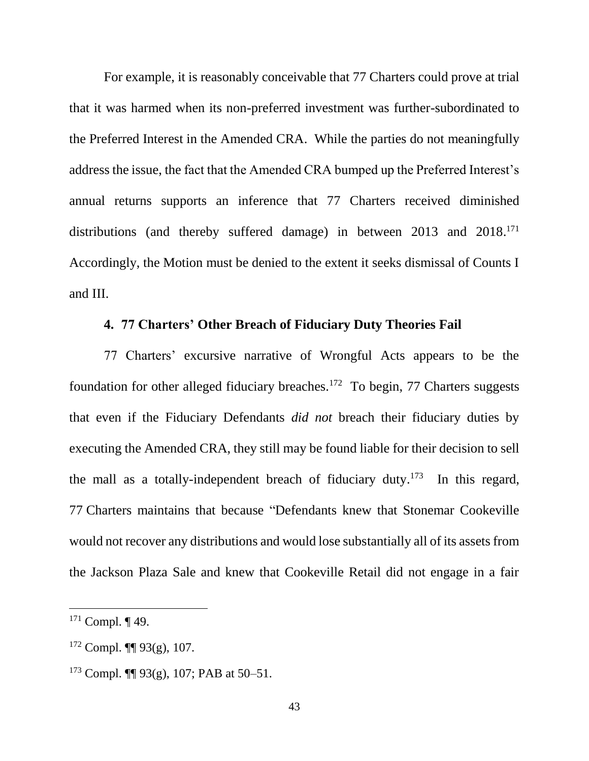For example, it is reasonably conceivable that 77 Charters could prove at trial that it was harmed when its non-preferred investment was further-subordinated to the Preferred Interest in the Amended CRA. While the parties do not meaningfully address the issue, the fact that the Amended CRA bumped up the Preferred Interest's annual returns supports an inference that 77 Charters received diminished distributions (and thereby suffered damage) in between 2013 and 2018.[171] Accordingly, the Motion must be denied to the extent it seeks dismissal of Counts I and III.

### 4. 77 Charters' Other Breach of Fiduciary Duty Theories Fail

77 Charters' excursive narrative of Wrongful Acts appears to be the foundation for other alleged fiduciary breaches.[172] To begin, 77 Charters suggests that even if the Fiduciary Defendants *did not* breach their fiduciary duties by executing the Amended CRA, they still may be found liable for their decision to sell the mall as a totally-independent breach of fiduciary duty.[173] In this regard, 77 Charters maintains that because "Defendants knew that Stonemar Cookeville would not recover any distributions and would lose substantially all of its assets from the Jackson Plaza Sale and knew that Cookeville Retail did not engage in a fair

---

[171] Compl. ¶ 49.

[172] Compl. ¶¶ 93(g), 107.

[173] Compl. ¶¶ 93(g), 107; PAB at 50–51.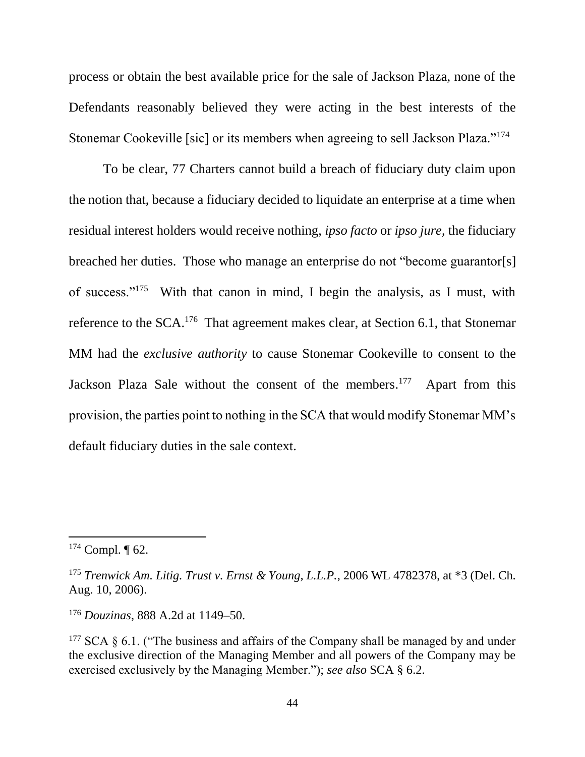process or obtain the best available price for the sale of Jackson Plaza, none of the Defendants reasonably believed they were acting in the best interests of the Stonemar Cookeville [sic] or its members when agreeing to sell Jackson Plaza."[174]

To be clear, 77 Charters cannot build a breach of fiduciary duty claim upon the notion that, because a fiduciary decided to liquidate an enterprise at a time when residual interest holders would receive nothing, *ipso facto* or *ipso jure*, the fiduciary breached her duties. Those who manage an enterprise do not "become guarantor[s] of success."[175] With that canon in mind, I begin the analysis, as I must, with reference to the SCA.[176] That agreement makes clear, at Section 6.1, that Stonemar MM had the *exclusive authority* to cause Stonemar Cookeville to consent to the Jackson Plaza Sale without the consent of the members.[177] Apart from this provision, the parties point to nothing in the SCA that would modify Stonemar MM's default fiduciary duties in the sale context.

---

[174] Compl. ¶ 62.

[175] *Trenwick Am. Litig. Trust v. Ernst & Young, L.L.P.*, 2006 WL 4782378, at *3 (Del. Ch. Aug. 10, 2006).

[176] *Douzinas*, 888 A.2d at 1149–50.

[177] SCA § 6.1. ("The business and affairs of the Company shall be managed by and under the exclusive direction of the Managing Member and all powers of the Company may be exercised exclusively by the Managing Member."); *see also* SCA § 6.2.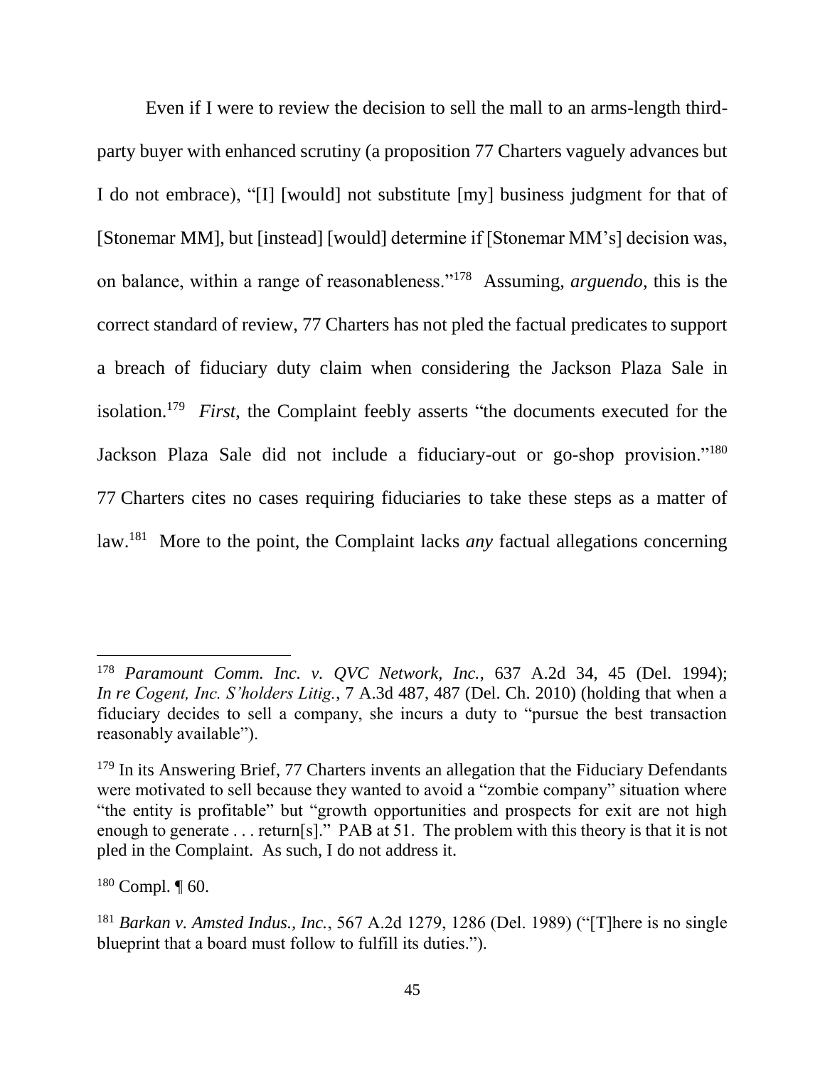Even if I were to review the decision to sell the mall to an arms-length third-party buyer with enhanced scrutiny (a proposition 77 Charters vaguely advances but I do not embrace), "[I] [would] not substitute [my] business judgment for that of [Stonemar MM], but [instead] [would] determine if [Stonemar MM's] decision was, on balance, within a range of reasonableness."[178] Assuming, *arguendo*, this is the correct standard of review, 77 Charters has not pled the factual predicates to support a breach of fiduciary duty claim when considering the Jackson Plaza Sale in isolation.[179] *First*, the Complaint feebly asserts "the documents executed for the Jackson Plaza Sale did not include a fiduciary-out or go-shop provision."[180] 77 Charters cites no cases requiring fiduciaries to take these steps as a matter of law.[181] More to the point, the Complaint lacks *any* factual allegations concerning

---

[178] *Paramount Comm. Inc. v. QVC Network, Inc.*, 637 A.2d 34, 45 (Del. 1994); *In re Cogent, Inc. S'holders Litig.*, 7 A.3d 487, 487 (Del. Ch. 2010) (holding that when a fiduciary decides to sell a company, she incurs a duty to "pursue the best transaction reasonably available").

[179] In its Answering Brief, 77 Charters invents an allegation that the Fiduciary Defendants were motivated to sell because they wanted to avoid a "zombie company" situation where "the entity is profitable" but "growth opportunities and prospects for exit are not high enough to generate . . . return[s]." PAB at 51. The problem with this theory is that it is not pled in the Complaint. As such, I do not address it.

[180] Compl. ¶ 60.

[181] *Barkan v. Amsted Indus., Inc.*, 567 A.2d 1279, 1286 (Del. 1989) ("[T]here is no single blueprint that a board must follow to fulfill its duties.").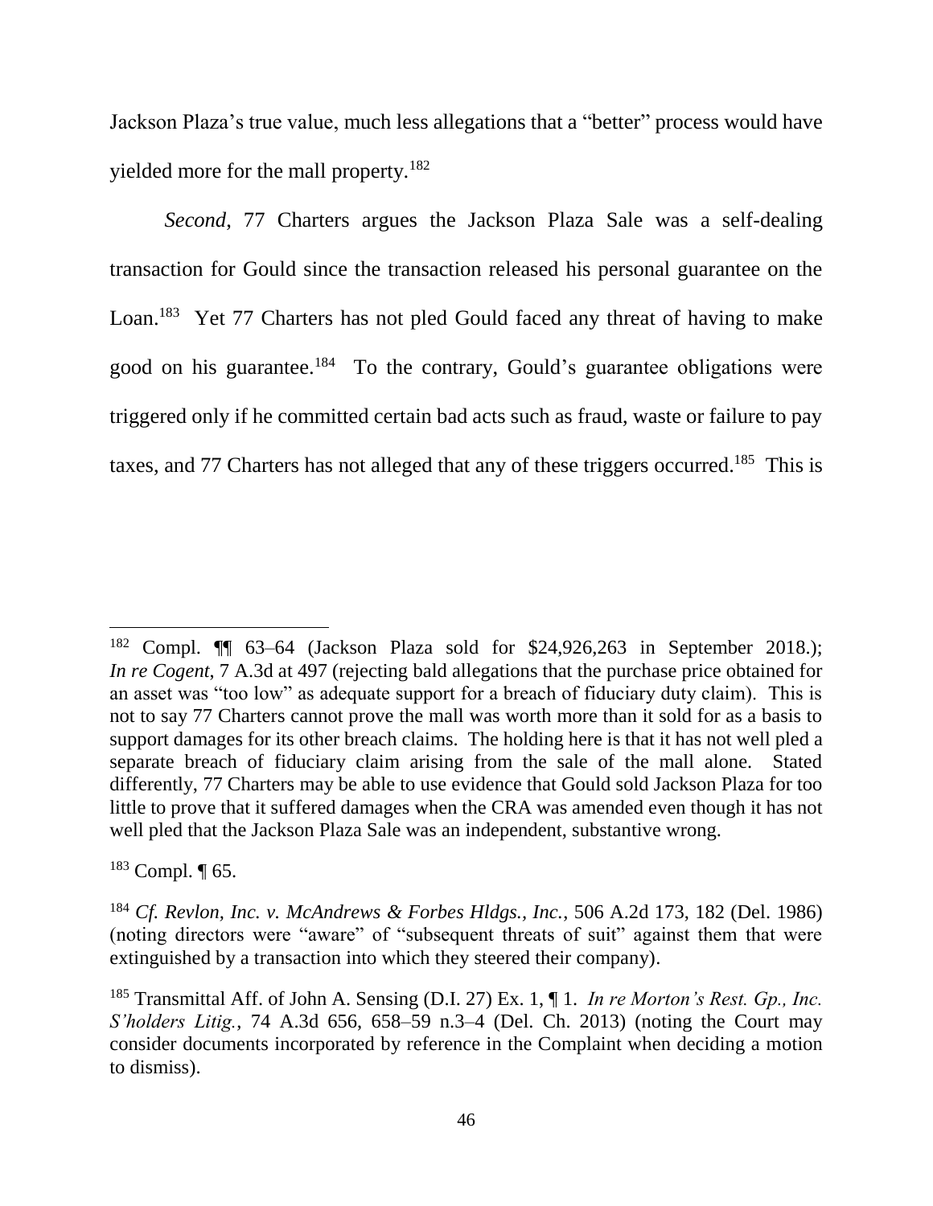Jackson Plaza's true value, much less allegations that a "better" process would have yielded more for the mall property.[182]

*Second*, 77 Charters argues the Jackson Plaza Sale was a self-dealing transaction for Gould since the transaction released his personal guarantee on the Loan.[183] Yet 77 Charters has not pled Gould faced any threat of having to make good on his guarantee.[184] To the contrary, Gould's guarantee obligations were triggered only if he committed certain bad acts such as fraud, waste or failure to pay taxes, and 77 Charters has not alleged that any of these triggers occurred.[185] This is

---

[182] Compl. ¶¶ 63–64 (Jackson Plaza sold for $24,926,263 in September 2018.); *In re Cogent*, 7 A.3d at 497 (rejecting bald allegations that the purchase price obtained for an asset was "too low" as adequate support for a breach of fiduciary duty claim). This is not to say 77 Charters cannot prove the mall was worth more than it sold for as a basis to support damages for its other breach claims. The holding here is that it has not well pled a separate breach of fiduciary claim arising from the sale of the mall alone. Stated differently, 77 Charters may be able to use evidence that Gould sold Jackson Plaza for too little to prove that it suffered damages when the CRA was amended even though it has not well pled that the Jackson Plaza Sale was an independent, substantive wrong.

[183] Compl. ¶ 65.

[184] *Cf. Revlon, Inc. v. McAndrews & Forbes Hldgs., Inc.*, 506 A.2d 173, 182 (Del. 1986) (noting directors were "aware" of "subsequent threats of suit" against them that were extinguished by a transaction into which they steered their company).

[185] Transmittal Aff. of John A. Sensing (D.I. 27) Ex. 1, ¶ 1. *In re Morton's Rest. Gp., Inc. S'holders Litig.*, 74 A.3d 656, 658–59 n.3–4 (Del. Ch. 2013) (noting the Court may consider documents incorporated by reference in the Complaint when deciding a motion to dismiss).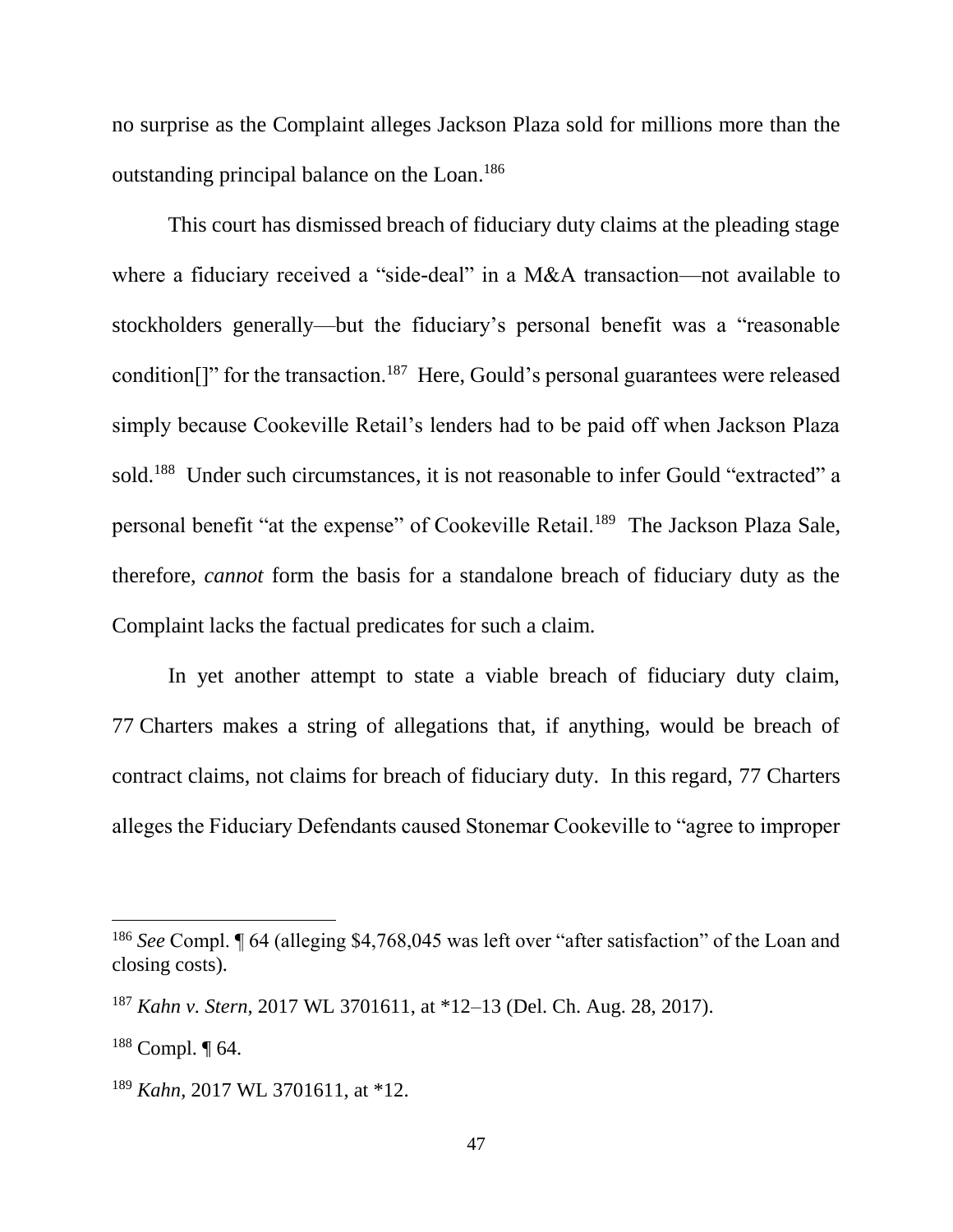no surprise as the Complaint alleges Jackson Plaza sold for millions more than the outstanding principal balance on the Loan.[186]

This court has dismissed breach of fiduciary duty claims at the pleading stage where a fiduciary received a "side-deal" in a M&A transaction—not available to stockholders generally—but the fiduciary's personal benefit was a "reasonable condition[]" for the transaction.[187] Here, Gould's personal guarantees were released simply because Cookeville Retail's lenders had to be paid off when Jackson Plaza sold.[188] Under such circumstances, it is not reasonable to infer Gould "extracted" a personal benefit "at the expense" of Cookeville Retail.[189] The Jackson Plaza Sale, therefore, *cannot* form the basis for a standalone breach of fiduciary duty as the Complaint lacks the factual predicates for such a claim.

In yet another attempt to state a viable breach of fiduciary duty claim, 77 Charters makes a string of allegations that, if anything, would be breach of contract claims, not claims for breach of fiduciary duty. In this regard, 77 Charters alleges the Fiduciary Defendants caused Stonemar Cookeville to "agree to improper

---

[186] *See* Compl. ¶ 64 (alleging $4,768,045 was left over "after satisfaction" of the Loan and closing costs).

[187] *Kahn v. Stern*, 2017 WL 3701611, at *12–13 (Del. Ch. Aug. 28, 2017).

[188] Compl. ¶ 64.

[189] *Kahn*, 2017 WL 3701611, at *12.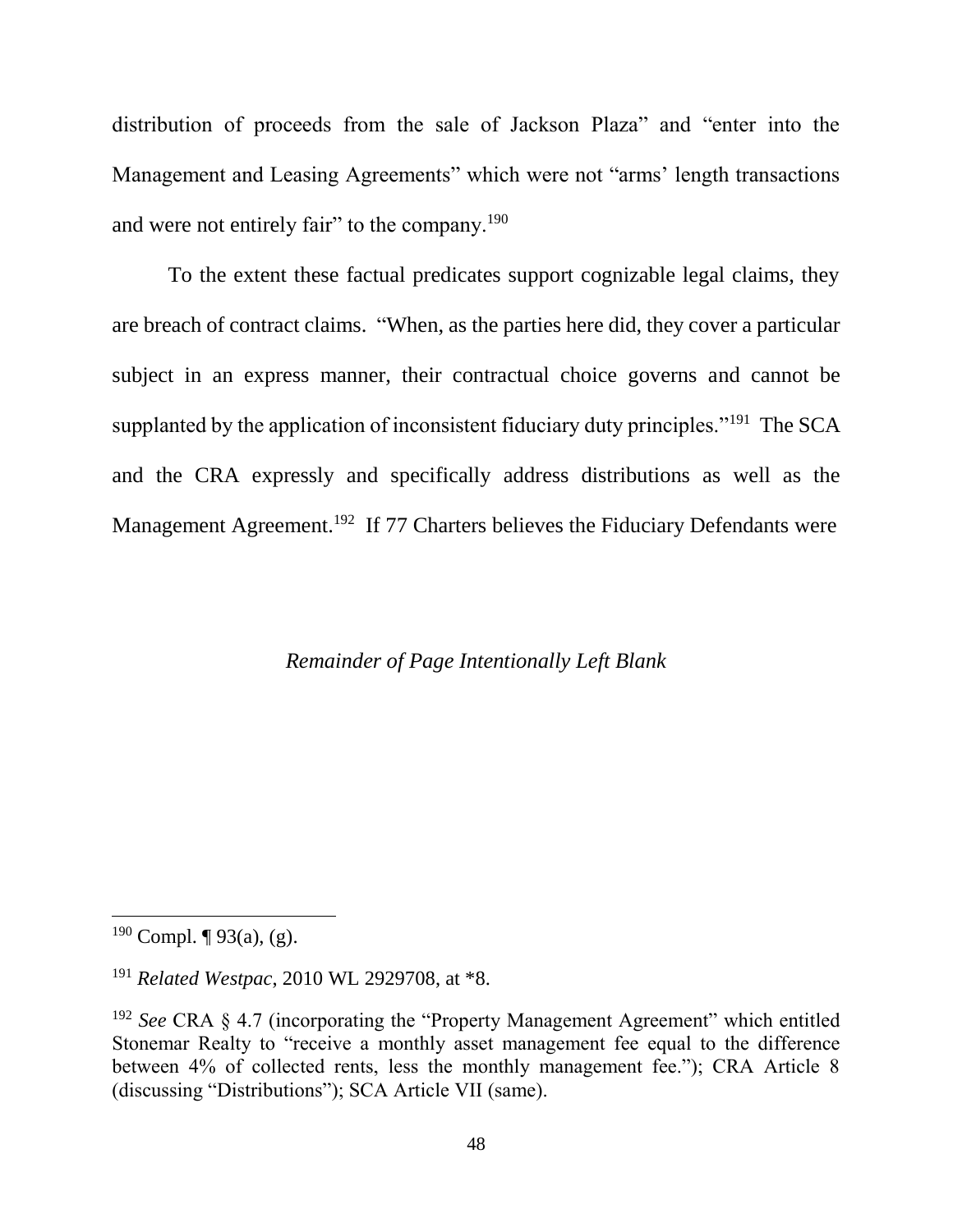distribution of proceeds from the sale of Jackson Plaza" and "enter into the Management and Leasing Agreements" which were not "arms' length transactions and were not entirely fair" to the company.[190]

To the extent these factual predicates support cognizable legal claims, they are breach of contract claims. "When, as the parties here did, they cover a particular subject in an express manner, their contractual choice governs and cannot be supplanted by the application of inconsistent fiduciary duty principles."[191] The SCA and the CRA expressly and specifically address distributions as well as the Management Agreement.[192] If 77 Charters believes the Fiduciary Defendants were

*Remainder of Page Intentionally Left Blank*

---

[190] Compl. ¶ 93(a), (g).

[191] *Related Westpac*, 2010 WL 2929708, at *8.

[192] *See* CRA § 4.7 (incorporating the "Property Management Agreement" which entitled Stonemar Realty to "receive a monthly asset management fee equal to the difference between 4% of collected rents, less the monthly management fee."); CRA Article 8 (discussing "Distributions"); SCA Article VII (same).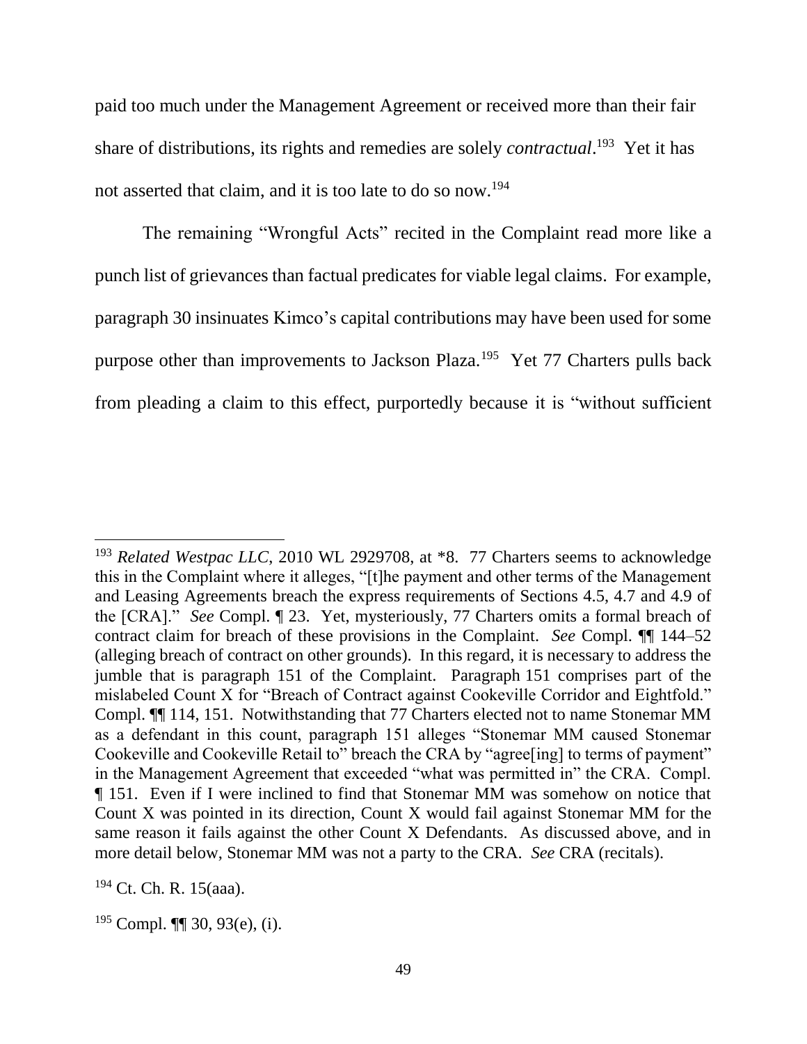paid too much under the Management Agreement or received more than their fair share of distributions, its rights and remedies are solely *contractual*.[193] Yet it has not asserted that claim, and it is too late to do so now.[194]

The remaining "Wrongful Acts" recited in the Complaint read more like a punch list of grievances than factual predicates for viable legal claims. For example, paragraph 30 insinuates Kimco's capital contributions may have been used for some purpose other than improvements to Jackson Plaza.[195] Yet 77 Charters pulls back from pleading a claim to this effect, purportedly because it is "without sufficient

---

[193] *Related Westpac LLC*, 2010 WL 2929708, at *8. 77 Charters seems to acknowledge this in the Complaint where it alleges, "[t]he payment and other terms of the Management and Leasing Agreements breach the express requirements of Sections 4.5, 4.7 and 4.9 of the [CRA]." *See* Compl. ¶ 23. Yet, mysteriously, 77 Charters omits a formal breach of contract claim for breach of these provisions in the Complaint. *See* Compl. ¶¶ 144–52 (alleging breach of contract on other grounds). In this regard, it is necessary to address the jumble that is paragraph 151 of the Complaint. Paragraph 151 comprises part of the mislabeled Count X for "Breach of Contract against Cookeville Corridor and Eightfold." Compl. ¶¶ 114, 151. Notwithstanding that 77 Charters elected not to name Stonemar MM as a defendant in this count, paragraph 151 alleges "Stonemar MM caused Stonemar Cookeville and Cookeville Retail to" breach the CRA by "agree[ing] to terms of payment" in the Management Agreement that exceeded "what was permitted in" the CRA. Compl. ¶ 151. Even if I were inclined to find that Stonemar MM was somehow on notice that Count X was pointed in its direction, Count X would fail against Stonemar MM for the same reason it fails against the other Count X Defendants. As discussed above, and in more detail below, Stonemar MM was not a party to the CRA. *See* CRA (recitals).

[194] Ct. Ch. R. 15(aaa).

[195] Compl. ¶¶ 30, 93(e), (i).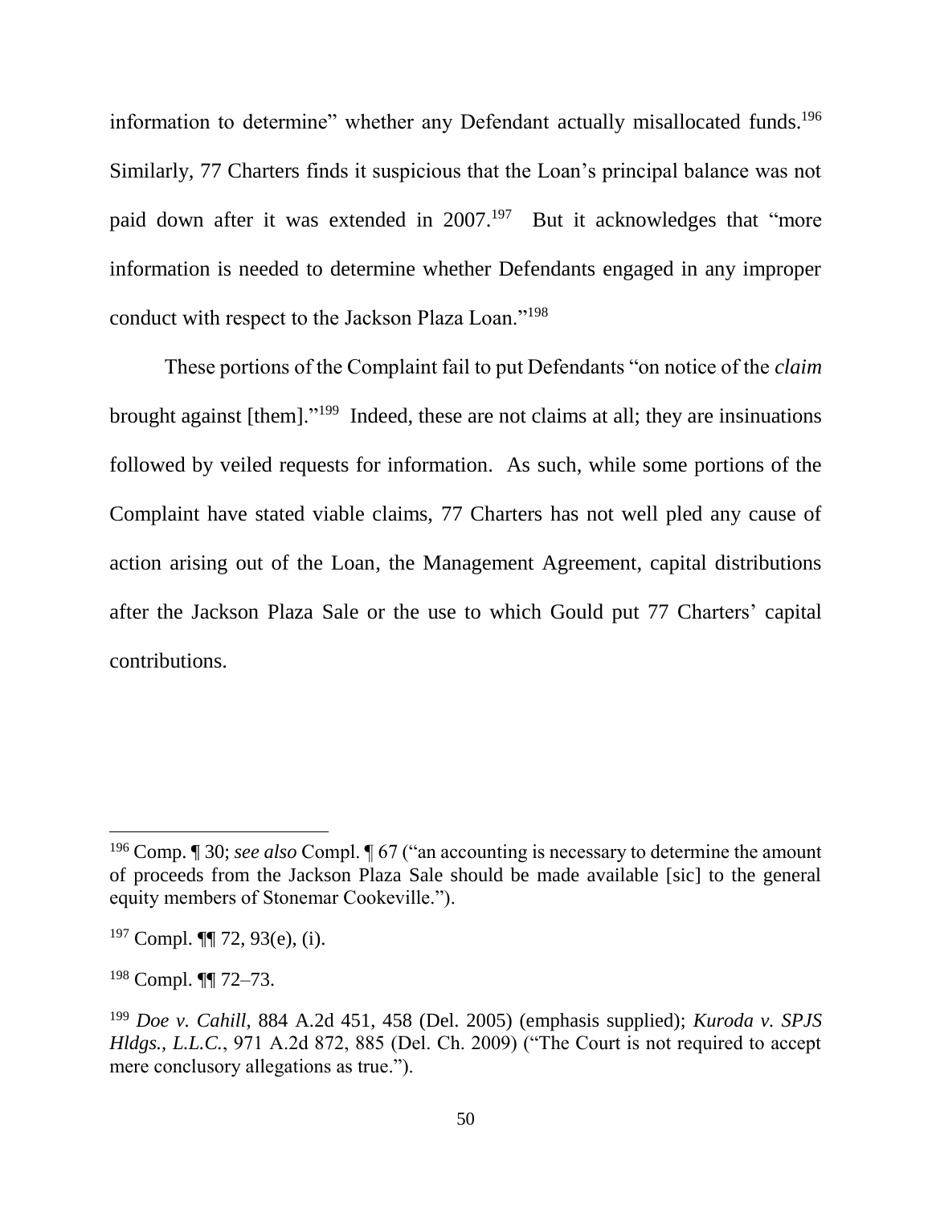information to determine" whether any Defendant actually misallocated funds.[196] Similarly, 77 Charters finds it suspicious that the Loan's principal balance was not paid down after it was extended in 2007.[197] But it acknowledges that "more information is needed to determine whether Defendants engaged in any improper conduct with respect to the Jackson Plaza Loan."[198]

These portions of the Complaint fail to put Defendants "on notice of the *claim* brought against [them]."[199] Indeed, these are not claims at all; they are insinuations followed by veiled requests for information. As such, while some portions of the Complaint have stated viable claims, 77 Charters has not well pled any cause of action arising out of the Loan, the Management Agreement, capital distributions after the Jackson Plaza Sale or the use to which Gould put 77 Charters' capital contributions.

---

[196] Comp. ¶ 30; *see also* Compl. ¶ 67 ("an accounting is necessary to determine the amount of proceeds from the Jackson Plaza Sale should be made available [sic] to the general equity members of Stonemar Cookeville.").

[197] Compl. ¶¶ 72, 93(e), (i).

[198] Compl. ¶¶ 72–73.

[199] *Doe v. Cahill*, 884 A.2d 451, 458 (Del. 2005) (emphasis supplied); *Kuroda v. SPJS Hldgs., L.L.C.*, 971 A.2d 872, 885 (Del. Ch. 2009) ("The Court is not required to accept mere conclusory allegations as true.").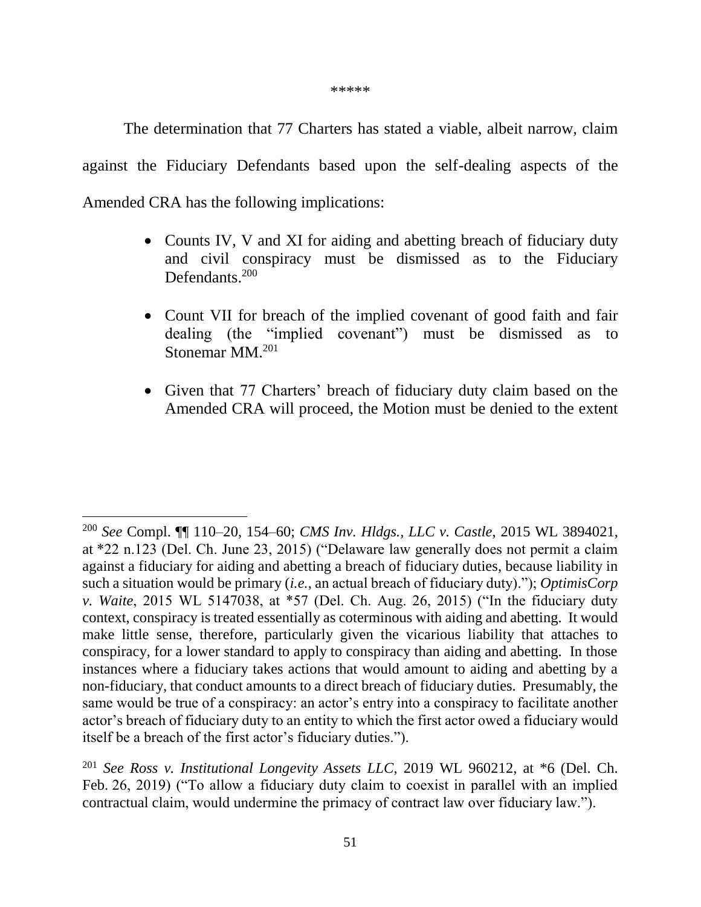\*\*\*\*\*

The determination that 77 Charters has stated a viable, albeit narrow, claim against the Fiduciary Defendants based upon the self-dealing aspects of the Amended CRA has the following implications:

- Counts IV, V and XI for aiding and abetting breach of fiduciary duty and civil conspiracy must be dismissed as to the Fiduciary Defendants.[200]

- Count VII for breach of the implied covenant of good faith and fair dealing (the "implied covenant") must be dismissed as to Stonemar MM.[201]

- Given that 77 Charters' breach of fiduciary duty claim based on the Amended CRA will proceed, the Motion must be denied to the extent

---

[200] *See* Compl. ¶¶ 110–20, 154–60; *CMS Inv. Hldgs., LLC v. Castle*, 2015 WL 3894021, at \*22 n.123 (Del. Ch. June 23, 2015) ("Delaware law generally does not permit a claim against a fiduciary for aiding and abetting a breach of fiduciary duties, because liability in such a situation would be primary (*i.e.*, an actual breach of fiduciary duty)."); *OptimisCorp v. Waite*, 2015 WL 5147038, at \*57 (Del. Ch. Aug. 26, 2015) ("In the fiduciary duty context, conspiracy is treated essentially as coterminous with aiding and abetting. It would make little sense, therefore, particularly given the vicarious liability that attaches to conspiracy, for a lower standard to apply to conspiracy than aiding and abetting. In those instances where a fiduciary takes actions that would amount to aiding and abetting by a non-fiduciary, that conduct amounts to a direct breach of fiduciary duties. Presumably, the same would be true of a conspiracy: an actor's entry into a conspiracy to facilitate another actor's breach of fiduciary duty to an entity to which the first actor owed a fiduciary would itself be a breach of the first actor's fiduciary duties.").

[201] *See Ross v. Institutional Longevity Assets LLC*, 2019 WL 960212, at \*6 (Del. Ch. Feb. 26, 2019) ("To allow a fiduciary duty claim to coexist in parallel with an implied contractual claim, would undermine the primacy of contract law over fiduciary law.").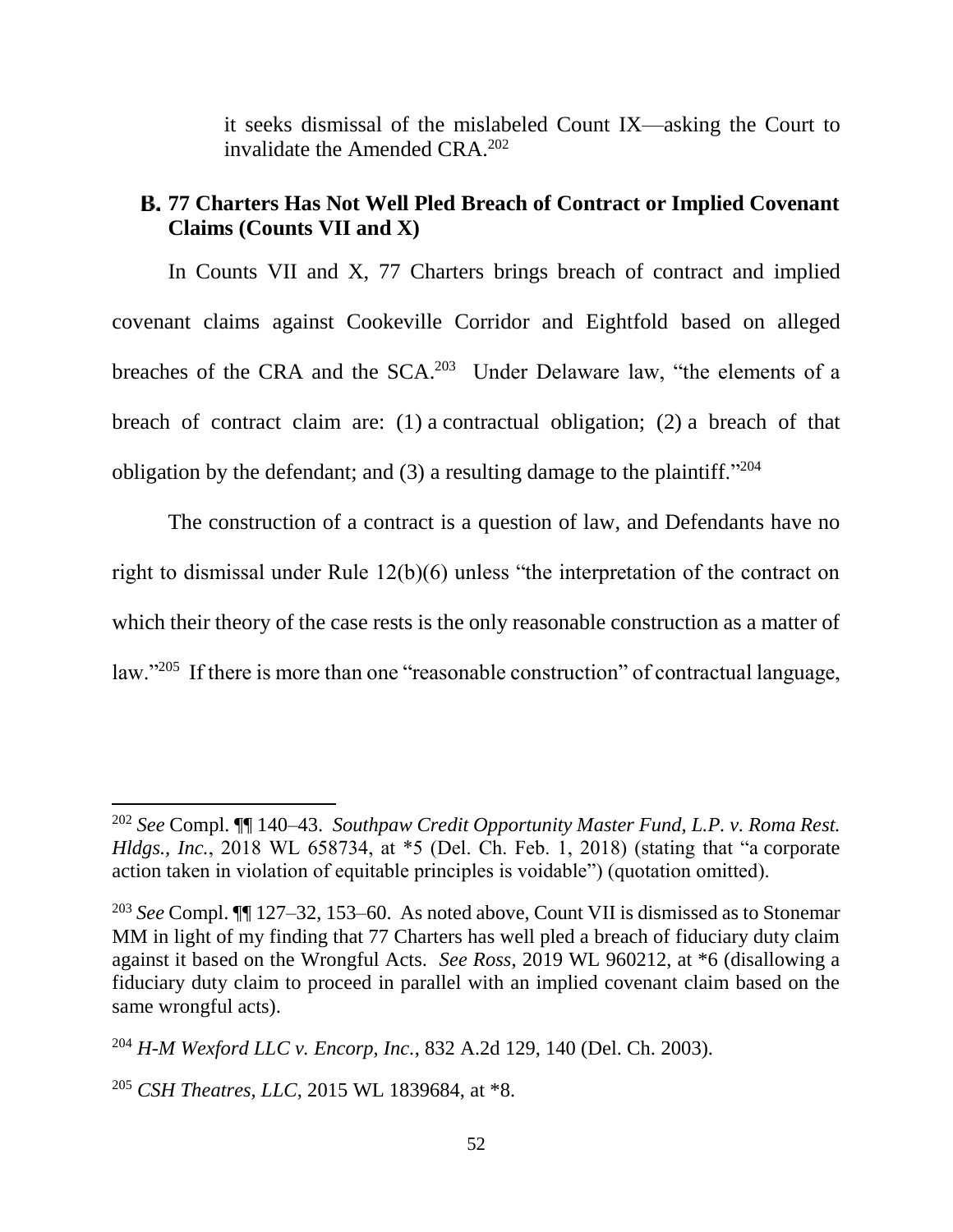it seeks dismissal of the mislabeled Count IX—asking the Court to invalidate the Amended CRA.[202]

### B. 77 Charters Has Not Well Pled Breach of Contract or Implied Covenant Claims (Counts VII and X)

In Counts VII and X, 77 Charters brings breach of contract and implied covenant claims against Cookeville Corridor and Eightfold based on alleged breaches of the CRA and the SCA.[203] Under Delaware law, "the elements of a breach of contract claim are: (1) a contractual obligation; (2) a breach of that obligation by the defendant; and (3) a resulting damage to the plaintiff."[204]

The construction of a contract is a question of law, and Defendants have no right to dismissal under Rule 12(b)(6) unless "the interpretation of the contract on which their theory of the case rests is the only reasonable construction as a matter of law."[205] If there is more than one "reasonable construction" of contractual language,

---

[202] *See* Compl. ¶¶ 140–43. *Southpaw Credit Opportunity Master Fund, L.P. v. Roma Rest. Hldgs., Inc.*, 2018 WL 658734, at *5 (Del. Ch. Feb. 1, 2018) (stating that "a corporate action taken in violation of equitable principles is voidable") (quotation omitted).

[203] *See* Compl. ¶¶ 127–32, 153–60. As noted above, Count VII is dismissed as to Stonemar MM in light of my finding that 77 Charters has well pled a breach of fiduciary duty claim against it based on the Wrongful Acts. *See Ross*, 2019 WL 960212, at *6 (disallowing a fiduciary duty claim to proceed in parallel with an implied covenant claim based on the same wrongful acts).

[204] *H-M Wexford LLC v. Encorp, Inc.*, 832 A.2d 129, 140 (Del. Ch. 2003).

[205] *CSH Theatres, LLC*, 2015 WL 1839684, at *8.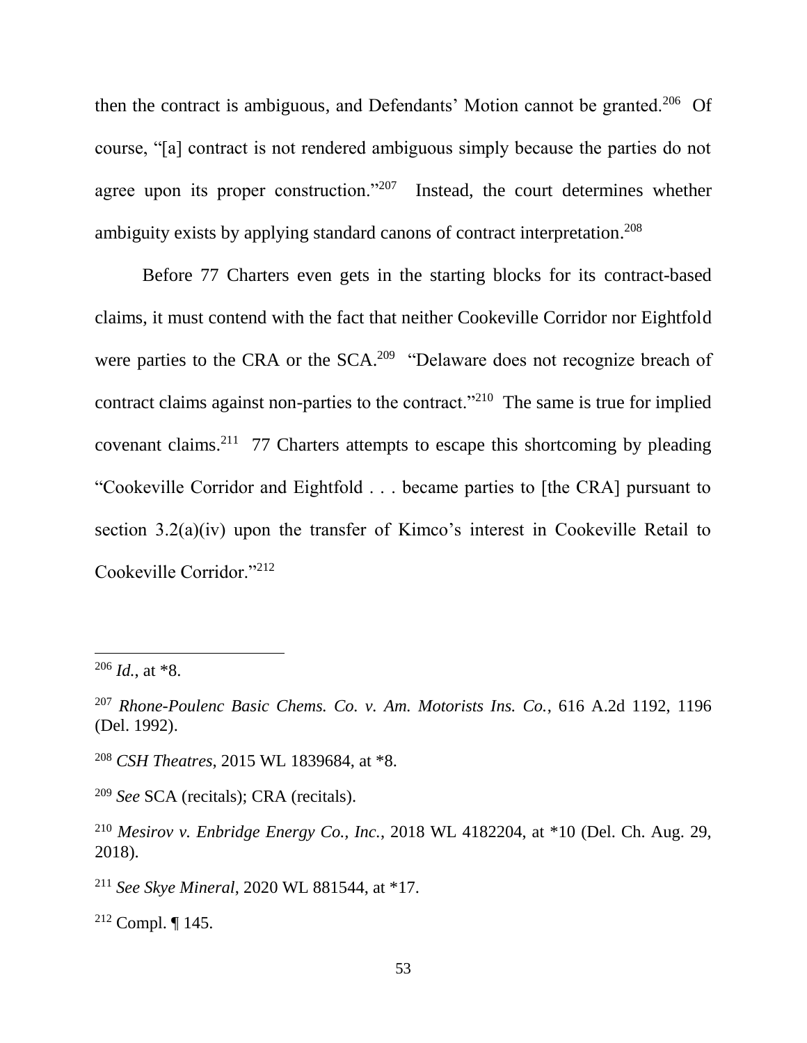then the contract is ambiguous, and Defendants' Motion cannot be granted.[206] Of course, "[a] contract is not rendered ambiguous simply because the parties do not agree upon its proper construction."[207] Instead, the court determines whether ambiguity exists by applying standard canons of contract interpretation.[208]

Before 77 Charters even gets in the starting blocks for its contract-based claims, it must contend with the fact that neither Cookeville Corridor nor Eightfold were parties to the CRA or the SCA.[209] "Delaware does not recognize breach of contract claims against non-parties to the contract."[210] The same is true for implied covenant claims.[211] 77 Charters attempts to escape this shortcoming by pleading "Cookeville Corridor and Eightfold . . . became parties to [the CRA] pursuant to section 3.2(a)(iv) upon the transfer of Kimco's interest in Cookeville Retail to Cookeville Corridor."[212]

---

[206] *Id.*, at *8.

[207] *Rhone-Poulenc Basic Chems. Co. v. Am. Motorists Ins. Co.*, 616 A.2d 1192, 1196 (Del. 1992).

[208] *CSH Theatres*, 2015 WL 1839684, at *8.

[209] *See* SCA (recitals); CRA (recitals).

[210] *Mesirov v. Enbridge Energy Co., Inc.*, 2018 WL 4182204, at *10 (Del. Ch. Aug. 29, 2018).

[211] *See Skye Mineral*, 2020 WL 881544, at *17.

[212] Compl. ¶ 145.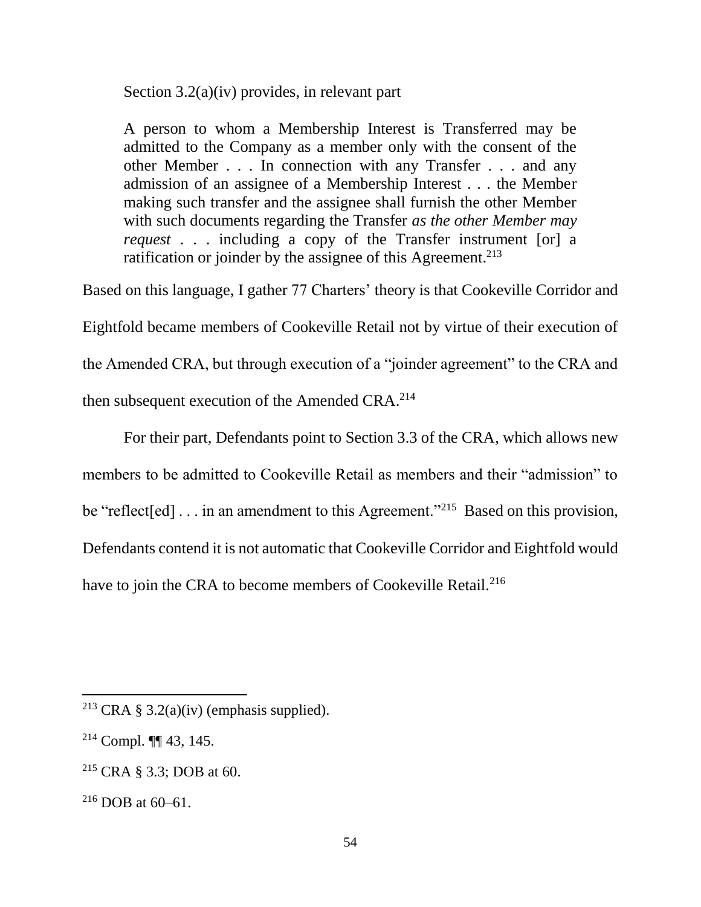Section 3.2(a)(iv) provides, in relevant part

> A person to whom a Membership Interest is Transferred may be admitted to the Company as a member only with the consent of the other Member . . . In connection with any Transfer . . . and any admission of an assignee of a Membership Interest . . . the Member making such transfer and the assignee shall furnish the other Member with such documents regarding the Transfer *as the other Member may request* . . . including a copy of the Transfer instrument [or] a ratification or joinder by the assignee of this Agreement.[213]

Based on this language, I gather 77 Charters' theory is that Cookeville Corridor and Eightfold became members of Cookeville Retail not by virtue of their execution of the Amended CRA, but through execution of a "joinder agreement" to the CRA and then subsequent execution of the Amended CRA.[214]

For their part, Defendants point to Section 3.3 of the CRA, which allows new members to be admitted to Cookeville Retail as members and their "admission" to be "reflect[ed] . . . in an amendment to this Agreement."[215] Based on this provision, Defendants contend it is not automatic that Cookeville Corridor and Eightfold would have to join the CRA to become members of Cookeville Retail.[216]

---

[213] CRA § 3.2(a)(iv) (emphasis supplied).

[214] Compl. ¶¶ 43, 145.

[215] CRA § 3.3; DOB at 60.

[216] DOB at 60–61.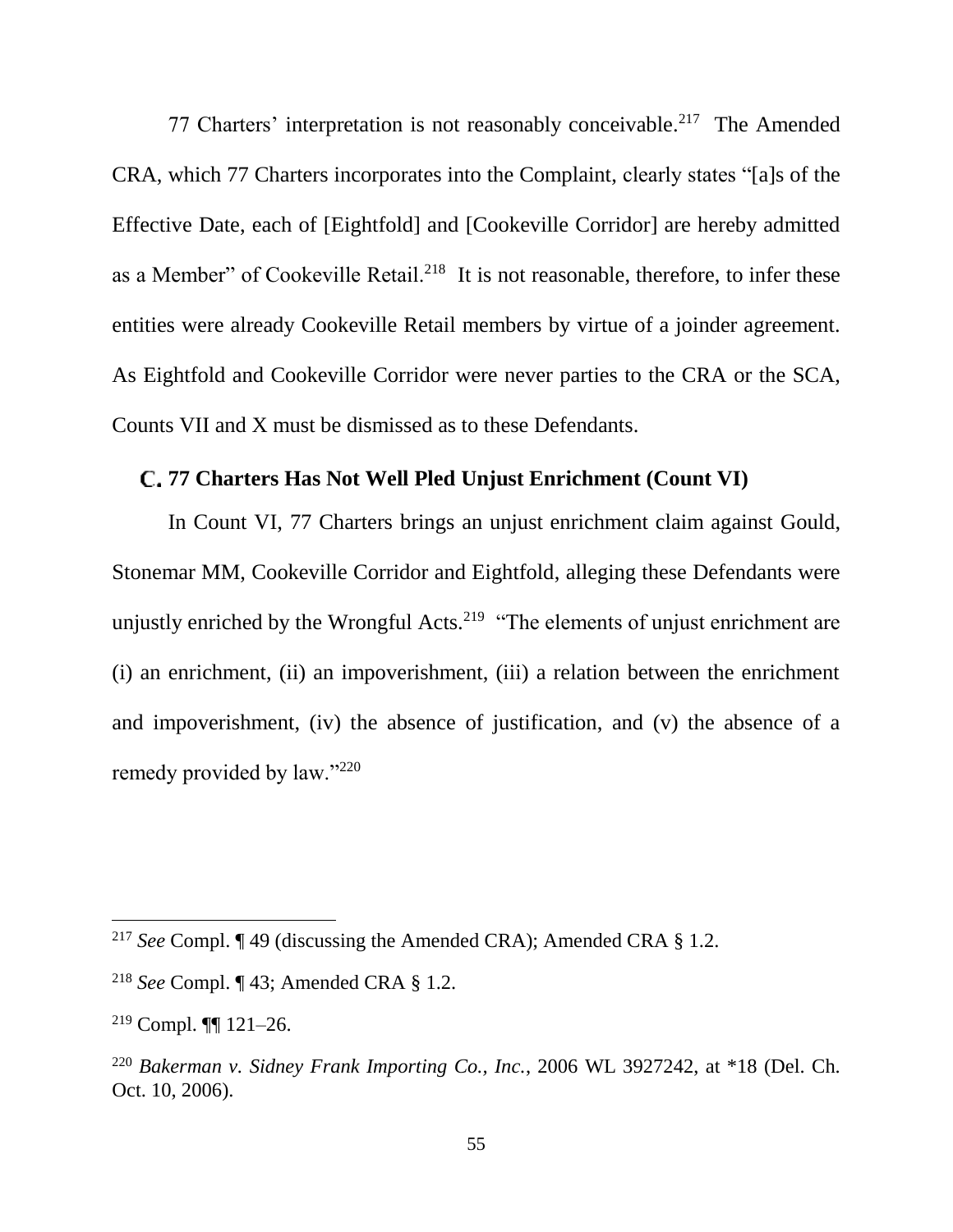77 Charters' interpretation is not reasonably conceivable.[217] The Amended CRA, which 77 Charters incorporates into the Complaint, clearly states "[a]s of the Effective Date, each of [Eightfold] and [Cookeville Corridor] are hereby admitted as a Member" of Cookeville Retail.[218] It is not reasonable, therefore, to infer these entities were already Cookeville Retail members by virtue of a joinder agreement. As Eightfold and Cookeville Corridor were never parties to the CRA or the SCA, Counts VII and X must be dismissed as to these Defendants.

### C. 77 Charters Has Not Well Pled Unjust Enrichment (Count VI)

In Count VI, 77 Charters brings an unjust enrichment claim against Gould, Stonemar MM, Cookeville Corridor and Eightfold, alleging these Defendants were unjustly enriched by the Wrongful Acts.[219] "The elements of unjust enrichment are (i) an enrichment, (ii) an impoverishment, (iii) a relation between the enrichment and impoverishment, (iv) the absence of justification, and (v) the absence of a remedy provided by law."[220]

---

[217] *See* Compl. ¶ 49 (discussing the Amended CRA); Amended CRA § 1.2.

[218] *See* Compl. ¶ 43; Amended CRA § 1.2.

[219] Compl. ¶¶ 121–26.

[220] *Bakerman v. Sidney Frank Importing Co., Inc.*, 2006 WL 3927242, at *18 (Del. Ch. Oct. 10, 2006).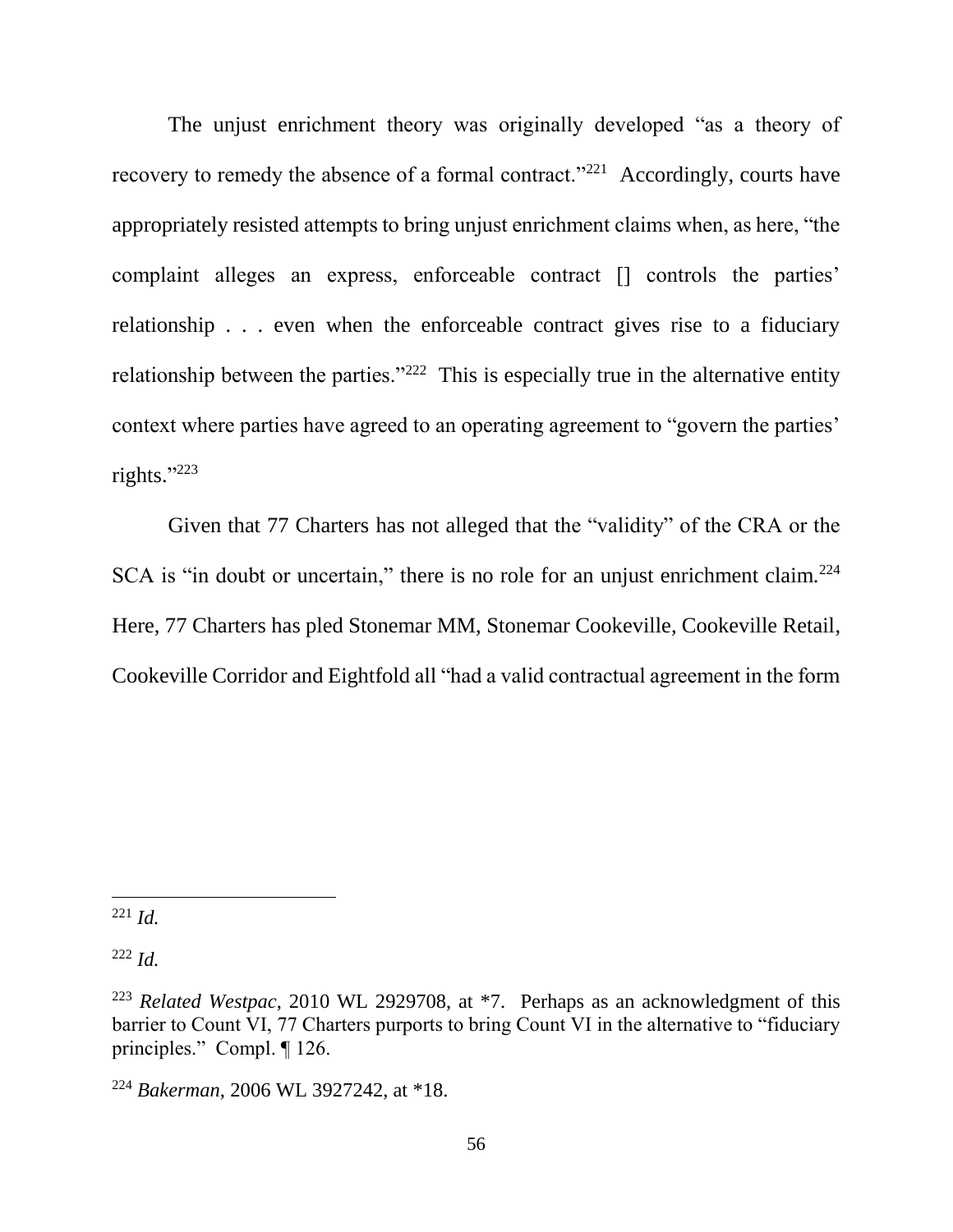The unjust enrichment theory was originally developed "as a theory of recovery to remedy the absence of a formal contract."[221] Accordingly, courts have appropriately resisted attempts to bring unjust enrichment claims when, as here, "the complaint alleges an express, enforceable contract [] controls the parties' relationship . . . even when the enforceable contract gives rise to a fiduciary relationship between the parties."[222] This is especially true in the alternative entity context where parties have agreed to an operating agreement to "govern the parties' rights."[223]

Given that 77 Charters has not alleged that the "validity" of the CRA or the SCA is "in doubt or uncertain," there is no role for an unjust enrichment claim.[224] Here, 77 Charters has pled Stonemar MM, Stonemar Cookeville, Cookeville Retail, Cookeville Corridor and Eightfold all "had a valid contractual agreement in the form

---

[221] *Id.*

[222] *Id.*

[223] *Related Westpac*, 2010 WL 2929708, at *7. Perhaps as an acknowledgment of this barrier to Count VI, 77 Charters purports to bring Count VI in the alternative to "fiduciary principles." Compl. ¶ 126.

[224] *Bakerman*, 2006 WL 3927242, at *18.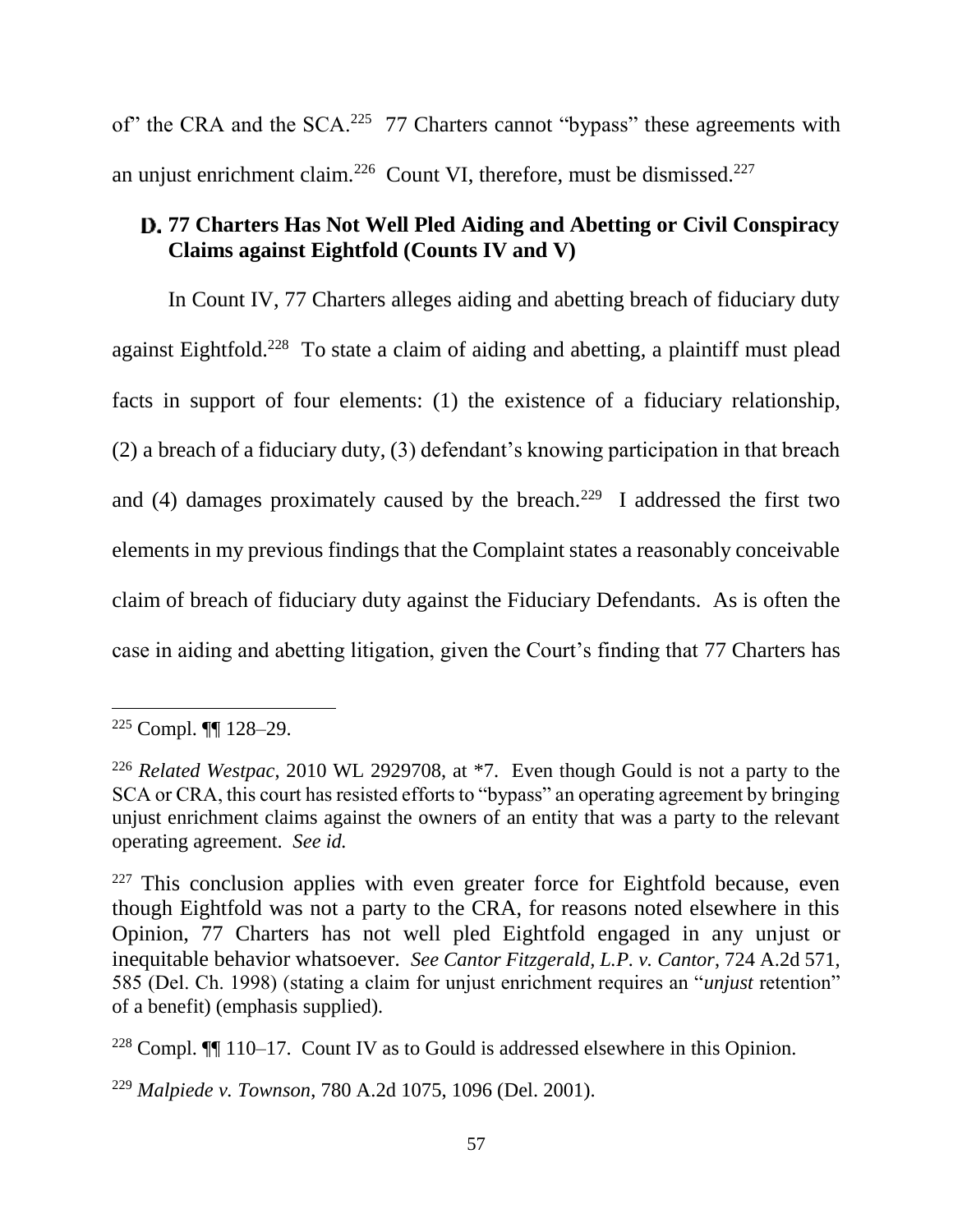of" the CRA and the SCA.[225] 77 Charters cannot "bypass" these agreements with an unjust enrichment claim.[226] Count VI, therefore, must be dismissed.[227]

### D. 77 Charters Has Not Well Pled Aiding and Abetting or Civil Conspiracy Claims against Eightfold (Counts IV and V)

In Count IV, 77 Charters alleges aiding and abetting breach of fiduciary duty against Eightfold.[228] To state a claim of aiding and abetting, a plaintiff must plead facts in support of four elements: (1) the existence of a fiduciary relationship, (2) a breach of a fiduciary duty, (3) defendant's knowing participation in that breach and (4) damages proximately caused by the breach.[229] I addressed the first two elements in my previous findings that the Complaint states a reasonably conceivable claim of breach of fiduciary duty against the Fiduciary Defendants. As is often the case in aiding and abetting litigation, given the Court's finding that 77 Charters has

---

[225] Compl. ¶¶ 128–29.

[226] *Related Westpac*, 2010 WL 2929708, at *7. Even though Gould is not a party to the SCA or CRA, this court has resisted efforts to "bypass" an operating agreement by bringing unjust enrichment claims against the owners of an entity that was a party to the relevant operating agreement. *See id.*

[227] This conclusion applies with even greater force for Eightfold because, even though Eightfold was not a party to the CRA, for reasons noted elsewhere in this Opinion, 77 Charters has not well pled Eightfold engaged in any unjust or inequitable behavior whatsoever. *See Cantor Fitzgerald, L.P. v. Cantor*, 724 A.2d 571, 585 (Del. Ch. 1998) (stating a claim for unjust enrichment requires an "*unjust* retention" of a benefit) (emphasis supplied).

[228] Compl. ¶¶ 110–17. Count IV as to Gould is addressed elsewhere in this Opinion.

[229] *Malpiede v. Townson*, 780 A.2d 1075, 1096 (Del. 2001).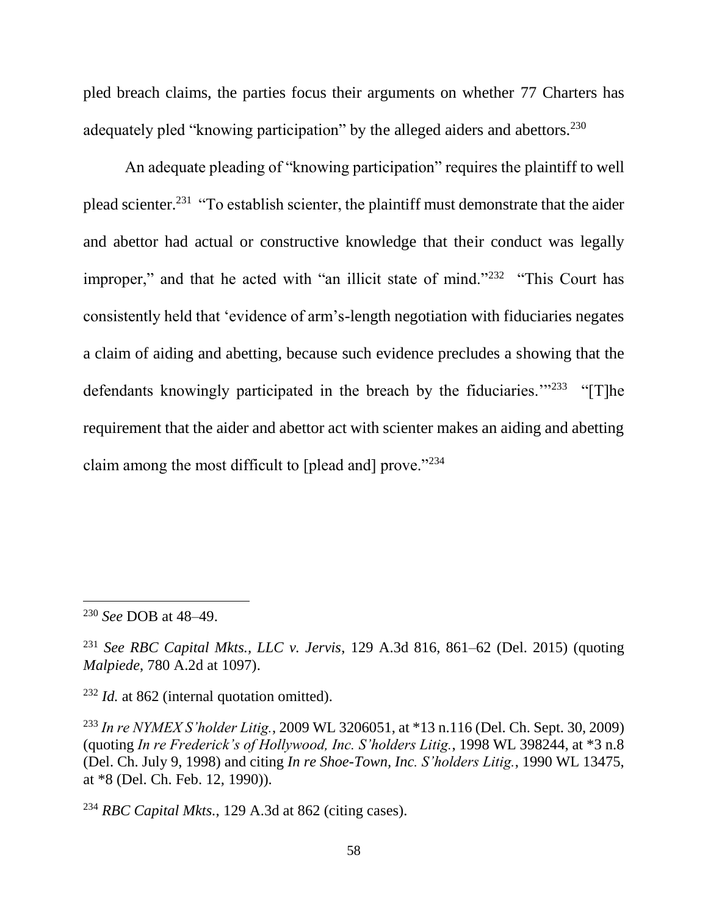pled breach claims, the parties focus their arguments on whether 77 Charters has adequately pled "knowing participation" by the alleged aiders and abettors.[230]

An adequate pleading of "knowing participation" requires the plaintiff to well plead scienter.[231] "To establish scienter, the plaintiff must demonstrate that the aider and abettor had actual or constructive knowledge that their conduct was legally improper," and that he acted with "an illicit state of mind."[232] "This Court has consistently held that 'evidence of arm's-length negotiation with fiduciaries negates a claim of aiding and abetting, because such evidence precludes a showing that the defendants knowingly participated in the breach by the fiduciaries.'"[233] "[T]he requirement that the aider and abettor act with scienter makes an aiding and abetting claim among the most difficult to [plead and] prove."[234]

---

[230] *See* DOB at 48–49.

[231] *See RBC Capital Mkts., LLC v. Jervis*, 129 A.3d 816, 861–62 (Del. 2015) (quoting *Malpiede*, 780 A.2d at 1097).

[232] *Id.* at 862 (internal quotation omitted).

[233] *In re NYMEX S'holder Litig.*, 2009 WL 3206051, at *13 n.116 (Del. Ch. Sept. 30, 2009) (quoting *In re Frederick's of Hollywood, Inc. S'holders Litig.*, 1998 WL 398244, at *3 n.8 (Del. Ch. July 9, 1998) and citing *In re Shoe-Town, Inc. S'holders Litig.*, 1990 WL 13475, at *8 (Del. Ch. Feb. 12, 1990)).

[234] *RBC Capital Mkts.*, 129 A.3d at 862 (citing cases).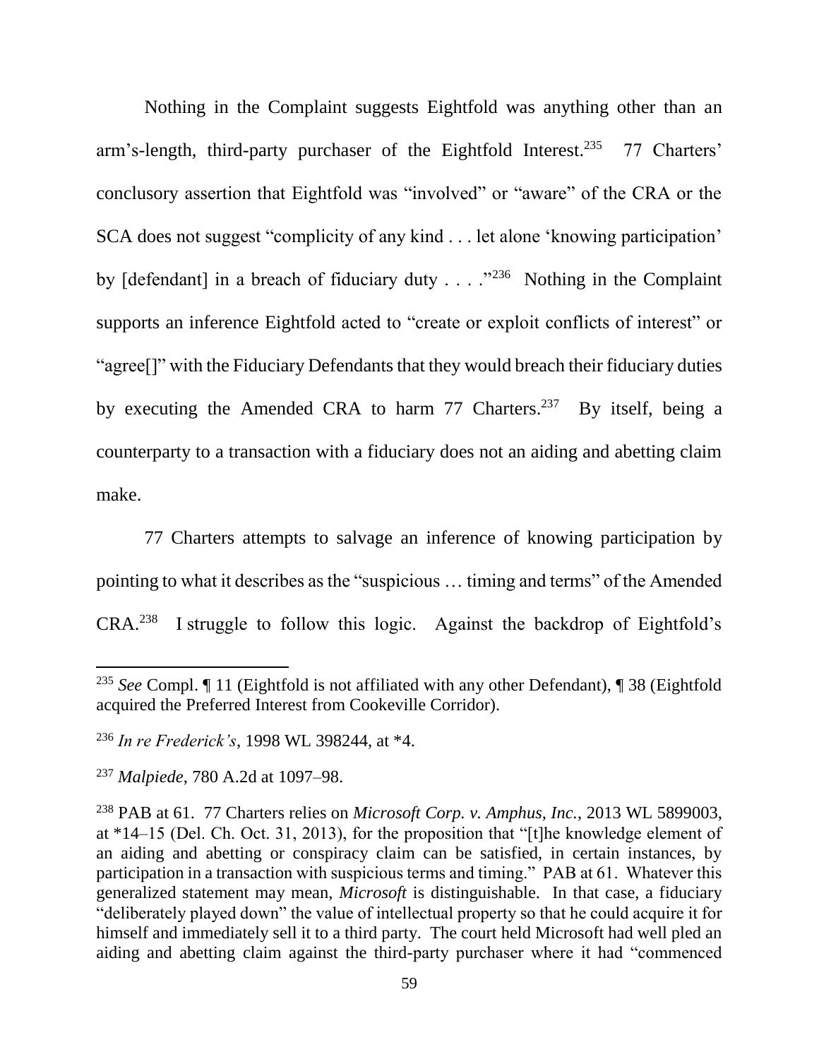Nothing in the Complaint suggests Eightfold was anything other than an arm's-length, third-party purchaser of the Eightfold Interest.[235] 77 Charters' conclusory assertion that Eightfold was "involved" or "aware" of the CRA or the SCA does not suggest "complicity of any kind . . . let alone 'knowing participation' by [defendant] in a breach of fiduciary duty . . . ."[236] Nothing in the Complaint supports an inference Eightfold acted to "create or exploit conflicts of interest" or "agree[]" with the Fiduciary Defendants that they would breach their fiduciary duties by executing the Amended CRA to harm 77 Charters.[237] By itself, being a counterparty to a transaction with a fiduciary does not an aiding and abetting claim make.

77 Charters attempts to salvage an inference of knowing participation by pointing to what it describes as the "suspicious … timing and terms" of the Amended CRA.[238] I struggle to follow this logic. Against the backdrop of Eightfold's

---

[235] *See* Compl. ¶ 11 (Eightfold is not affiliated with any other Defendant), ¶ 38 (Eightfold acquired the Preferred Interest from Cookeville Corridor).

[236] *In re Frederick's*, 1998 WL 398244, at *4.

[237] *Malpiede*, 780 A.2d at 1097–98.

[238] PAB at 61. 77 Charters relies on *Microsoft Corp. v. Amphus, Inc.*, 2013 WL 5899003, at *14–15 (Del. Ch. Oct. 31, 2013), for the proposition that "[t]he knowledge element of an aiding and abetting or conspiracy claim can be satisfied, in certain instances, by participation in a transaction with suspicious terms and timing." PAB at 61. Whatever this generalized statement may mean, *Microsoft* is distinguishable. In that case, a fiduciary "deliberately played down" the value of intellectual property so that he could acquire it for himself and immediately sell it to a third party. The court held Microsoft had well pled an aiding and abetting claim against the third-party purchaser where it had "commenced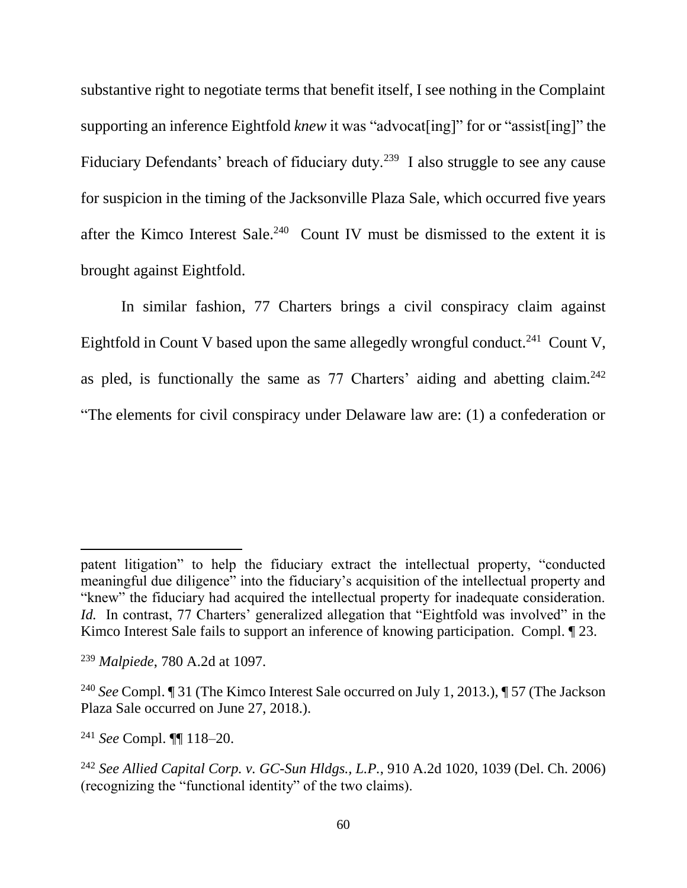substantive right to negotiate terms that benefit itself, I see nothing in the Complaint supporting an inference Eightfold *knew* it was "advocat[ing]" for or "assist[ing]" the Fiduciary Defendants' breach of fiduciary duty.[239] I also struggle to see any cause for suspicion in the timing of the Jacksonville Plaza Sale, which occurred five years after the Kimco Interest Sale.[240] Count IV must be dismissed to the extent it is brought against Eightfold.

In similar fashion, 77 Charters brings a civil conspiracy claim against Eightfold in Count V based upon the same allegedly wrongful conduct.[241] Count V, as pled, is functionally the same as 77 Charters' aiding and abetting claim.[242] "The elements for civil conspiracy under Delaware law are: (1) a confederation or

---

patent litigation" to help the fiduciary extract the intellectual property, "conducted meaningful due diligence" into the fiduciary's acquisition of the intellectual property and "knew" the fiduciary had acquired the intellectual property for inadequate consideration. *Id.* In contrast, 77 Charters' generalized allegation that "Eightfold was involved" in the Kimco Interest Sale fails to support an inference of knowing participation. Compl. ¶ 23.

[239] *Malpiede*, 780 A.2d at 1097.

[240] *See* Compl. ¶ 31 (The Kimco Interest Sale occurred on July 1, 2013.), ¶ 57 (The Jackson Plaza Sale occurred on June 27, 2018.).

[241] *See* Compl. ¶¶ 118–20.

[242] *See Allied Capital Corp. v. GC-Sun Hldgs., L.P.*, 910 A.2d 1020, 1039 (Del. Ch. 2006) (recognizing the "functional identity" of the two claims).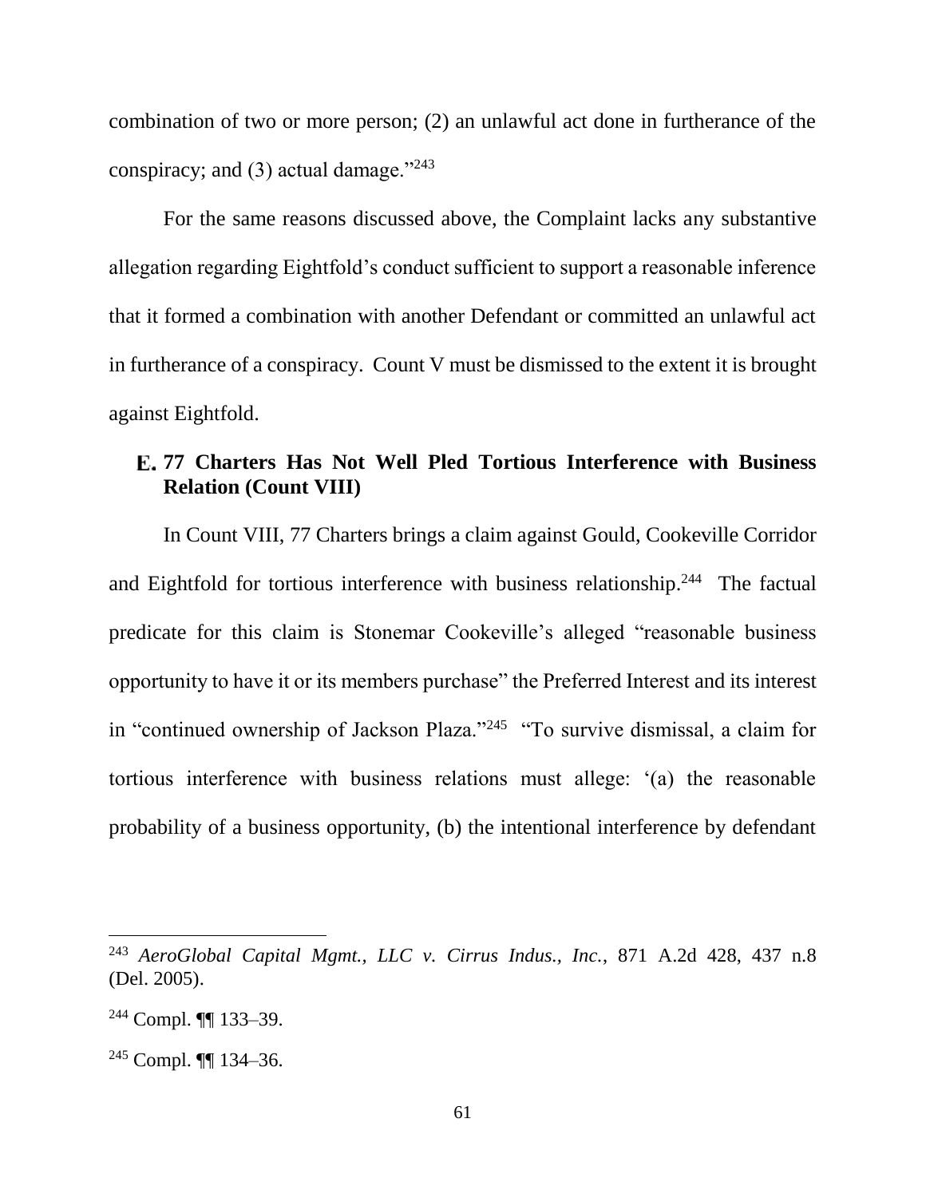combination of two or more person; (2) an unlawful act done in furtherance of the conspiracy; and (3) actual damage."[243]

For the same reasons discussed above, the Complaint lacks any substantive allegation regarding Eightfold's conduct sufficient to support a reasonable inference that it formed a combination with another Defendant or committed an unlawful act in furtherance of a conspiracy. Count V must be dismissed to the extent it is brought against Eightfold.

### E. 77 Charters Has Not Well Pled Tortious Interference with Business Relation (Count VIII)

In Count VIII, 77 Charters brings a claim against Gould, Cookeville Corridor and Eightfold for tortious interference with business relationship.[244] The factual predicate for this claim is Stonemar Cookeville's alleged "reasonable business opportunity to have it or its members purchase" the Preferred Interest and its interest in "continued ownership of Jackson Plaza."[245] "To survive dismissal, a claim for tortious interference with business relations must allege: '(a) the reasonable probability of a business opportunity, (b) the intentional interference by defendant

---

[243] *AeroGlobal Capital Mgmt., LLC v. Cirrus Indus., Inc.*, 871 A.2d 428, 437 n.8 (Del. 2005).

[244] Compl. ¶¶ 133–39.

[245] Compl. ¶¶ 134–36.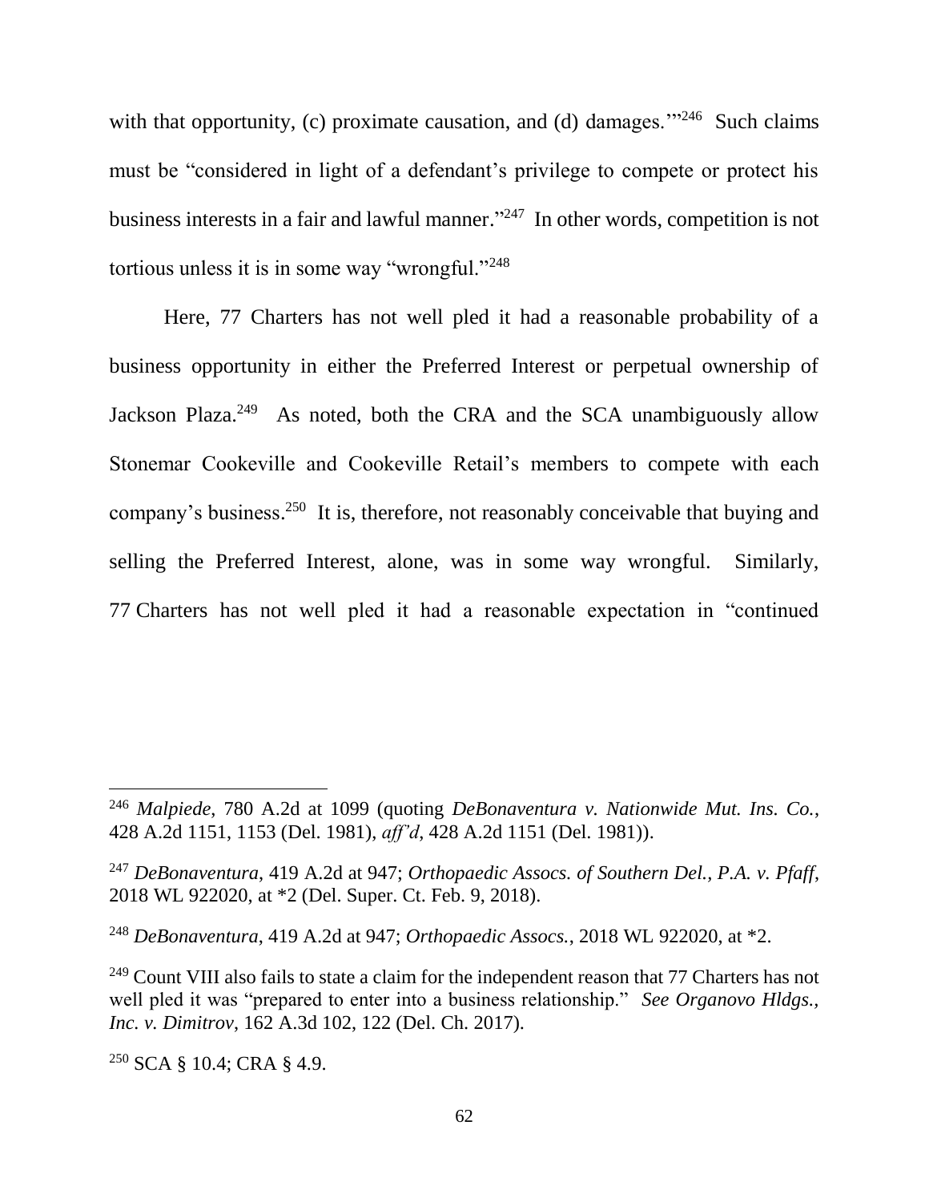with that opportunity, (c) proximate causation, and (d) damages.'"[246] Such claims must be "considered in light of a defendant's privilege to compete or protect his business interests in a fair and lawful manner."[247] In other words, competition is not tortious unless it is in some way "wrongful."[248]

Here, 77 Charters has not well pled it had a reasonable probability of a business opportunity in either the Preferred Interest or perpetual ownership of Jackson Plaza.[249] As noted, both the CRA and the SCA unambiguously allow Stonemar Cookeville and Cookeville Retail's members to compete with each company's business.[250] It is, therefore, not reasonably conceivable that buying and selling the Preferred Interest, alone, was in some way wrongful. Similarly, 77 Charters has not well pled it had a reasonable expectation in "continued

---

[246] *Malpiede*, 780 A.2d at 1099 (quoting *DeBonaventura v. Nationwide Mut. Ins. Co.*, 428 A.2d 1151, 1153 (Del. 1981), *aff'd*, 428 A.2d 1151 (Del. 1981)).

[247] *DeBonaventura*, 419 A.2d at 947; *Orthopaedic Assocs. of Southern Del., P.A. v. Pfaff*, 2018 WL 922020, at *2 (Del. Super. Ct. Feb. 9, 2018).

[248] *DeBonaventura*, 419 A.2d at 947; *Orthopaedic Assocs.*, 2018 WL 922020, at *2.

[249] Count VIII also fails to state a claim for the independent reason that 77 Charters has not well pled it was "prepared to enter into a business relationship." *See Organovo Hldgs., Inc. v. Dimitrov*, 162 A.3d 102, 122 (Del. Ch. 2017).

[250] SCA § 10.4; CRA § 4.9.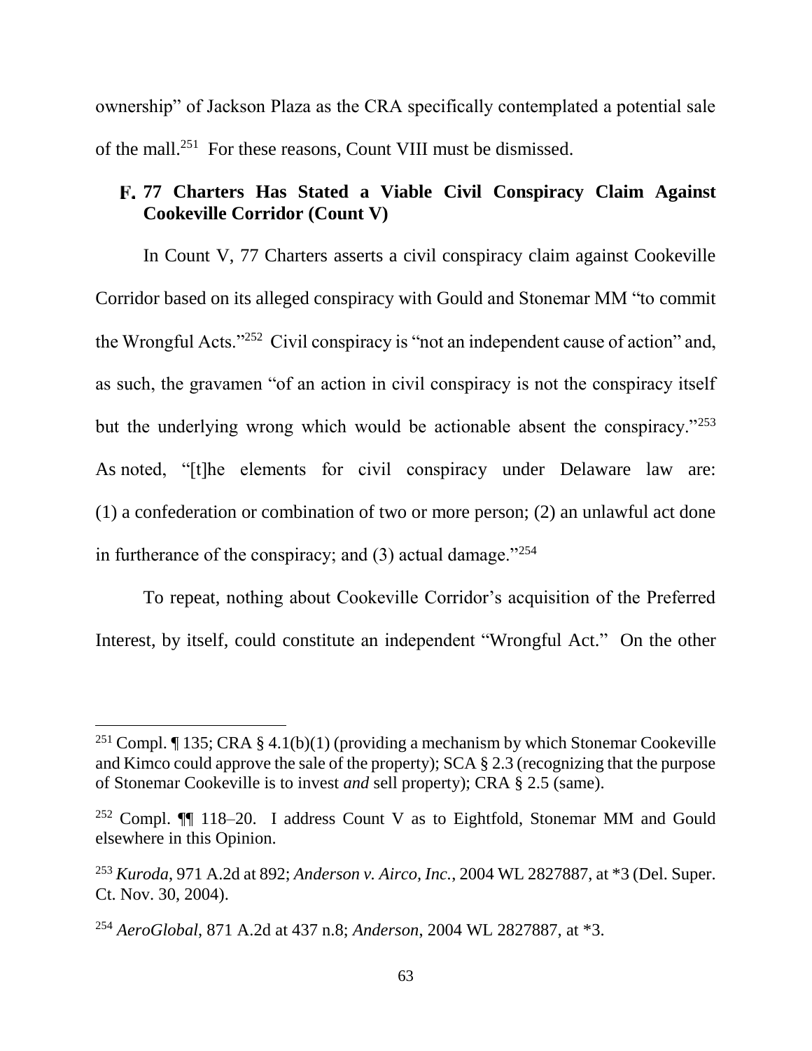ownership" of Jackson Plaza as the CRA specifically contemplated a potential sale of the mall.[251] For these reasons, Count VIII must be dismissed.

### F. 77 Charters Has Stated a Viable Civil Conspiracy Claim Against Cookeville Corridor (Count V)

In Count V, 77 Charters asserts a civil conspiracy claim against Cookeville Corridor based on its alleged conspiracy with Gould and Stonemar MM "to commit the Wrongful Acts."[252] Civil conspiracy is "not an independent cause of action" and, as such, the gravamen "of an action in civil conspiracy is not the conspiracy itself but the underlying wrong which would be actionable absent the conspiracy."[253] As noted, "[t]he elements for civil conspiracy under Delaware law are: (1) a confederation or combination of two or more person; (2) an unlawful act done in furtherance of the conspiracy; and (3) actual damage."[254]

To repeat, nothing about Cookeville Corridor's acquisition of the Preferred Interest, by itself, could constitute an independent "Wrongful Act." On the other

---

[251] Compl. ¶ 135; CRA § 4.1(b)(1) (providing a mechanism by which Stonemar Cookeville and Kimco could approve the sale of the property); SCA § 2.3 (recognizing that the purpose of Stonemar Cookeville is to invest *and* sell property); CRA § 2.5 (same).

[252] Compl. ¶¶ 118–20. I address Count V as to Eightfold, Stonemar MM and Gould elsewhere in this Opinion.

[253] *Kuroda*, 971 A.2d at 892; *Anderson v. Airco, Inc.*, 2004 WL 2827887, at *3 (Del. Super. Ct. Nov. 30, 2004).

[254] *AeroGlobal*, 871 A.2d at 437 n.8; *Anderson*, 2004 WL 2827887, at *3.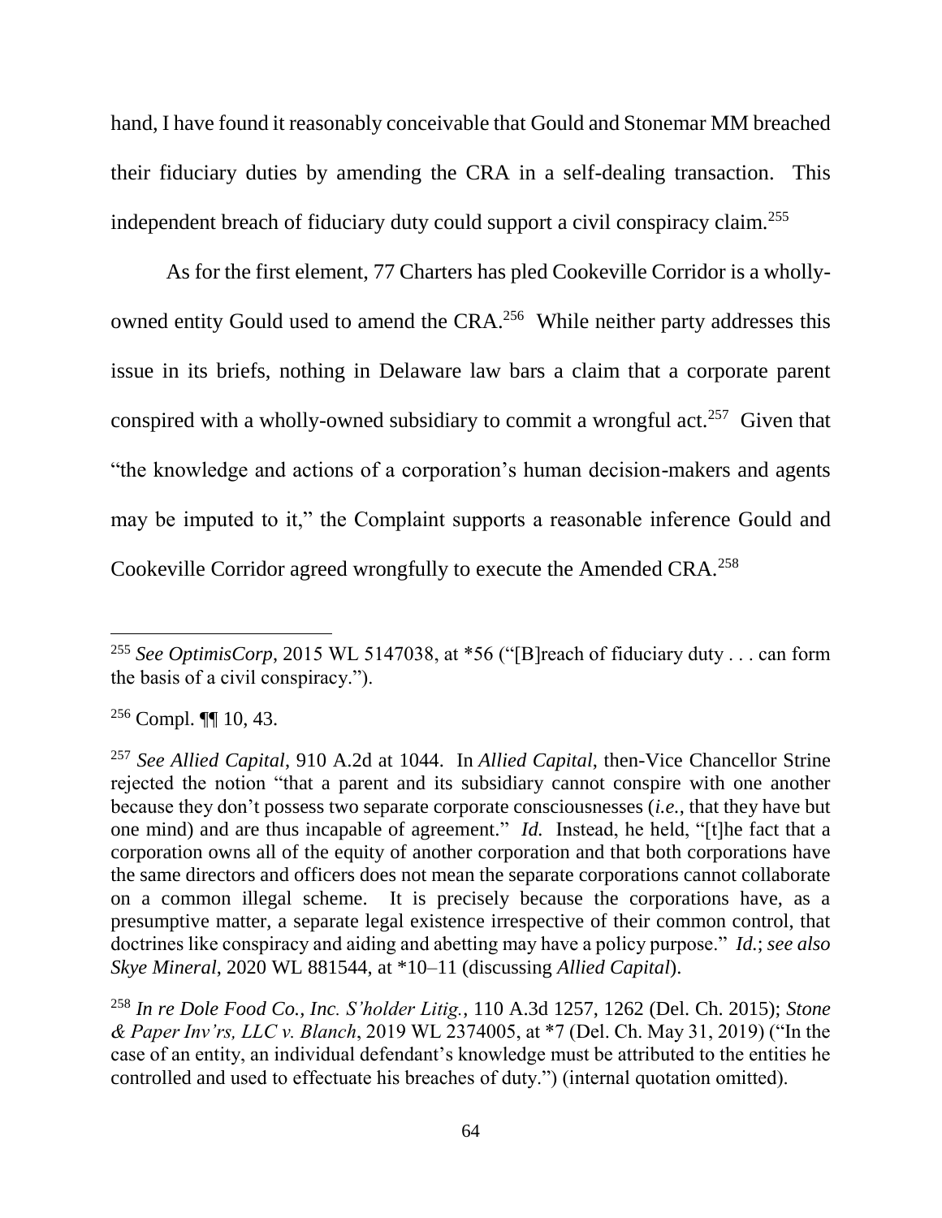hand, I have found it reasonably conceivable that Gould and Stonemar MM breached their fiduciary duties by amending the CRA in a self-dealing transaction. This independent breach of fiduciary duty could support a civil conspiracy claim.[255]

As for the first element, 77 Charters has pled Cookeville Corridor is a wholly-owned entity Gould used to amend the CRA.[256] While neither party addresses this issue in its briefs, nothing in Delaware law bars a claim that a corporate parent conspired with a wholly-owned subsidiary to commit a wrongful act.[257] Given that "the knowledge and actions of a corporation's human decision-makers and agents may be imputed to it," the Complaint supports a reasonable inference Gould and Cookeville Corridor agreed wrongfully to execute the Amended CRA.[258]

---

[255] *See OptimisCorp*, 2015 WL 5147038, at *56 ("[B]reach of fiduciary duty . . . can form the basis of a civil conspiracy.").

[256] Compl. ¶¶ 10, 43.

[257] *See Allied Capital*, 910 A.2d at 1044. In *Allied Capital*, then-Vice Chancellor Strine rejected the notion "that a parent and its subsidiary cannot conspire with one another because they don't possess two separate corporate consciousnesses (*i.e.*, that they have but one mind) and are thus incapable of agreement." *Id.* Instead, he held, "[t]he fact that a corporation owns all of the equity of another corporation and that both corporations have the same directors and officers does not mean the separate corporations cannot collaborate on a common illegal scheme. It is precisely because the corporations have, as a presumptive matter, a separate legal existence irrespective of their common control, that doctrines like conspiracy and aiding and abetting may have a policy purpose." *Id.*; *see also Skye Mineral*, 2020 WL 881544, at *10–11 (discussing *Allied Capital*).

[258] *In re Dole Food Co., Inc. S'holder Litig.*, 110 A.3d 1257, 1262 (Del. Ch. 2015); *Stone & Paper Inv'rs, LLC v. Blanch*, 2019 WL 2374005, at *7 (Del. Ch. May 31, 2019) ("In the case of an entity, an individual defendant's knowledge must be attributed to the entities he controlled and used to effectuate his breaches of duty.") (internal quotation omitted).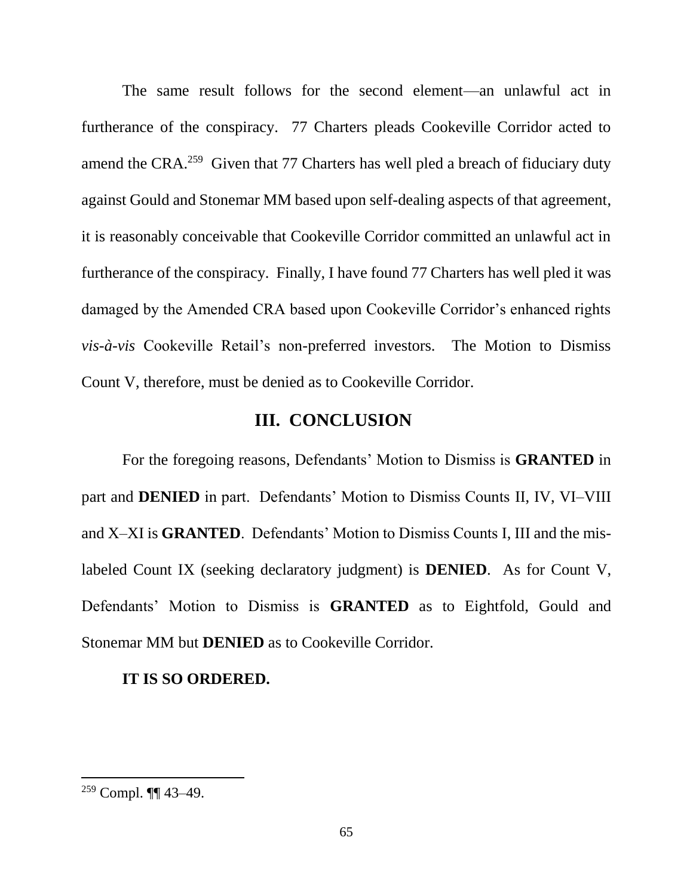The same result follows for the second element—an unlawful act in furtherance of the conspiracy. 77 Charters pleads Cookeville Corridor acted to amend the CRA.[259] Given that 77 Charters has well pled a breach of fiduciary duty against Gould and Stonemar MM based upon self-dealing aspects of that agreement, it is reasonably conceivable that Cookeville Corridor committed an unlawful act in furtherance of the conspiracy. Finally, I have found 77 Charters has well pled it was damaged by the Amended CRA based upon Cookeville Corridor's enhanced rights *vis-à-vis* Cookeville Retail's non-preferred investors. The Motion to Dismiss Count V, therefore, must be denied as to Cookeville Corridor.

## III. CONCLUSION

For the foregoing reasons, Defendants' Motion to Dismiss is **GRANTED** in part and **DENIED** in part. Defendants' Motion to Dismiss Counts II, IV, VI–VIII and X–XI is **GRANTED**. Defendants' Motion to Dismiss Counts I, III and the mis-labeled Count IX (seeking declaratory judgment) is **DENIED**. As for Count V, Defendants' Motion to Dismiss is **GRANTED** as to Eightfold, Gould and Stonemar MM but **DENIED** as to Cookeville Corridor.

**IT IS SO ORDERED.**

---

[259] Compl. ¶¶ 43–49.